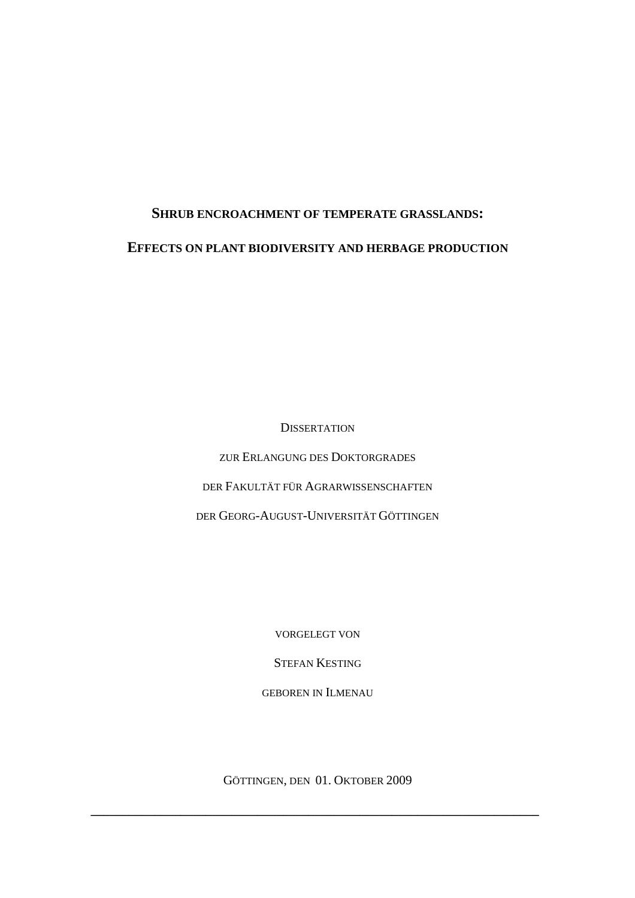# Shrub encroachment of temperate grasslands:

# Effects on plant biodiversity and herbage production

Dissertation

zur Erlangung des Doktorgrades

der Fakultät für Agrarwissenschaften

der Georg-August-Universität Göttingen

vorgelegt von

Stefan Kesting

geboren in Ilmenau

Göttingen, den 01. Oktober 2009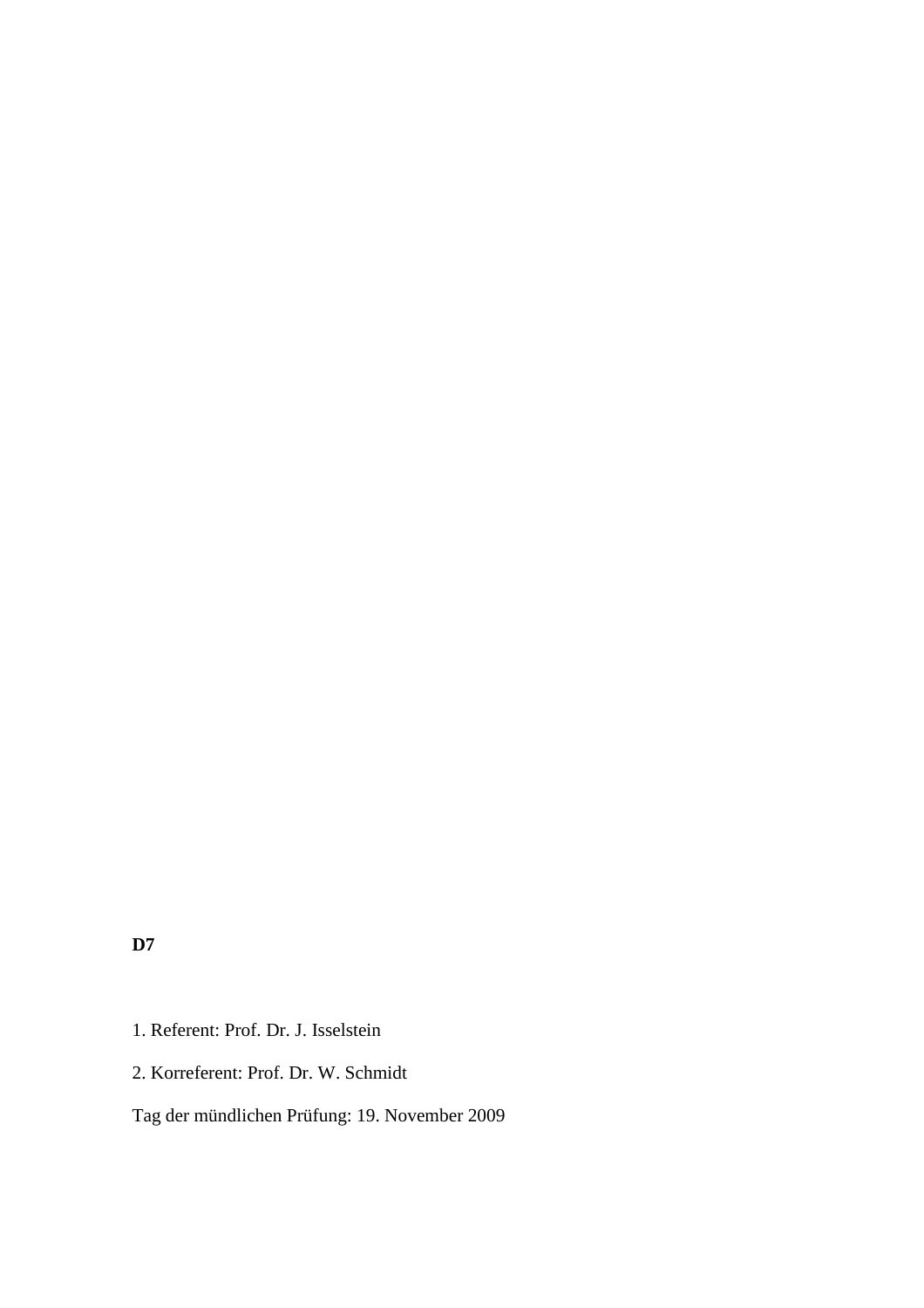**D7**

1. Referent: Prof. Dr. J. Isselstein

2. Korreferent: Prof. Dr. W. Schmidt

Tag der mündlichen Prüfung: 19. November 2009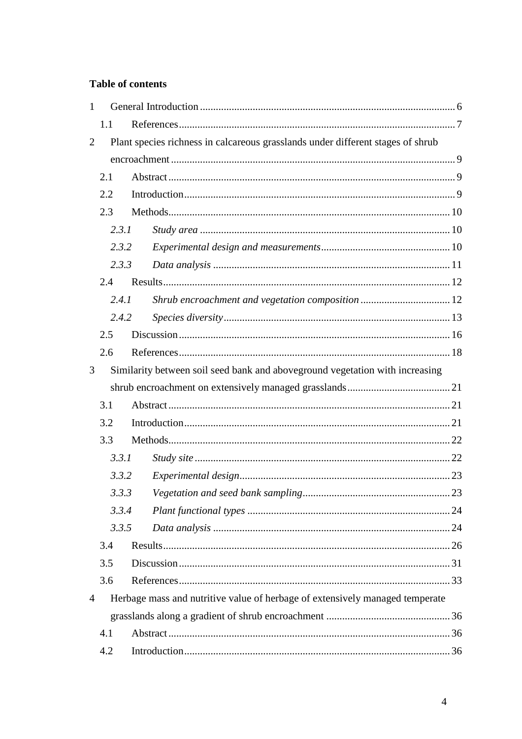**Table of contents**

1 General Introduction ........................................................................................ 6

   1.1 References ........................................................................................ 7

2 Plant species richness in calcareous grasslands under different stages of shrub encroachment ........................................................................................ 9

   2.1 Abstract ........................................................................................ 9

   2.2 Introduction ........................................................................................ 9

   2.3 Methods ........................................................................................ 10

      *2.3.1 Study area* ........................................................................................ 10

      *2.3.2 Experimental design and measurements* ........................................................................................ 10

      *2.3.3 Data analysis* ........................................................................................ 11

   2.4 Results ........................................................................................ 12

      *2.4.1 Shrub encroachment and vegetation composition* ........................................................................................ 12

      *2.4.2 Species diversity* ........................................................................................ 13

   2.5 Discussion ........................................................................................ 16

   2.6 References ........................................................................................ 18

3 Similarity between soil seed bank and aboveground vegetation with increasing shrub encroachment on extensively managed grasslands ........................................................................................ 21

   3.1 Abstract ........................................................................................ 21

   3.2 Introduction ........................................................................................ 21

   3.3 Methods ........................................................................................ 22

      *3.3.1 Study site* ........................................................................................ 22

      *3.3.2 Experimental design* ........................................................................................ 23

      *3.3.3 Vegetation and seed bank sampling* ........................................................................................ 23

      *3.3.4 Plant functional types* ........................................................................................ 24

      *3.3.5 Data analysis* ........................................................................................ 24

   3.4 Results ........................................................................................ 26

   3.5 Discussion ........................................................................................ 31

   3.6 References ........................................................................................ 33

4 Herbage mass and nutritive value of herbage of extensively managed temperate grasslands along a gradient of shrub encroachment ........................................................................................ 36

   4.1 Abstract ........................................................................................ 36

   4.2 Introduction ........................................................................................ 36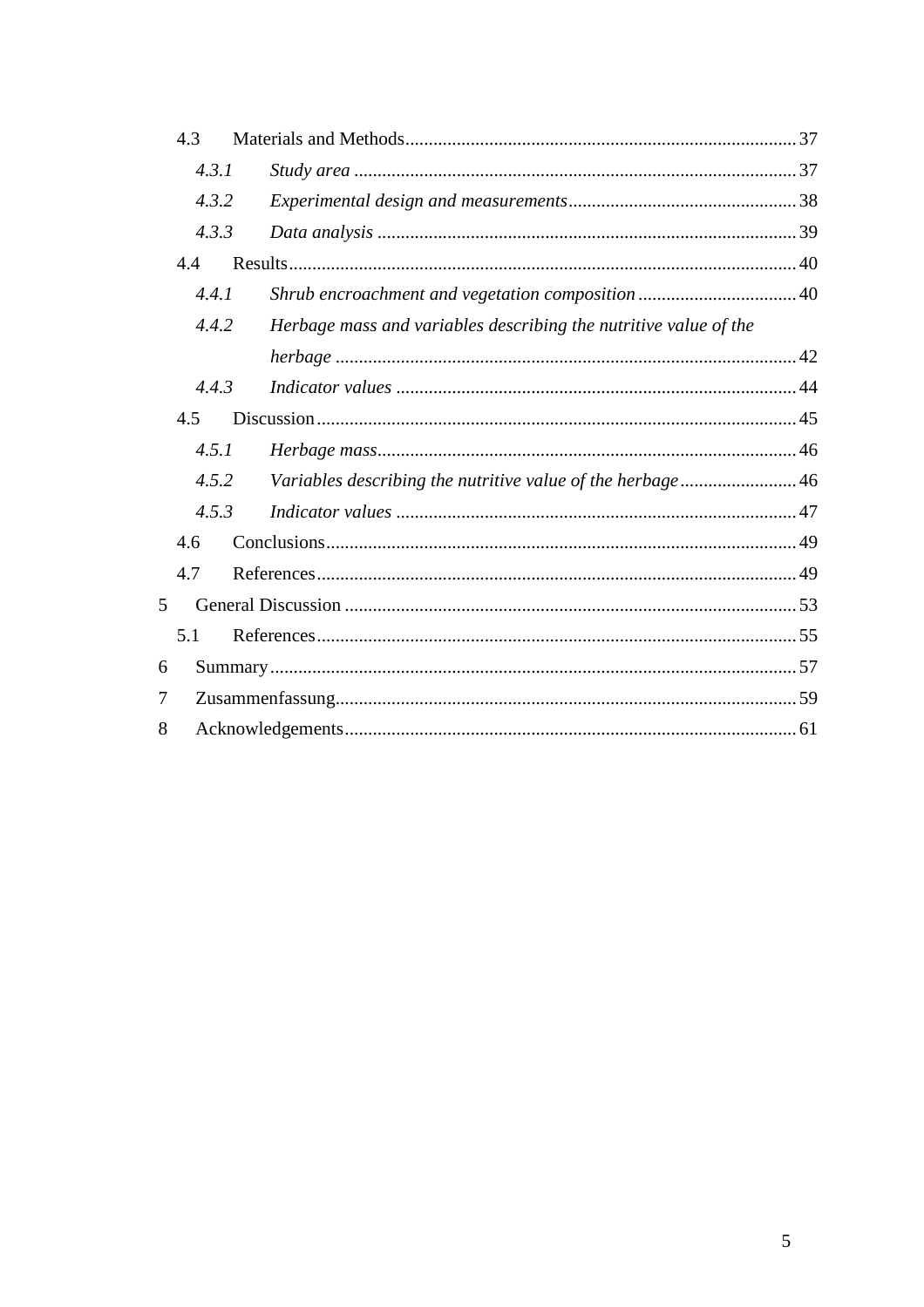4.3 Materials and Methods ..... 37

*4.3.1 Study area* ..... 37

*4.3.2 Experimental design and measurements* ..... 38

*4.3.3 Data analysis* ..... 39

4.4 Results ..... 40

*4.4.1 Shrub encroachment and vegetation composition* ..... 40

*4.4.2 Herbage mass and variables describing the nutritive value of the herbage* ..... 42

*4.4.3 Indicator values* ..... 44

4.5 Discussion ..... 45

*4.5.1 Herbage mass* ..... 46

*4.5.2 Variables describing the nutritive value of the herbage* ..... 46

*4.5.3 Indicator values* ..... 47

4.6 Conclusions ..... 49

4.7 References ..... 49

5 General Discussion ..... 53

5.1 References ..... 55

6 Summary ..... 57

7 Zusammenfassung ..... 59

8 Acknowledgements ..... 61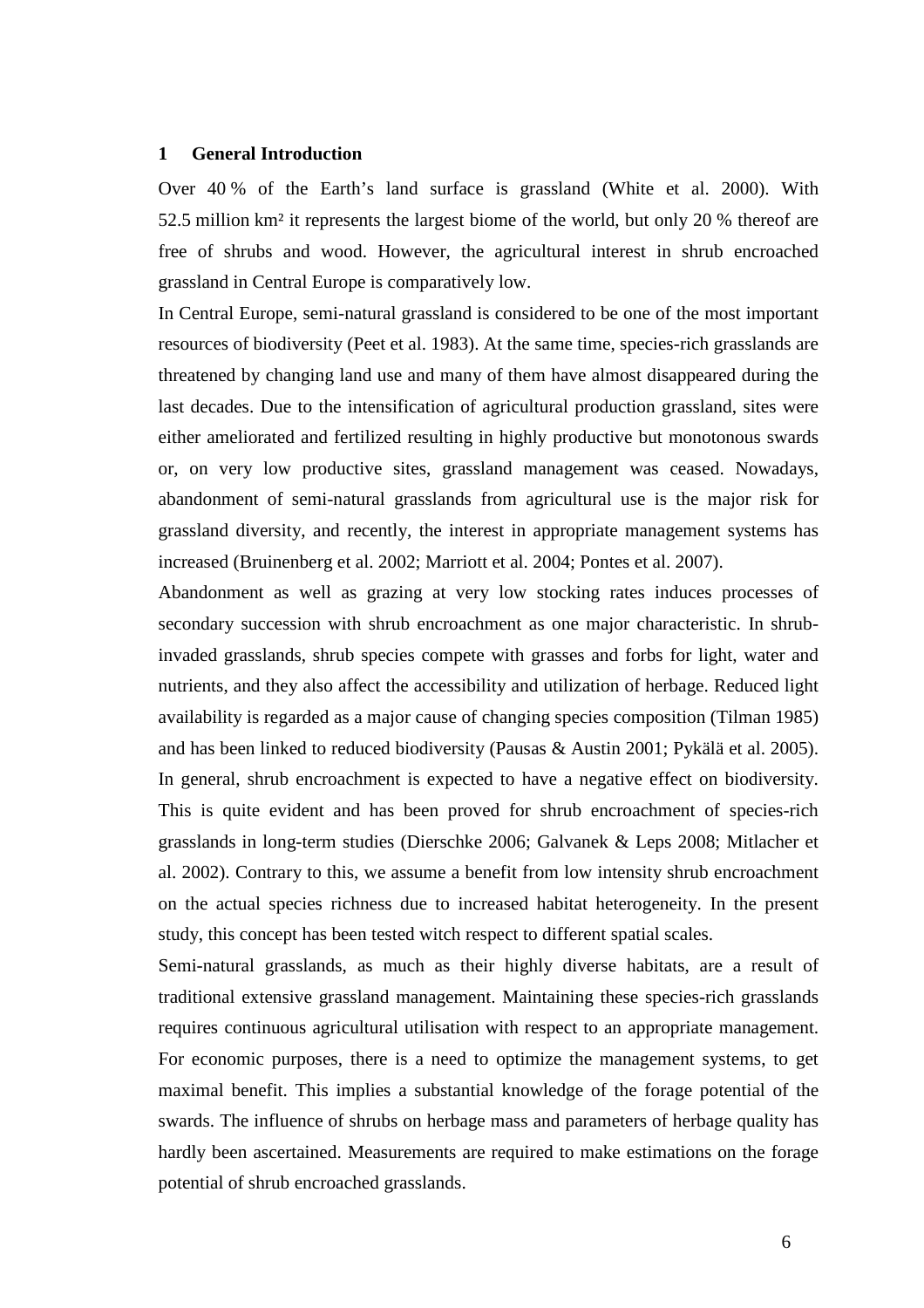# 1 General Introduction

Over 40 % of the Earth's land surface is grassland (White et al. 2000). With 52.5 million km² it represents the largest biome of the world, but only 20 % thereof are free of shrubs and wood. However, the agricultural interest in shrub encroached grassland in Central Europe is comparatively low.

In Central Europe, semi-natural grassland is considered to be one of the most important resources of biodiversity (Peet et al. 1983). At the same time, species-rich grasslands are threatened by changing land use and many of them have almost disappeared during the last decades. Due to the intensification of agricultural production grassland, sites were either ameliorated and fertilized resulting in highly productive but monotonous swards or, on very low productive sites, grassland management was ceased. Nowadays, abandonment of semi-natural grasslands from agricultural use is the major risk for grassland diversity, and recently, the interest in appropriate management systems has increased (Bruinenberg et al. 2002; Marriott et al. 2004; Pontes et al. 2007).

Abandonment as well as grazing at very low stocking rates induces processes of secondary succession with shrub encroachment as one major characteristic. In shrub-invaded grasslands, shrub species compete with grasses and forbs for light, water and nutrients, and they also affect the accessibility and utilization of herbage. Reduced light availability is regarded as a major cause of changing species composition (Tilman 1985) and has been linked to reduced biodiversity (Pausas & Austin 2001; Pykälä et al. 2005). In general, shrub encroachment is expected to have a negative effect on biodiversity. This is quite evident and has been proved for shrub encroachment of species-rich grasslands in long-term studies (Dierschke 2006; Galvanek & Leps 2008; Mitlacher et al. 2002). Contrary to this, we assume a benefit from low intensity shrub encroachment on the actual species richness due to increased habitat heterogeneity. In the present study, this concept has been tested witch respect to different spatial scales.

Semi-natural grasslands, as much as their highly diverse habitats, are a result of traditional extensive grassland management. Maintaining these species-rich grasslands requires continuous agricultural utilisation with respect to an appropriate management. For economic purposes, there is a need to optimize the management systems, to get maximal benefit. This implies a substantial knowledge of the forage potential of the swards. The influence of shrubs on herbage mass and parameters of herbage quality has hardly been ascertained. Measurements are required to make estimations on the forage potential of shrub encroached grasslands.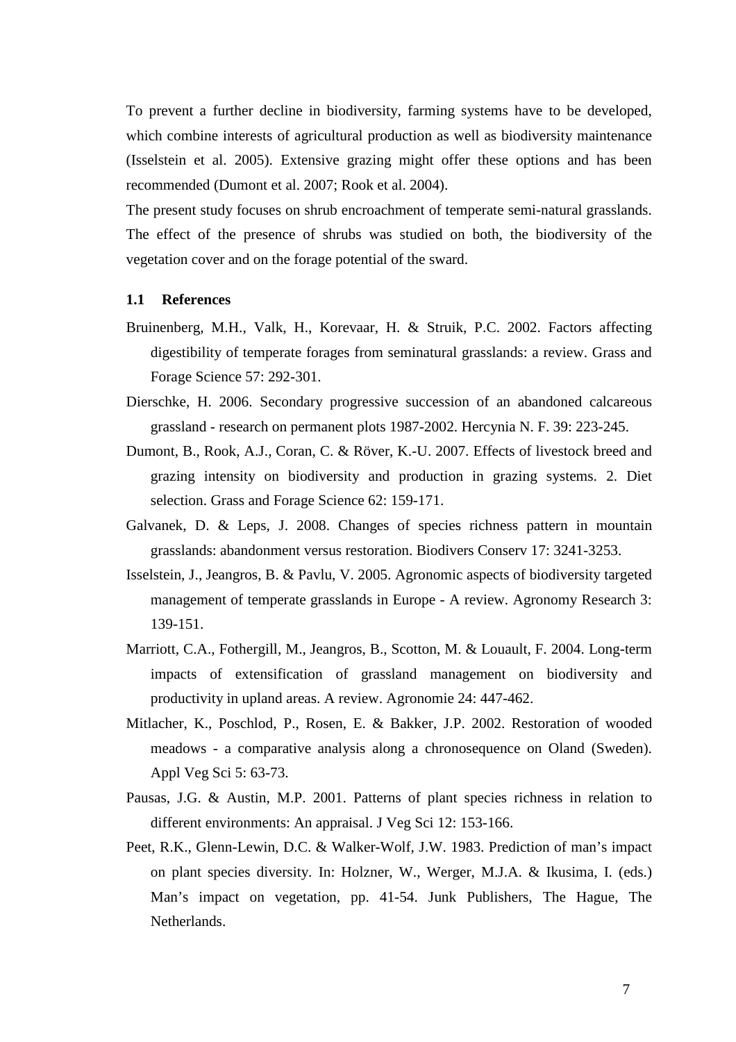To prevent a further decline in biodiversity, farming systems have to be developed, which combine interests of agricultural production as well as biodiversity maintenance (Isselstein et al. 2005). Extensive grazing might offer these options and has been recommended (Dumont et al. 2007; Rook et al. 2004).

The present study focuses on shrub encroachment of temperate semi-natural grasslands. The effect of the presence of shrubs was studied on both, the biodiversity of the vegetation cover and on the forage potential of the sward.

## 1.1 References

Bruinenberg, M.H., Valk, H., Korevaar, H. & Struik, P.C. 2002. Factors affecting digestibility of temperate forages from seminatural grasslands: a review. Grass and Forage Science 57: 292-301.

Dierschke, H. 2006. Secondary progressive succession of an abandoned calcareous grassland - research on permanent plots 1987-2002. Hercynia N. F. 39: 223-245.

Dumont, B., Rook, A.J., Coran, C. & Röver, K.-U. 2007. Effects of livestock breed and grazing intensity on biodiversity and production in grazing systems. 2. Diet selection. Grass and Forage Science 62: 159-171.

Galvanek, D. & Leps, J. 2008. Changes of species richness pattern in mountain grasslands: abandonment versus restoration. Biodivers Conserv 17: 3241-3253.

Isselstein, J., Jeangros, B. & Pavlu, V. 2005. Agronomic aspects of biodiversity targeted management of temperate grasslands in Europe - A review. Agronomy Research 3: 139-151.

Marriott, C.A., Fothergill, M., Jeangros, B., Scotton, M. & Louault, F. 2004. Long-term impacts of extensification of grassland management on biodiversity and productivity in upland areas. A review. Agronomie 24: 447-462.

Mitlacher, K., Poschlod, P., Rosen, E. & Bakker, J.P. 2002. Restoration of wooded meadows - a comparative analysis along a chronosequence on Oland (Sweden). Appl Veg Sci 5: 63-73.

Pausas, J.G. & Austin, M.P. 2001. Patterns of plant species richness in relation to different environments: An appraisal. J Veg Sci 12: 153-166.

Peet, R.K., Glenn-Lewin, D.C. & Walker-Wolf, J.W. 1983. Prediction of man's impact on plant species diversity. In: Holzner, W., Werger, M.J.A. & Ikusima, I. (eds.) Man's impact on vegetation, pp. 41-54. Junk Publishers, The Hague, The Netherlands.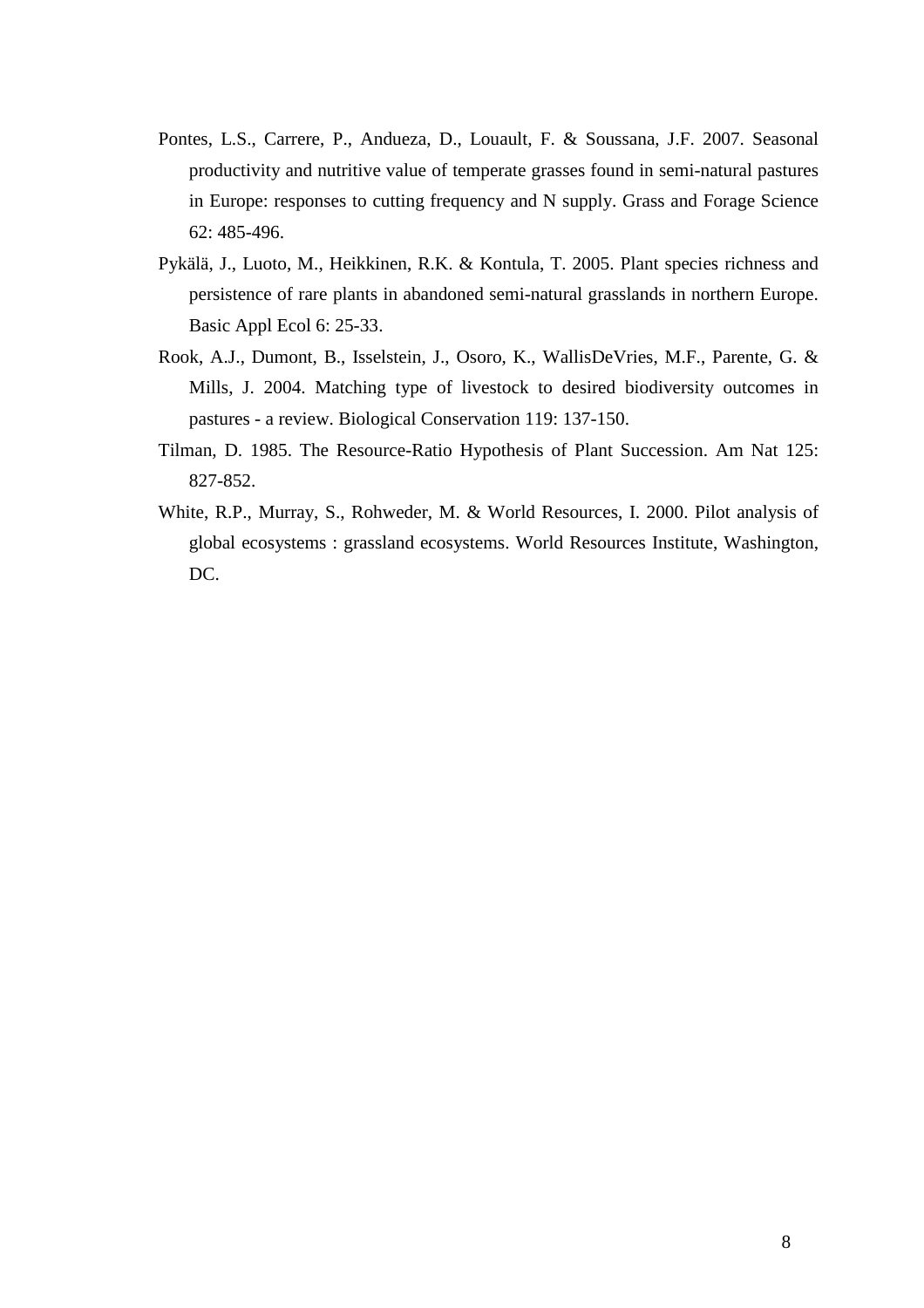Pontes, L.S., Carrere, P., Andueza, D., Louault, F. & Soussana, J.F. 2007. Seasonal productivity and nutritive value of temperate grasses found in semi-natural pastures in Europe: responses to cutting frequency and N supply. Grass and Forage Science 62: 485-496.

Pykälä, J., Luoto, M., Heikkinen, R.K. & Kontula, T. 2005. Plant species richness and persistence of rare plants in abandoned semi-natural grasslands in northern Europe. Basic Appl Ecol 6: 25-33.

Rook, A.J., Dumont, B., Isselstein, J., Osoro, K., WallisDeVries, M.F., Parente, G. & Mills, J. 2004. Matching type of livestock to desired biodiversity outcomes in pastures - a review. Biological Conservation 119: 137-150.

Tilman, D. 1985. The Resource-Ratio Hypothesis of Plant Succession. Am Nat 125: 827-852.

White, R.P., Murray, S., Rohweder, M. & World Resources, I. 2000. Pilot analysis of global ecosystems : grassland ecosystems. World Resources Institute, Washington, DC.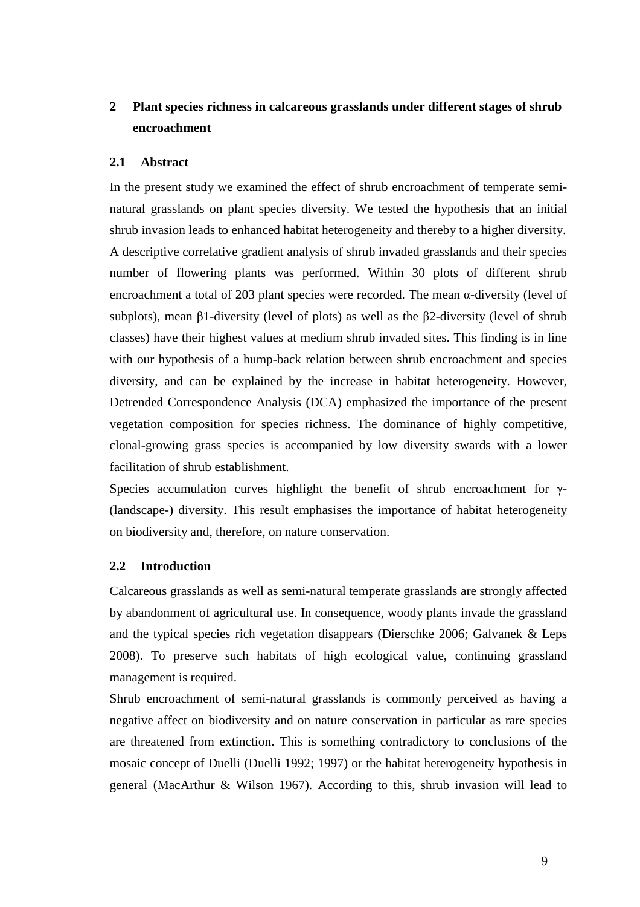# 2 Plant species richness in calcareous grasslands under different stages of shrub encroachment

## 2.1 Abstract

In the present study we examined the effect of shrub encroachment of temperate semi-natural grasslands on plant species diversity. We tested the hypothesis that an initial shrub invasion leads to enhanced habitat heterogeneity and thereby to a higher diversity. A descriptive correlative gradient analysis of shrub invaded grasslands and their species number of flowering plants was performed. Within 30 plots of different shrub encroachment a total of 203 plant species were recorded. The mean α-diversity (level of subplots), mean β1-diversity (level of plots) as well as the β2-diversity (level of shrub classes) have their highest values at medium shrub invaded sites. This finding is in line with our hypothesis of a hump-back relation between shrub encroachment and species diversity, and can be explained by the increase in habitat heterogeneity. However, Detrended Correspondence Analysis (DCA) emphasized the importance of the present vegetation composition for species richness. The dominance of highly competitive, clonal-growing grass species is accompanied by low diversity swards with a lower facilitation of shrub establishment.

Species accumulation curves highlight the benefit of shrub encroachment for γ-(landscape-) diversity. This result emphasises the importance of habitat heterogeneity on biodiversity and, therefore, on nature conservation.

## 2.2 Introduction

Calcareous grasslands as well as semi-natural temperate grasslands are strongly affected by abandonment of agricultural use. In consequence, woody plants invade the grassland and the typical species rich vegetation disappears (Dierschke 2006; Galvanek & Leps 2008). To preserve such habitats of high ecological value, continuing grassland management is required.

Shrub encroachment of semi-natural grasslands is commonly perceived as having a negative affect on biodiversity and on nature conservation in particular as rare species are threatened from extinction. This is something contradictory to conclusions of the mosaic concept of Duelli (Duelli 1992; 1997) or the habitat heterogeneity hypothesis in general (MacArthur & Wilson 1967). According to this, shrub invasion will lead to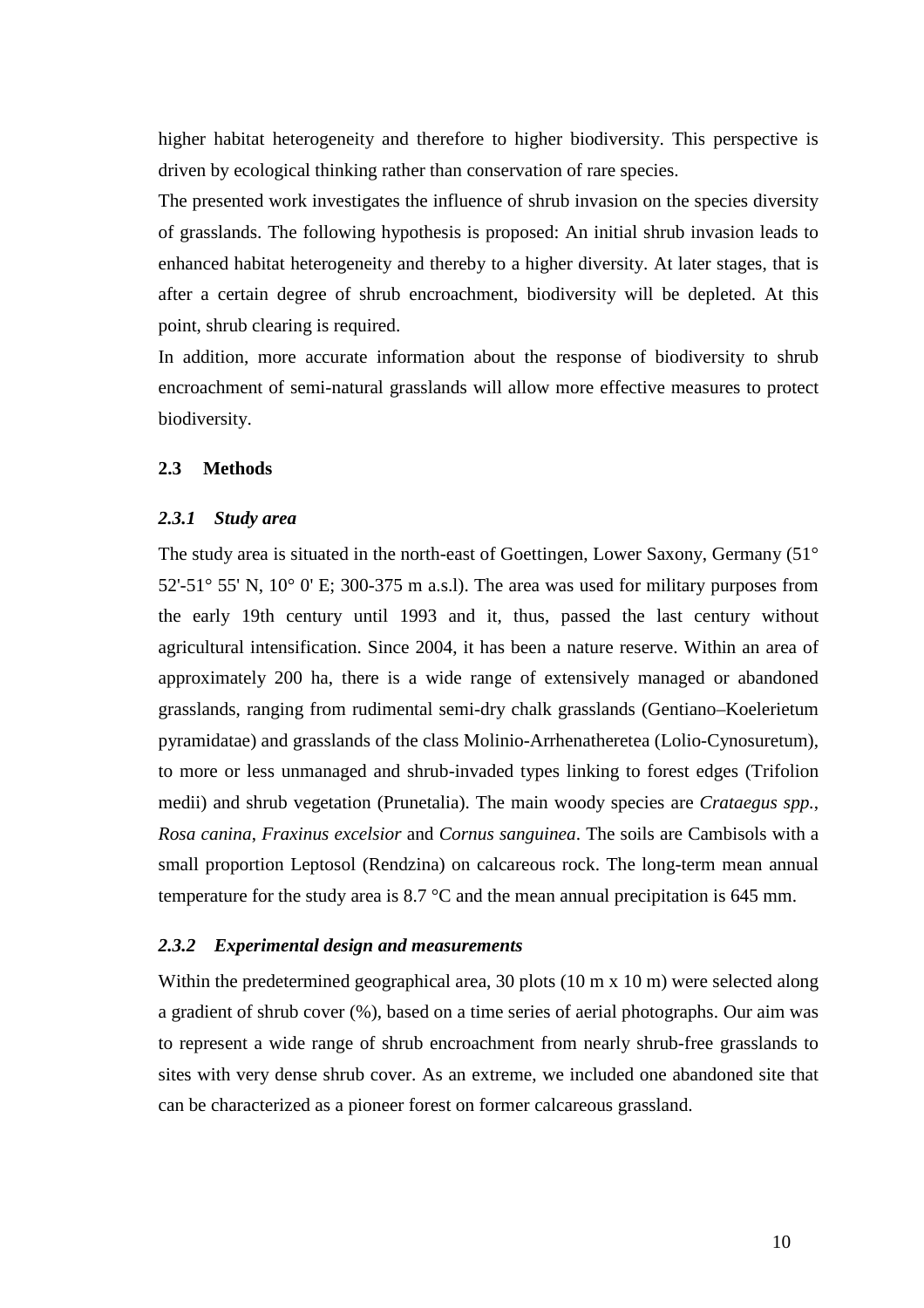higher habitat heterogeneity and therefore to higher biodiversity. This perspective is driven by ecological thinking rather than conservation of rare species.

The presented work investigates the influence of shrub invasion on the species diversity of grasslands. The following hypothesis is proposed: An initial shrub invasion leads to enhanced habitat heterogeneity and thereby to a higher diversity. At later stages, that is after a certain degree of shrub encroachment, biodiversity will be depleted. At this point, shrub clearing is required.

In addition, more accurate information about the response of biodiversity to shrub encroachment of semi-natural grasslands will allow more effective measures to protect biodiversity.

## 2.3 Methods

### *2.3.1 Study area*

The study area is situated in the north-east of Goettingen, Lower Saxony, Germany (51° 52'-51° 55' N, 10° 0' E; 300-375 m a.s.l). The area was used for military purposes from the early 19th century until 1993 and it, thus, passed the last century without agricultural intensification. Since 2004, it has been a nature reserve. Within an area of approximately 200 ha, there is a wide range of extensively managed or abandoned grasslands, ranging from rudimental semi-dry chalk grasslands (Gentiano–Koelerietum pyramidatae) and grasslands of the class Molinio-Arrhenatheretea (Lolio-Cynosuretum), to more or less unmanaged and shrub-invaded types linking to forest edges (Trifolion medii) and shrub vegetation (Prunetalia). The main woody species are *Crataegus spp.*, *Rosa canina*, *Fraxinus excelsior* and *Cornus sanguinea*. The soils are Cambisols with a small proportion Leptosol (Rendzina) on calcareous rock. The long-term mean annual temperature for the study area is 8.7 °C and the mean annual precipitation is 645 mm.

### *2.3.2 Experimental design and measurements*

Within the predetermined geographical area, 30 plots (10 m x 10 m) were selected along a gradient of shrub cover (%), based on a time series of aerial photographs. Our aim was to represent a wide range of shrub encroachment from nearly shrub-free grasslands to sites with very dense shrub cover. As an extreme, we included one abandoned site that can be characterized as a pioneer forest on former calcareous grassland.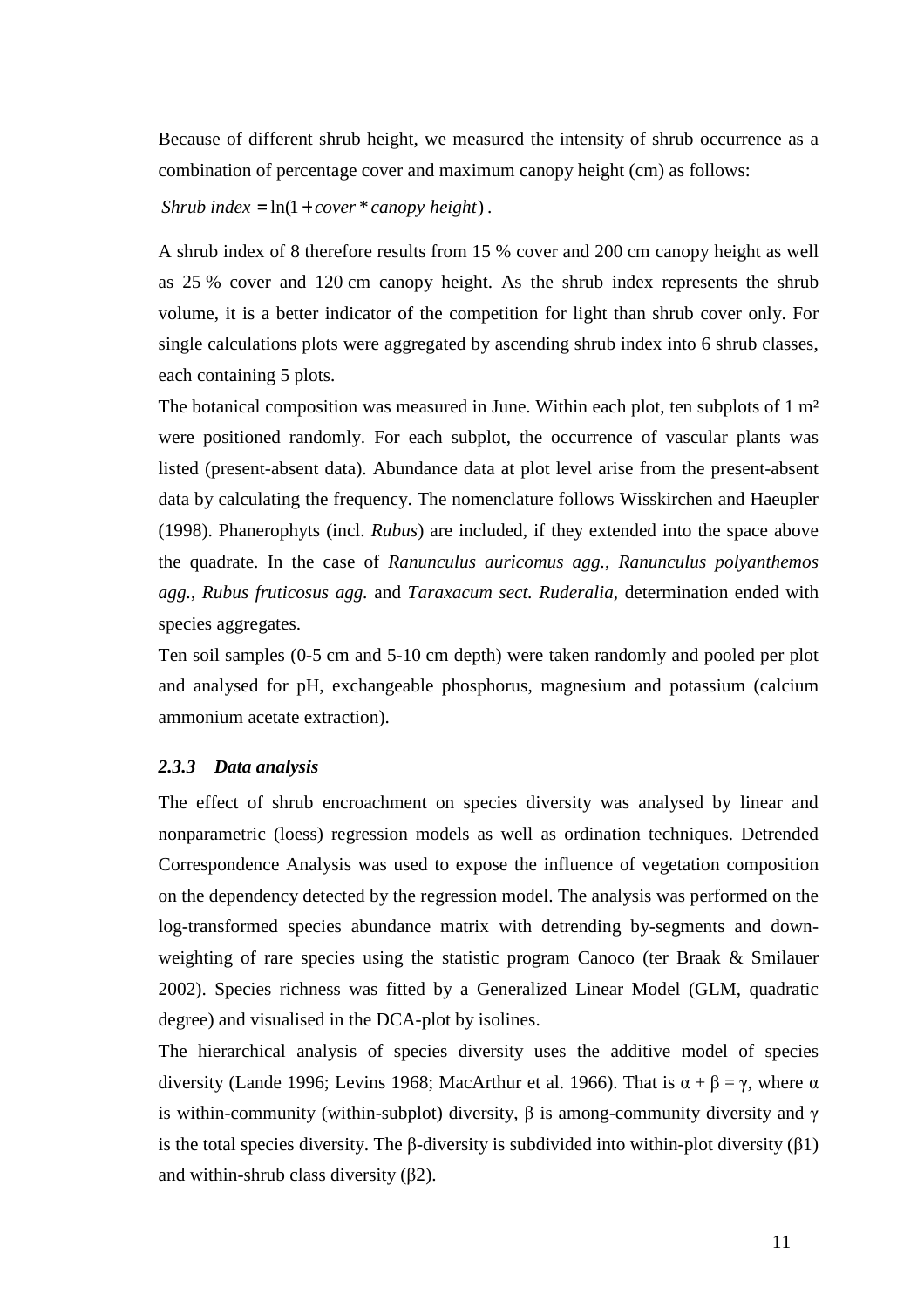Because of different shrub height, we measured the intensity of shrub occurrence as a combination of percentage cover and maximum canopy height (cm) as follows:

$$Shrub\ index = \ln(1 + cover * canopy\ height)\ .$$

A shrub index of 8 therefore results from 15 % cover and 200 cm canopy height as well as 25 % cover and 120 cm canopy height. As the shrub index represents the shrub volume, it is a better indicator of the competition for light than shrub cover only. For single calculations plots were aggregated by ascending shrub index into 6 shrub classes, each containing 5 plots.

The botanical composition was measured in June. Within each plot, ten subplots of 1 m² were positioned randomly. For each subplot, the occurrence of vascular plants was listed (present-absent data). Abundance data at plot level arise from the present-absent data by calculating the frequency. The nomenclature follows Wisskirchen and Haeupler (1998). Phanerophyts (incl. *Rubus*) are included, if they extended into the space above the quadrate. In the case of *Ranunculus auricomus agg.*, *Ranunculus polyanthemos agg.*, *Rubus fruticosus agg.* and *Taraxacum sect. Ruderalia*, determination ended with species aggregates.

Ten soil samples (0-5 cm and 5-10 cm depth) were taken randomly and pooled per plot and analysed for pH, exchangeable phosphorus, magnesium and potassium (calcium ammonium acetate extraction).

### *2.3.3 Data analysis*

The effect of shrub encroachment on species diversity was analysed by linear and nonparametric (loess) regression models as well as ordination techniques. Detrended Correspondence Analysis was used to expose the influence of vegetation composition on the dependency detected by the regression model. The analysis was performed on the log-transformed species abundance matrix with detrending by-segments and down-weighting of rare species using the statistic program Canoco (ter Braak & Smilauer 2002). Species richness was fitted by a Generalized Linear Model (GLM, quadratic degree) and visualised in the DCA-plot by isolines.

The hierarchical analysis of species diversity uses the additive model of species diversity (Lande 1996; Levins 1968; MacArthur et al. 1966). That is $\alpha + \beta = \gamma$, where $\alpha$ is within-community (within-subplot) diversity, $\beta$ is among-community diversity and $\gamma$ is the total species diversity. The $\beta$-diversity is subdivided into within-plot diversity ($\beta 1$) and within-shrub class diversity ($\beta 2$).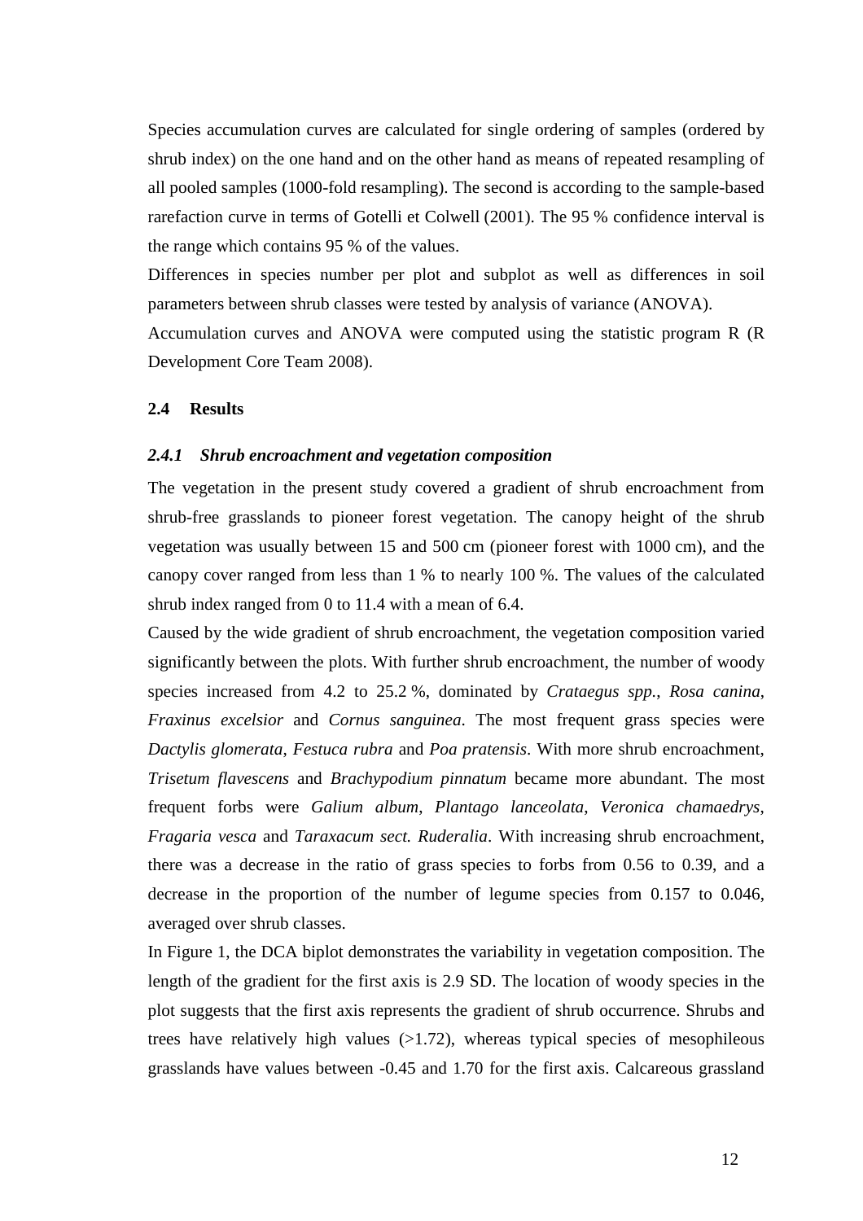Species accumulation curves are calculated for single ordering of samples (ordered by shrub index) on the one hand and on the other hand as means of repeated resampling of all pooled samples (1000-fold resampling). The second is according to the sample-based rarefaction curve in terms of Gotelli et Colwell (2001). The 95 % confidence interval is the range which contains 95 % of the values.

Differences in species number per plot and subplot as well as differences in soil parameters between shrub classes were tested by analysis of variance (ANOVA).

Accumulation curves and ANOVA were computed using the statistic program R (R Development Core Team 2008).

## 2.4 Results

### *2.4.1 Shrub encroachment and vegetation composition*

The vegetation in the present study covered a gradient of shrub encroachment from shrub-free grasslands to pioneer forest vegetation. The canopy height of the shrub vegetation was usually between 15 and 500 cm (pioneer forest with 1000 cm), and the canopy cover ranged from less than 1 % to nearly 100 %. The values of the calculated shrub index ranged from 0 to 11.4 with a mean of 6.4.

Caused by the wide gradient of shrub encroachment, the vegetation composition varied significantly between the plots. With further shrub encroachment, the number of woody species increased from 4.2 to 25.2 %, dominated by *Crataegus spp.*, *Rosa canina*, *Fraxinus excelsior* and *Cornus sanguinea*. The most frequent grass species were *Dactylis glomerata*, *Festuca rubra* and *Poa pratensis*. With more shrub encroachment, *Trisetum flavescens* and *Brachypodium pinnatum* became more abundant. The most frequent forbs were *Galium album*, *Plantago lanceolata*, *Veronica chamaedrys*, *Fragaria vesca* and *Taraxacum sect. Ruderalia*. With increasing shrub encroachment, there was a decrease in the ratio of grass species to forbs from 0.56 to 0.39, and a decrease in the proportion of the number of legume species from 0.157 to 0.046, averaged over shrub classes.

In Figure 1, the DCA biplot demonstrates the variability in vegetation composition. The length of the gradient for the first axis is 2.9 SD. The location of woody species in the plot suggests that the first axis represents the gradient of shrub occurrence. Shrubs and trees have relatively high values (>1.72), whereas typical species of mesophileous grasslands have values between -0.45 and 1.70 for the first axis. Calcareous grassland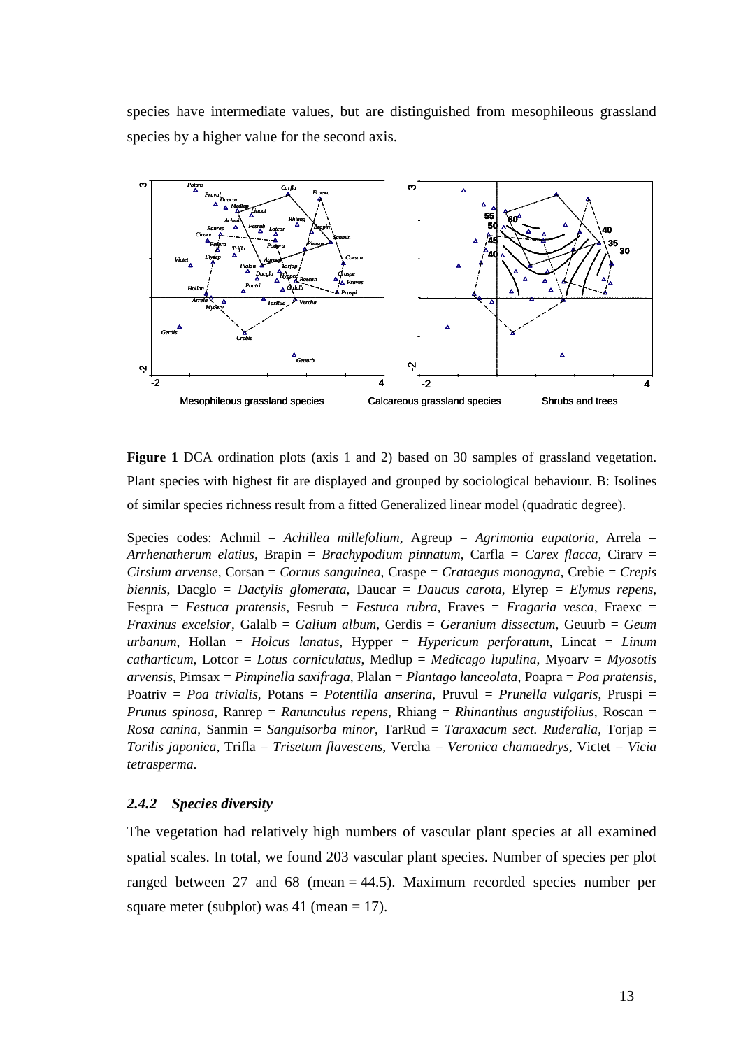species have intermediate values, but are distinguished from mesophileous grassland species by a higher value for the second axis.

**Figure 1** DCA ordination plots (axis 1 and 2) based on 30 samples of grassland vegetation. Plant species with highest fit are displayed and grouped by sociological behaviour. B: Isolines of similar species richness result from a fitted Generalized linear model (quadratic degree).

Species codes: Achmil = *Achillea millefolium*, Agreup = *Agrimonia eupatoria*, Arrela = *Arrhenatherum elatius*, Brapin = *Brachypodium pinnatum*, Carfla = *Carex flacca*, Cirarv = *Cirsium arvense*, Corsan = *Cornus sanguinea*, Craspe = *Crataegus monogyna*, Crebie = *Crepis biennis*, Dacglo = *Dactylis glomerata*, Daucar = *Daucus carota*, Elyrep = *Elymus repens*, Fespra = *Festuca pratensis*, Fesrub = *Festuca rubra*, Fraves = *Fragaria vesca*, Fraexc = *Fraxinus excelsior*, Galalb = *Galium album*, Gerdis = *Geranium dissectum*, Geuurb = *Geum urbanum*, Hollan = *Holcus lanatus*, Hypper = *Hypericum perforatum*, Lincat = *Linum catharticum*, Lotcor = *Lotus corniculatus*, Medlup = *Medicago lupulina*, Myoarv = *Myosotis arvensis*, Pimsax = *Pimpinella saxifraga*, Plalan = *Plantago lanceolata*, Poapra = *Poa pratensis*, Poatriv = *Poa trivialis*, Potans = *Potentilla anserina*, Pruvul = *Prunella vulgaris*, Pruspi = *Prunus spinosa*, Ranrep = *Ranunculus repens*, Rhiang = *Rhinanthus angustifolius*, Roscan = *Rosa canina*, Sanmin = *Sanguisorba minor*, TarRud = *Taraxacum sect. Ruderalia*, Torjap = *Torilis japonica*, Trifla = *Trisetum flavescens*, Vercha = *Veronica chamaedrys*, Victet = *Vicia tetrasperma*.

### *2.4.2 Species diversity*

The vegetation had relatively high numbers of vascular plant species at all examined spatial scales. In total, we found 203 vascular plant species. Number of species per plot ranged between 27 and 68 (mean = 44.5). Maximum recorded species number per square meter (subplot) was 41 (mean = 17).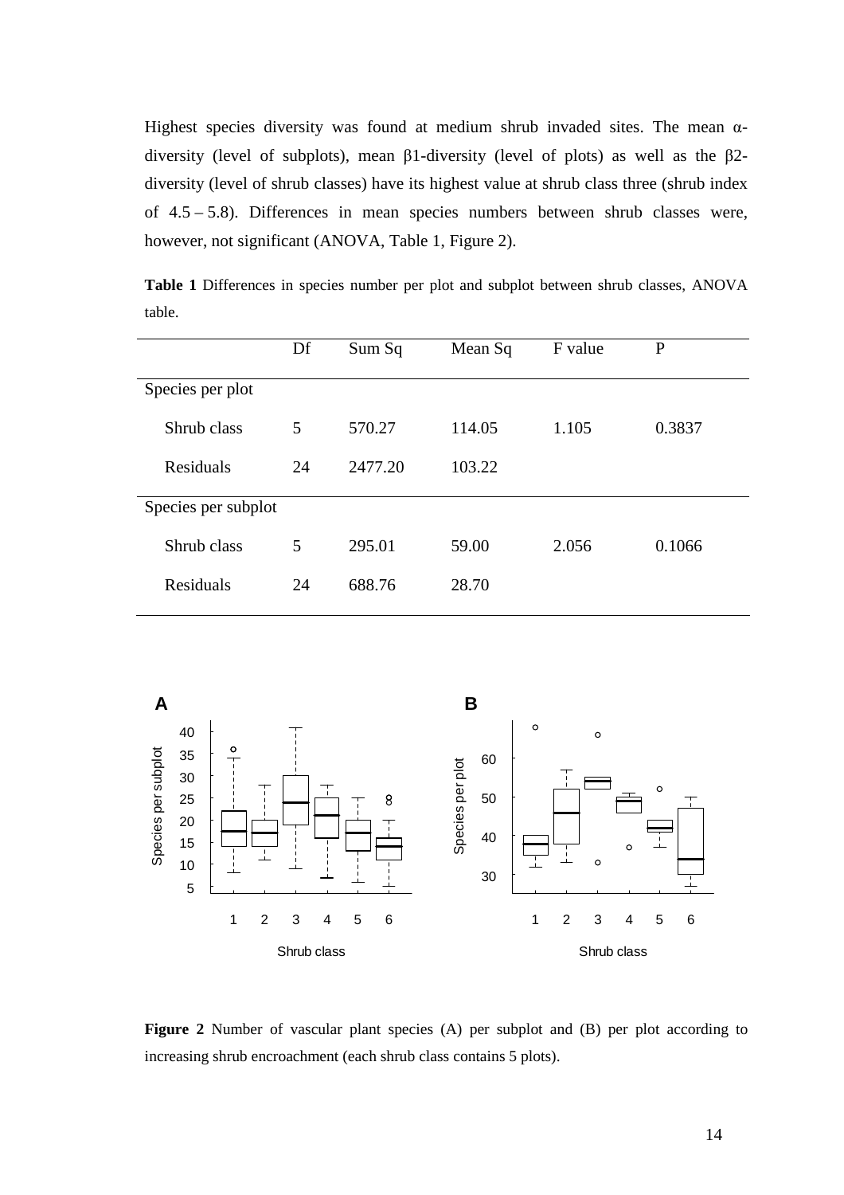Highest species diversity was found at medium shrub invaded sites. The mean α-diversity (level of subplots), mean β1-diversity (level of plots) as well as the β2-diversity (level of shrub classes) have its highest value at shrub class three (shrub index of 4.5 – 5.8). Differences in mean species numbers between shrub classes were, however, not significant (ANOVA, Table 1, Figure 2).

**Table 1** Differences in species number per plot and subplot between shrub classes, ANOVA table.

| | Df | Sum Sq | Mean Sq | F value | P |
|---|---|---|---|---|---|
| Species per plot | | | | | |
| Shrub class | 5 | 570.27 | 114.05 | 1.105 | 0.3837 |
| Residuals | 24 | 2477.20 | 103.22 | | |
| Species per subplot | | | | | |
| Shrub class | 5 | 295.01 | 59.00 | 2.056 | 0.1066 |
| Residuals | 24 | 688.76 | 28.70 | | |

**Figure 2** Number of vascular plant species (A) per subplot and (B) per plot according to increasing shrub encroachment (each shrub class contains 5 plots).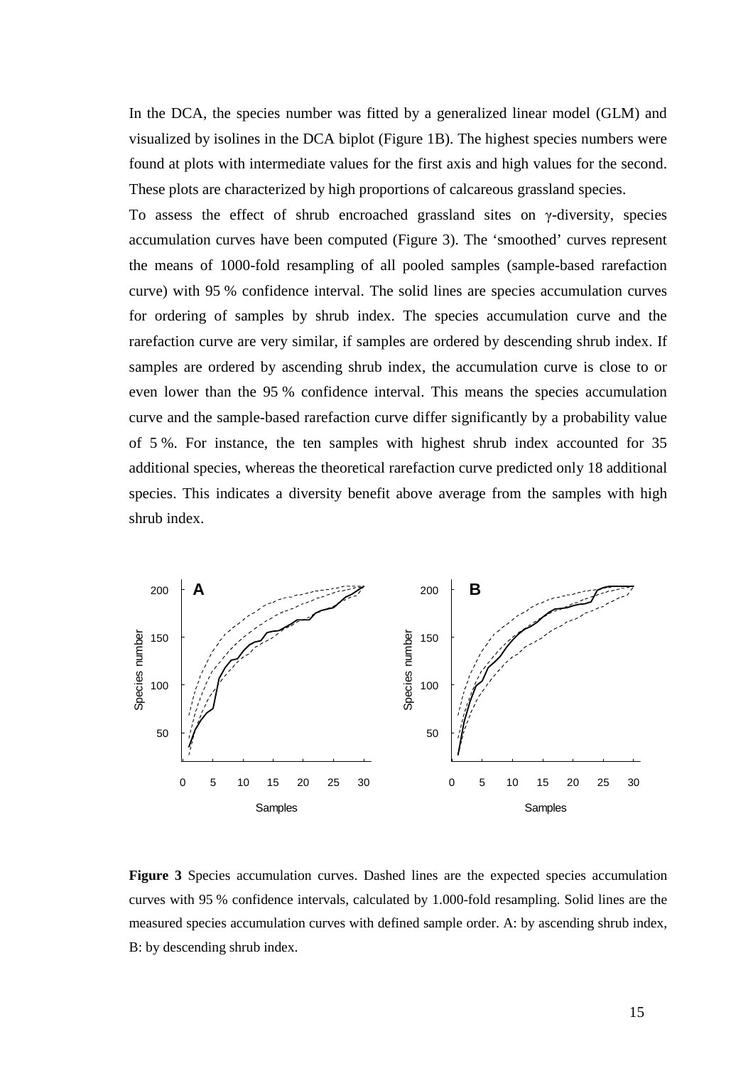In the DCA, the species number was fitted by a generalized linear model (GLM) and visualized by isolines in the DCA biplot (Figure 1B). The highest species numbers were found at plots with intermediate values for the first axis and high values for the second. These plots are characterized by high proportions of calcareous grassland species.

To assess the effect of shrub encroached grassland sites on γ-diversity, species accumulation curves have been computed (Figure 3). The 'smoothed' curves represent the means of 1000-fold resampling of all pooled samples (sample-based rarefaction curve) with 95 % confidence interval. The solid lines are species accumulation curves for ordering of samples by shrub index. The species accumulation curve and the rarefaction curve are very similar, if samples are ordered by descending shrub index. If samples are ordered by ascending shrub index, the accumulation curve is close to or even lower than the 95 % confidence interval. This means the species accumulation curve and the sample-based rarefaction curve differ significantly by a probability value of 5 %. For instance, the ten samples with highest shrub index accounted for 35 additional species, whereas the theoretical rarefaction curve predicted only 18 additional species. This indicates a diversity benefit above average from the samples with high shrub index.

**Figure 3** Species accumulation curves. Dashed lines are the expected species accumulation curves with 95 % confidence intervals, calculated by 1.000-fold resampling. Solid lines are the measured species accumulation curves with defined sample order. A: by ascending shrub index, B: by descending shrub index.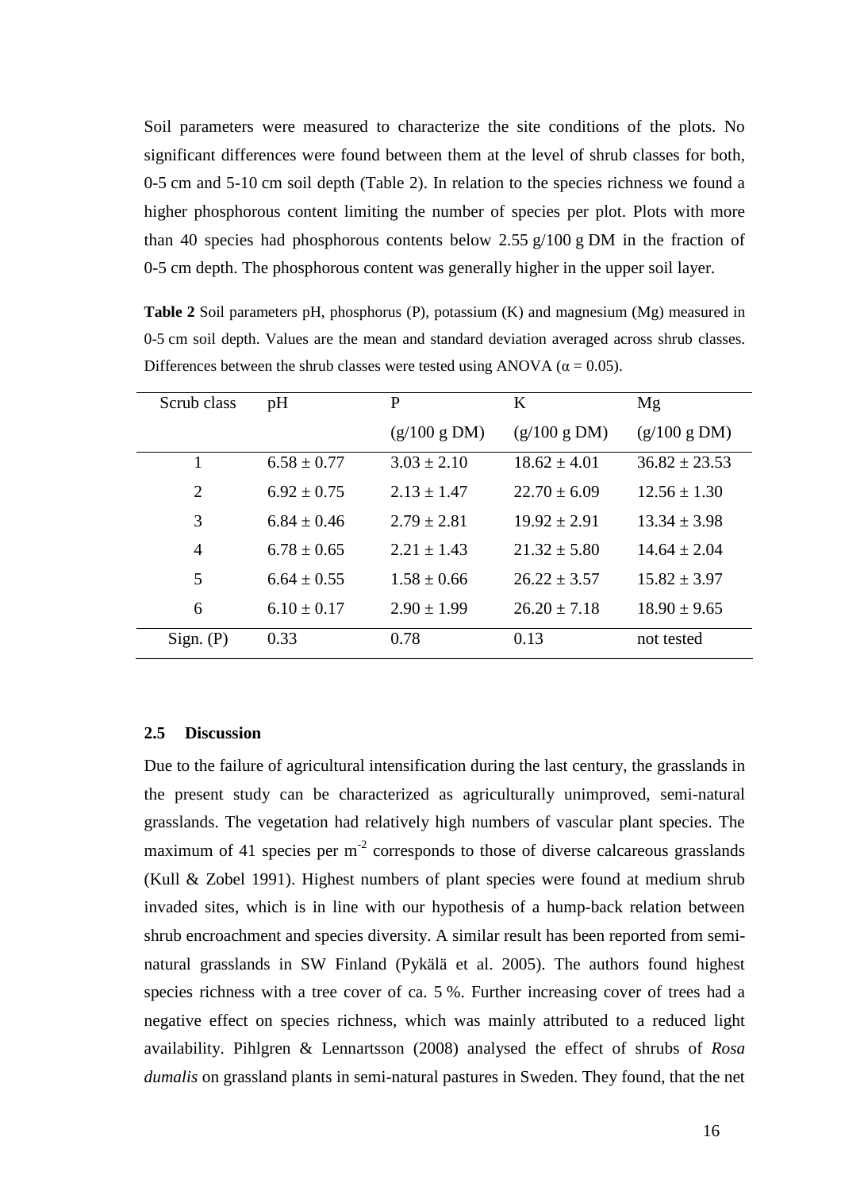Soil parameters were measured to characterize the site conditions of the plots. No significant differences were found between them at the level of shrub classes for both, 0-5 cm and 5-10 cm soil depth (Table 2). In relation to the species richness we found a higher phosphorous content limiting the number of species per plot. Plots with more than 40 species had phosphorous contents below 2.55 g/100 g DM in the fraction of 0-5 cm depth. The phosphorous content was generally higher in the upper soil layer.

**Table 2** Soil parameters pH, phosphorus (P), potassium (K) and magnesium (Mg) measured in 0-5 cm soil depth. Values are the mean and standard deviation averaged across shrub classes. Differences between the shrub classes were tested using ANOVA ($\alpha = 0.05$).

| Scrub class | pH | P (g/100 g DM) | K (g/100 g DM) | Mg (g/100 g DM) |
|---|---|---|---|---|
| 1 | $6.58 \pm 0.77$ | $3.03 \pm 2.10$ | $18.62 \pm 4.01$ | $36.82 \pm 23.53$ |
| 2 | $6.92 \pm 0.75$ | $2.13 \pm 1.47$ | $22.70 \pm 6.09$ | $12.56 \pm 1.30$ |
| 3 | $6.84 \pm 0.46$ | $2.79 \pm 2.81$ | $19.92 \pm 2.91$ | $13.34 \pm 3.98$ |
| 4 | $6.78 \pm 0.65$ | $2.21 \pm 1.43$ | $21.32 \pm 5.80$ | $14.64 \pm 2.04$ |
| 5 | $6.64 \pm 0.55$ | $1.58 \pm 0.66$ | $26.22 \pm 3.57$ | $15.82 \pm 3.97$ |
| 6 | $6.10 \pm 0.17$ | $2.90 \pm 1.99$ | $26.20 \pm 7.18$ | $18.90 \pm 9.65$ |
| Sign. (P) | 0.33 | 0.78 | 0.13 | not tested |

### 2.5 Discussion

Due to the failure of agricultural intensification during the last century, the grasslands in the present study can be characterized as agriculturally unimproved, semi-natural grasslands. The vegetation had relatively high numbers of vascular plant species. The maximum of 41 species per $m^{-2}$ corresponds to those of diverse calcareous grasslands (Kull & Zobel 1991). Highest numbers of plant species were found at medium shrub invaded sites, which is in line with our hypothesis of a hump-back relation between shrub encroachment and species diversity. A similar result has been reported from semi-natural grasslands in SW Finland (Pykälä et al. 2005). The authors found highest species richness with a tree cover of ca. 5 %. Further increasing cover of trees had a negative effect on species richness, which was mainly attributed to a reduced light availability. Pihlgren & Lennartsson (2008) analysed the effect of shrubs of *Rosa dumalis* on grassland plants in semi-natural pastures in Sweden. They found, that the net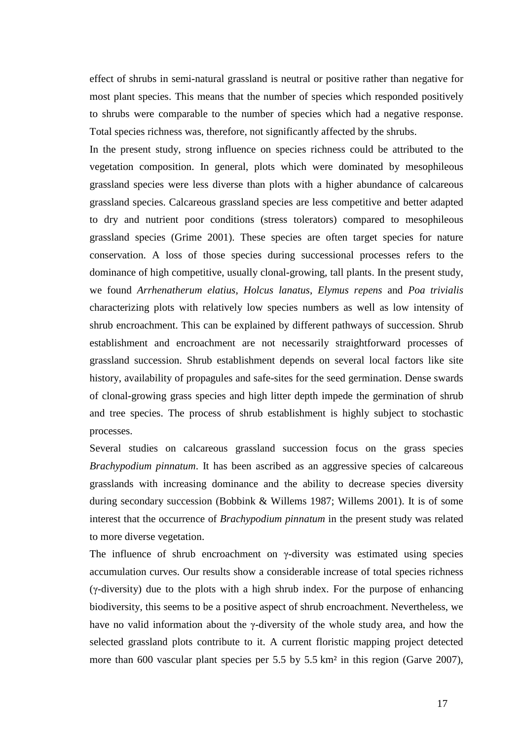effect of shrubs in semi-natural grassland is neutral or positive rather than negative for most plant species. This means that the number of species which responded positively to shrubs were comparable to the number of species which had a negative response. Total species richness was, therefore, not significantly affected by the shrubs.

In the present study, strong influence on species richness could be attributed to the vegetation composition. In general, plots which were dominated by mesophileous grassland species were less diverse than plots with a higher abundance of calcareous grassland species. Calcareous grassland species are less competitive and better adapted to dry and nutrient poor conditions (stress tolerators) compared to mesophileous grassland species (Grime 2001). These species are often target species for nature conservation. A loss of those species during successional processes refers to the dominance of high competitive, usually clonal-growing, tall plants. In the present study, we found *Arrhenatherum elatius*, *Holcus lanatus*, *Elymus repens* and *Poa trivialis* characterizing plots with relatively low species numbers as well as low intensity of shrub encroachment. This can be explained by different pathways of succession. Shrub establishment and encroachment are not necessarily straightforward processes of grassland succession. Shrub establishment depends on several local factors like site history, availability of propagules and safe-sites for the seed germination. Dense swards of clonal-growing grass species and high litter depth impede the germination of shrub and tree species. The process of shrub establishment is highly subject to stochastic processes.

Several studies on calcareous grassland succession focus on the grass species *Brachypodium pinnatum*. It has been ascribed as an aggressive species of calcareous grasslands with increasing dominance and the ability to decrease species diversity during secondary succession (Bobbink & Willems 1987; Willems 2001). It is of some interest that the occurrence of *Brachypodium pinnatum* in the present study was related to more diverse vegetation.

The influence of shrub encroachment on γ-diversity was estimated using species accumulation curves. Our results show a considerable increase of total species richness (γ-diversity) due to the plots with a high shrub index. For the purpose of enhancing biodiversity, this seems to be a positive aspect of shrub encroachment. Nevertheless, we have no valid information about the γ-diversity of the whole study area, and how the selected grassland plots contribute to it. A current floristic mapping project detected more than 600 vascular plant species per 5.5 by 5.5 km² in this region (Garve 2007),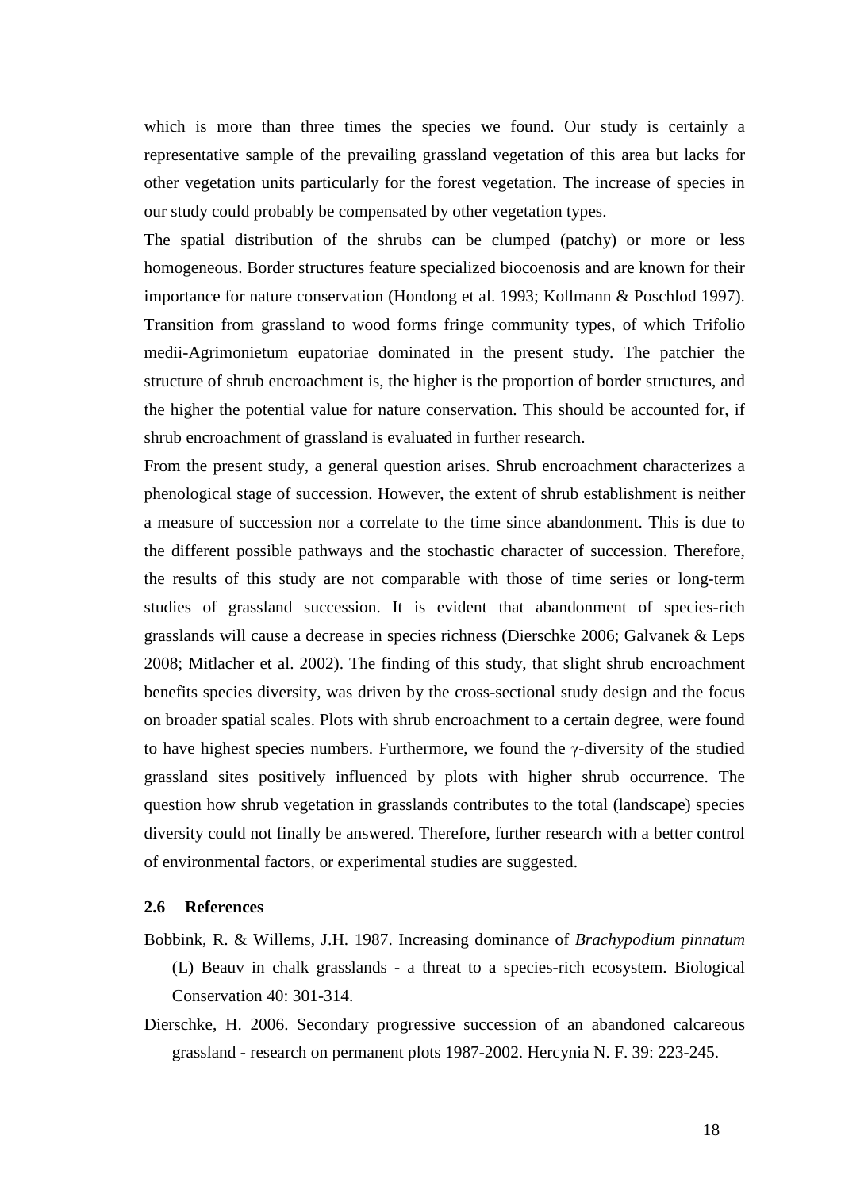which is more than three times the species we found. Our study is certainly a representative sample of the prevailing grassland vegetation of this area but lacks for other vegetation units particularly for the forest vegetation. The increase of species in our study could probably be compensated by other vegetation types.

The spatial distribution of the shrubs can be clumped (patchy) or more or less homogeneous. Border structures feature specialized biocoenosis and are known for their importance for nature conservation (Hondong et al. 1993; Kollmann & Poschlod 1997). Transition from grassland to wood forms fringe community types, of which Trifolio medii-Agrimonietum eupatoriae dominated in the present study. The patchier the structure of shrub encroachment is, the higher is the proportion of border structures, and the higher the potential value for nature conservation. This should be accounted for, if shrub encroachment of grassland is evaluated in further research.

From the present study, a general question arises. Shrub encroachment characterizes a phenological stage of succession. However, the extent of shrub establishment is neither a measure of succession nor a correlate to the time since abandonment. This is due to the different possible pathways and the stochastic character of succession. Therefore, the results of this study are not comparable with those of time series or long-term studies of grassland succession. It is evident that abandonment of species-rich grasslands will cause a decrease in species richness (Dierschke 2006; Galvanek & Leps 2008; Mitlacher et al. 2002). The finding of this study, that slight shrub encroachment benefits species diversity, was driven by the cross-sectional study design and the focus on broader spatial scales. Plots with shrub encroachment to a certain degree, were found to have highest species numbers. Furthermore, we found the $\gamma$-diversity of the studied grassland sites positively influenced by plots with higher shrub occurrence. The question how shrub vegetation in grasslands contributes to the total (landscape) species diversity could not finally be answered. Therefore, further research with a better control of environmental factors, or experimental studies are suggested.

## 2.6 References

Bobbink, R. & Willems, J.H. 1987. Increasing dominance of *Brachypodium pinnatum* (L) Beauv in chalk grasslands - a threat to a species-rich ecosystem. Biological Conservation 40: 301-314.

Dierschke, H. 2006. Secondary progressive succession of an abandoned calcareous grassland - research on permanent plots 1987-2002. Hercynia N. F. 39: 223-245.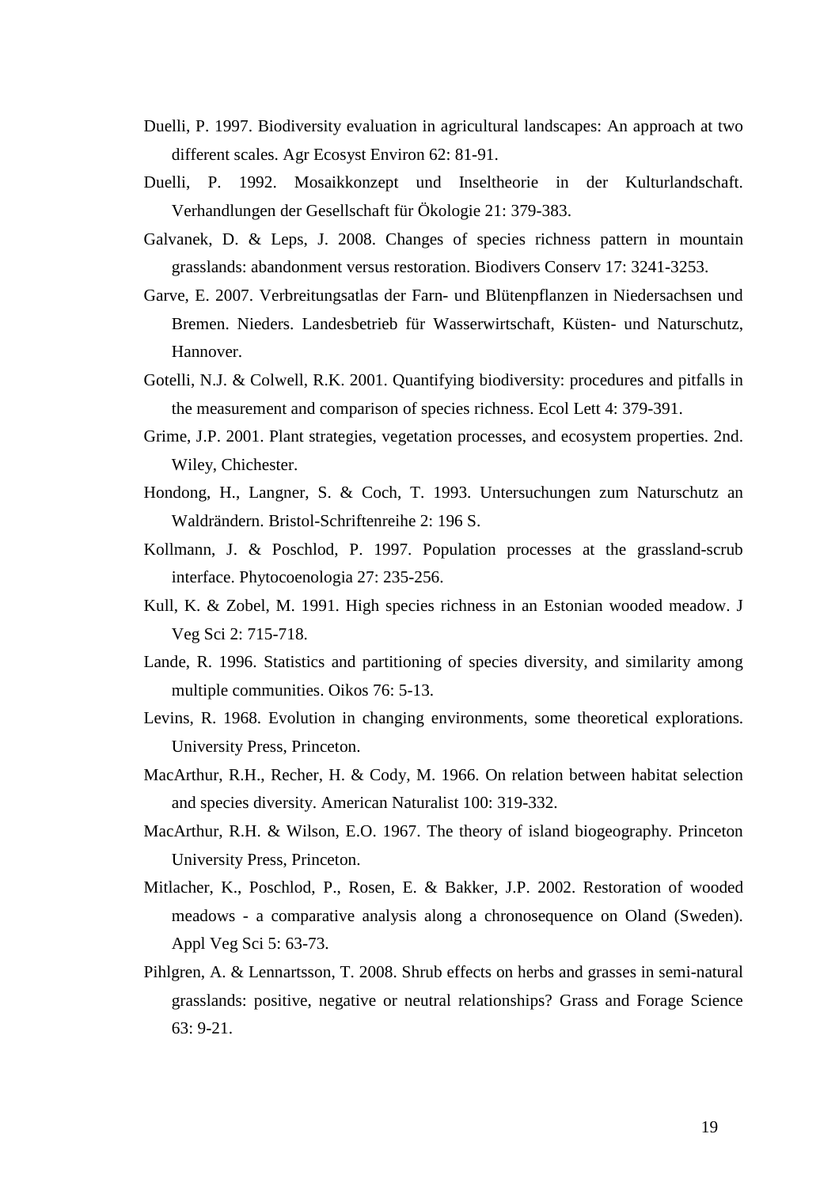Duelli, P. 1997. Biodiversity evaluation in agricultural landscapes: An approach at two different scales. Agr Ecosyst Environ 62: 81-91.

Duelli, P. 1992. Mosaikkonzept und Inseltheorie in der Kulturlandschaft. Verhandlungen der Gesellschaft für Ökologie 21: 379-383.

Galvanek, D. & Leps, J. 2008. Changes of species richness pattern in mountain grasslands: abandonment versus restoration. Biodivers Conserv 17: 3241-3253.

Garve, E. 2007. Verbreitungsatlas der Farn- und Blütenpflanzen in Niedersachsen und Bremen. Nieders. Landesbetrieb für Wasserwirtschaft, Küsten- und Naturschutz, Hannover.

Gotelli, N.J. & Colwell, R.K. 2001. Quantifying biodiversity: procedures and pitfalls in the measurement and comparison of species richness. Ecol Lett 4: 379-391.

Grime, J.P. 2001. Plant strategies, vegetation processes, and ecosystem properties. 2nd. Wiley, Chichester.

Hondong, H., Langner, S. & Coch, T. 1993. Untersuchungen zum Naturschutz an Waldrändern. Bristol-Schriftenreihe 2: 196 S.

Kollmann, J. & Poschlod, P. 1997. Population processes at the grassland-scrub interface. Phytocoenologia 27: 235-256.

Kull, K. & Zobel, M. 1991. High species richness in an Estonian wooded meadow. J Veg Sci 2: 715-718.

Lande, R. 1996. Statistics and partitioning of species diversity, and similarity among multiple communities. Oikos 76: 5-13.

Levins, R. 1968. Evolution in changing environments, some theoretical explorations. University Press, Princeton.

MacArthur, R.H., Recher, H. & Cody, M. 1966. On relation between habitat selection and species diversity. American Naturalist 100: 319-332.

MacArthur, R.H. & Wilson, E.O. 1967. The theory of island biogeography. Princeton University Press, Princeton.

Mitlacher, K., Poschlod, P., Rosen, E. & Bakker, J.P. 2002. Restoration of wooded meadows - a comparative analysis along a chronosequence on Oland (Sweden). Appl Veg Sci 5: 63-73.

Pihlgren, A. & Lennartsson, T. 2008. Shrub effects on herbs and grasses in semi-natural grasslands: positive, negative or neutral relationships? Grass and Forage Science 63: 9-21.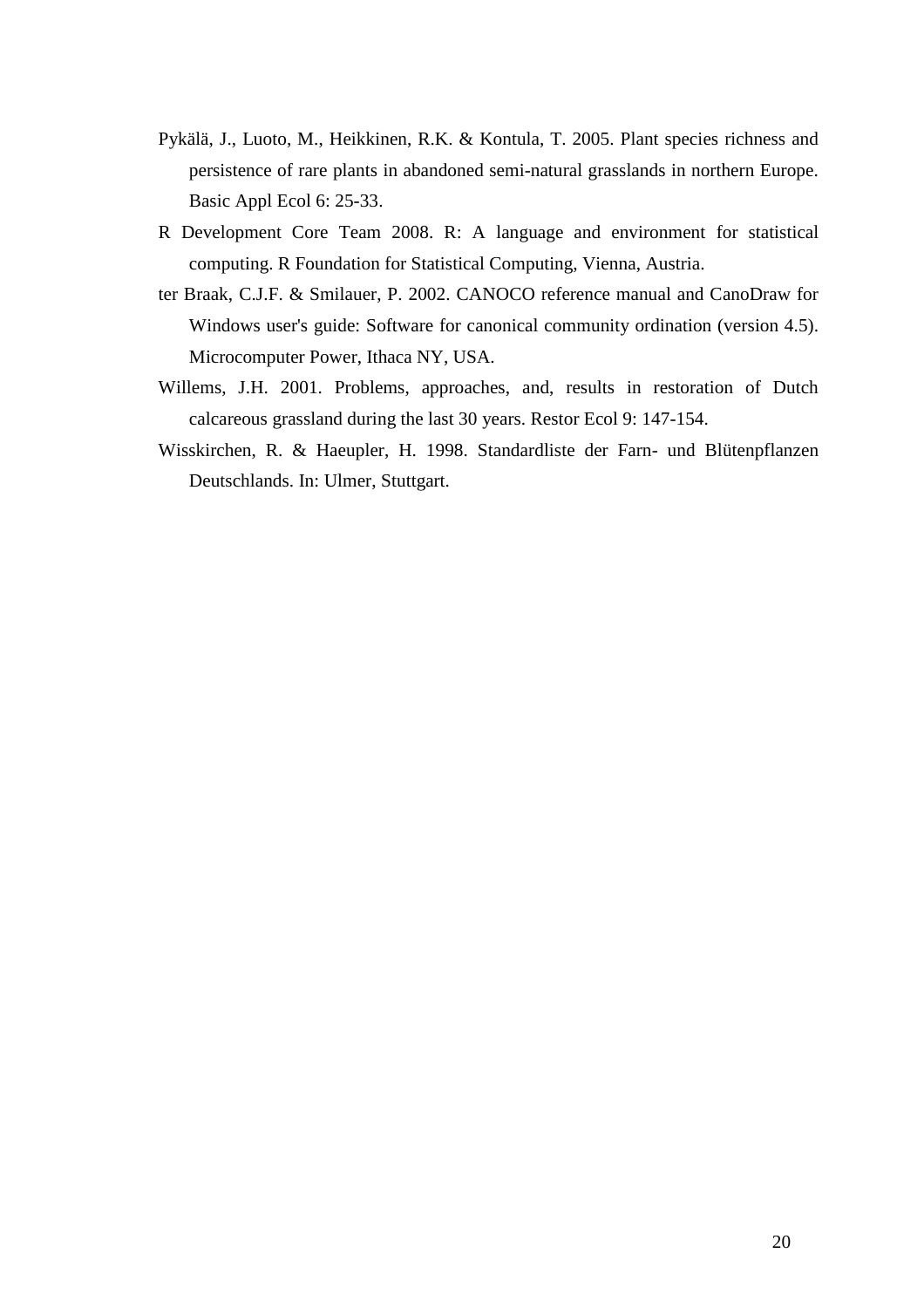Pykälä, J., Luoto, M., Heikkinen, R.K. & Kontula, T. 2005. Plant species richness and persistence of rare plants in abandoned semi-natural grasslands in northern Europe. Basic Appl Ecol 6: 25-33.

R Development Core Team 2008. R: A language and environment for statistical computing. R Foundation for Statistical Computing, Vienna, Austria.

ter Braak, C.J.F. & Smilauer, P. 2002. CANOCO reference manual and CanoDraw for Windows user's guide: Software for canonical community ordination (version 4.5). Microcomputer Power, Ithaca NY, USA.

Willems, J.H. 2001. Problems, approaches, and, results in restoration of Dutch calcareous grassland during the last 30 years. Restor Ecol 9: 147-154.

Wisskirchen, R. & Haeupler, H. 1998. Standardliste der Farn- und Blütenpflanzen Deutschlands. In: Ulmer, Stuttgart.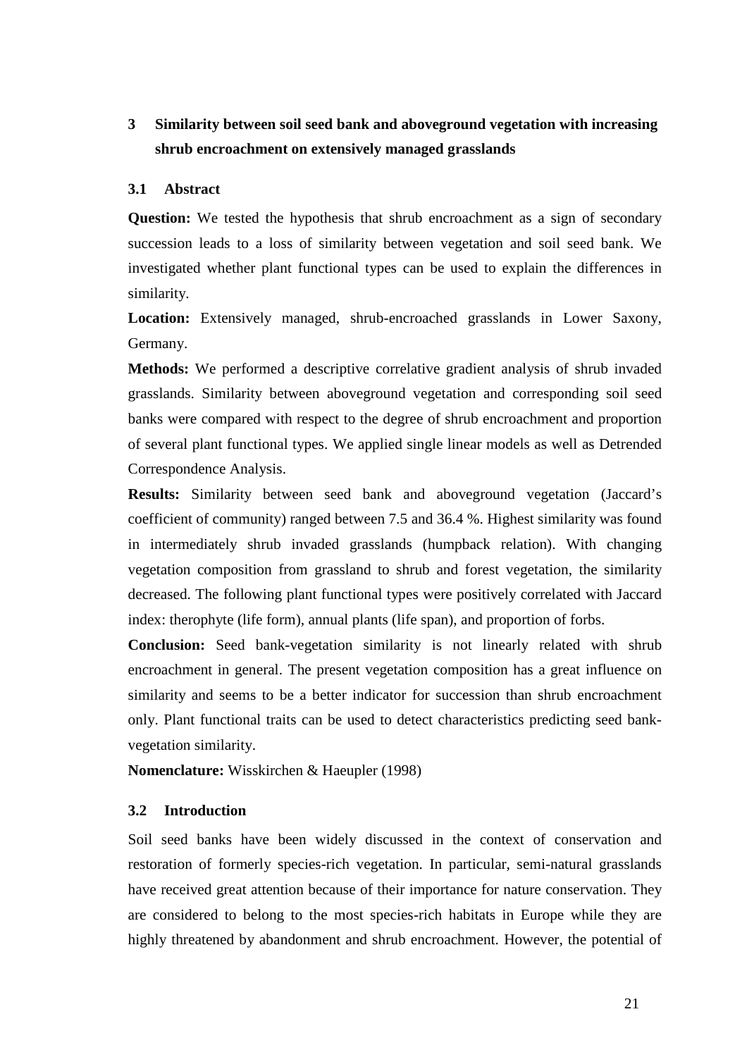# 3 Similarity between soil seed bank and aboveground vegetation with increasing shrub encroachment on extensively managed grasslands

## 3.1 Abstract

**Question:** We tested the hypothesis that shrub encroachment as a sign of secondary succession leads to a loss of similarity between vegetation and soil seed bank. We investigated whether plant functional types can be used to explain the differences in similarity.

**Location:** Extensively managed, shrub-encroached grasslands in Lower Saxony, Germany.

**Methods:** We performed a descriptive correlative gradient analysis of shrub invaded grasslands. Similarity between aboveground vegetation and corresponding soil seed banks were compared with respect to the degree of shrub encroachment and proportion of several plant functional types. We applied single linear models as well as Detrended Correspondence Analysis.

**Results:** Similarity between seed bank and aboveground vegetation (Jaccard's coefficient of community) ranged between 7.5 and 36.4 %. Highest similarity was found in intermediately shrub invaded grasslands (humpback relation). With changing vegetation composition from grassland to shrub and forest vegetation, the similarity decreased. The following plant functional types were positively correlated with Jaccard index: therophyte (life form), annual plants (life span), and proportion of forbs.

**Conclusion:** Seed bank-vegetation similarity is not linearly related with shrub encroachment in general. The present vegetation composition has a great influence on similarity and seems to be a better indicator for succession than shrub encroachment only. Plant functional traits can be used to detect characteristics predicting seed bank-vegetation similarity.

**Nomenclature:** Wisskirchen & Haeupler (1998)

## 3.2 Introduction

Soil seed banks have been widely discussed in the context of conservation and restoration of formerly species-rich vegetation. In particular, semi-natural grasslands have received great attention because of their importance for nature conservation. They are considered to belong to the most species-rich habitats in Europe while they are highly threatened by abandonment and shrub encroachment. However, the potential of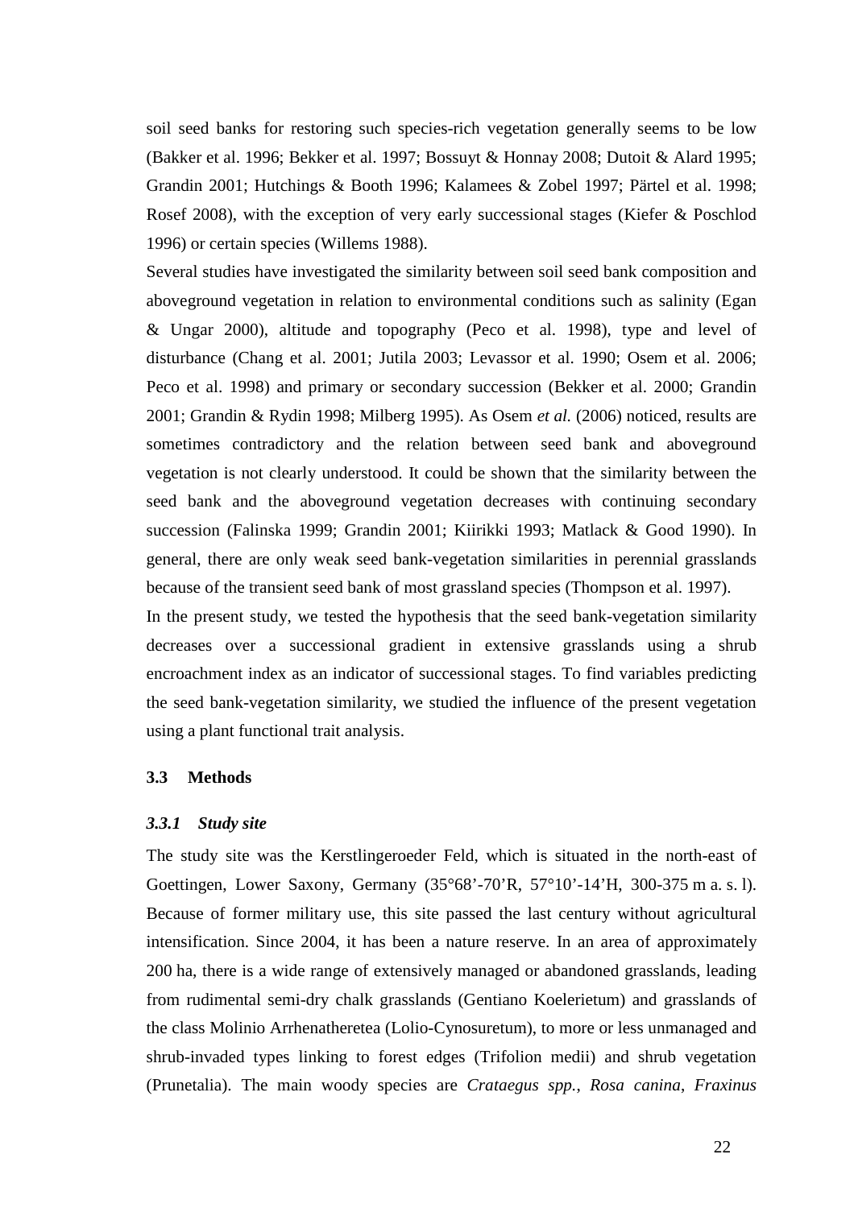soil seed banks for restoring such species-rich vegetation generally seems to be low (Bakker et al. 1996; Bekker et al. 1997; Bossuyt & Honnay 2008; Dutoit & Alard 1995; Grandin 2001; Hutchings & Booth 1996; Kalamees & Zobel 1997; Pärtel et al. 1998; Rosef 2008), with the exception of very early successional stages (Kiefer & Poschlod 1996) or certain species (Willems 1988).

Several studies have investigated the similarity between soil seed bank composition and aboveground vegetation in relation to environmental conditions such as salinity (Egan & Ungar 2000), altitude and topography (Peco et al. 1998), type and level of disturbance (Chang et al. 2001; Jutila 2003; Levassor et al. 1990; Osem et al. 2006; Peco et al. 1998) and primary or secondary succession (Bekker et al. 2000; Grandin 2001; Grandin & Rydin 1998; Milberg 1995). As Osem *et al.* (2006) noticed, results are sometimes contradictory and the relation between seed bank and aboveground vegetation is not clearly understood. It could be shown that the similarity between the seed bank and the aboveground vegetation decreases with continuing secondary succession (Falinska 1999; Grandin 2001; Kiirikki 1993; Matlack & Good 1990). In general, there are only weak seed bank-vegetation similarities in perennial grasslands because of the transient seed bank of most grassland species (Thompson et al. 1997).

In the present study, we tested the hypothesis that the seed bank-vegetation similarity decreases over a successional gradient in extensive grasslands using a shrub encroachment index as an indicator of successional stages. To find variables predicting the seed bank-vegetation similarity, we studied the influence of the present vegetation using a plant functional trait analysis.

## 3.3 Methods

### *3.3.1 Study site*

The study site was the Kerstlingeroeder Feld, which is situated in the north-east of Goettingen, Lower Saxony, Germany (35°68'-70'R, 57°10'-14'H, 300-375 m a. s. l). Because of former military use, this site passed the last century without agricultural intensification. Since 2004, it has been a nature reserve. In an area of approximately 200 ha, there is a wide range of extensively managed or abandoned grasslands, leading from rudimental semi-dry chalk grasslands (Gentiano Koelerietum) and grasslands of the class Molinio Arrhenatheretea (Lolio-Cynosuretum), to more or less unmanaged and shrub-invaded types linking to forest edges (Trifolion medii) and shrub vegetation (Prunetalia). The main woody species are *Crataegus spp.*, *Rosa canina*, *Fraxinus*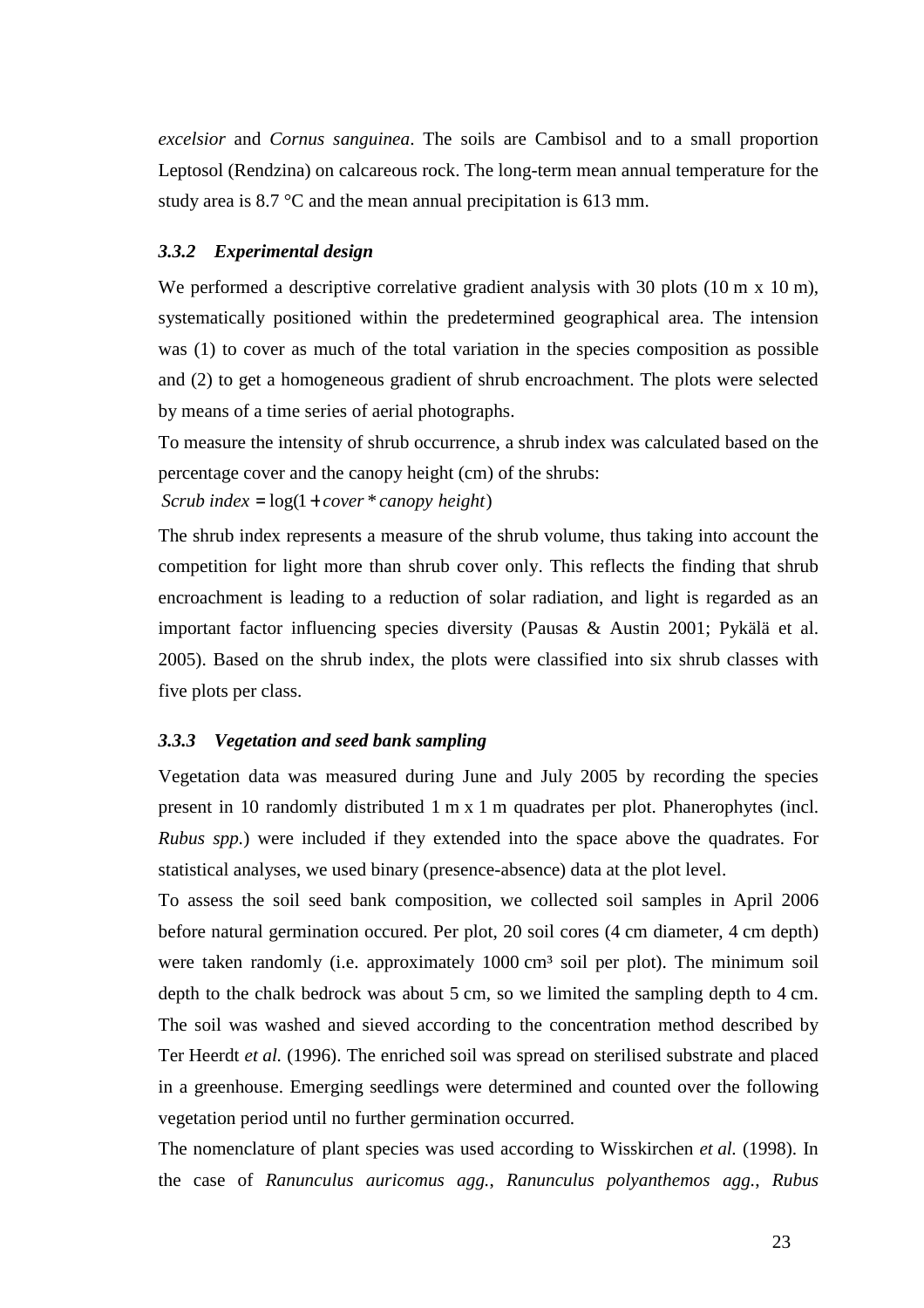*excelsior* and *Cornus sanguinea*. The soils are Cambisol and to a small proportion Leptosol (Rendzina) on calcareous rock. The long-term mean annual temperature for the study area is 8.7 °C and the mean annual precipitation is 613 mm.

### *3.3.2 Experimental design*

We performed a descriptive correlative gradient analysis with 30 plots (10 m x 10 m), systematically positioned within the predetermined geographical area. The intension was (1) to cover as much of the total variation in the species composition as possible and (2) to get a homogeneous gradient of shrub encroachment. The plots were selected by means of a time series of aerial photographs.

To measure the intensity of shrub occurrence, a shrub index was calculated based on the percentage cover and the canopy height (cm) of the shrubs:

$$Scrub\ index = \log(1 + cover * canopy\ height)$$

The shrub index represents a measure of the shrub volume, thus taking into account the competition for light more than shrub cover only. This reflects the finding that shrub encroachment is leading to a reduction of solar radiation, and light is regarded as an important factor influencing species diversity (Pausas & Austin 2001; Pykälä et al. 2005). Based on the shrub index, the plots were classified into six shrub classes with five plots per class.

### *3.3.3 Vegetation and seed bank sampling*

Vegetation data was measured during June and July 2005 by recording the species present in 10 randomly distributed 1 m x 1 m quadrates per plot. Phanerophytes (incl. *Rubus spp.*) were included if they extended into the space above the quadrates. For statistical analyses, we used binary (presence-absence) data at the plot level.

To assess the soil seed bank composition, we collected soil samples in April 2006 before natural germination occured. Per plot, 20 soil cores (4 cm diameter, 4 cm depth) were taken randomly (i.e. approximately 1000 cm³ soil per plot). The minimum soil depth to the chalk bedrock was about 5 cm, so we limited the sampling depth to 4 cm. The soil was washed and sieved according to the concentration method described by Ter Heerdt *et al.* (1996). The enriched soil was spread on sterilised substrate and placed in a greenhouse. Emerging seedlings were determined and counted over the following vegetation period until no further germination occurred.

The nomenclature of plant species was used according to Wisskirchen *et al.* (1998). In the case of *Ranunculus auricomus agg.*, *Ranunculus polyanthemos agg.*, *Rubus*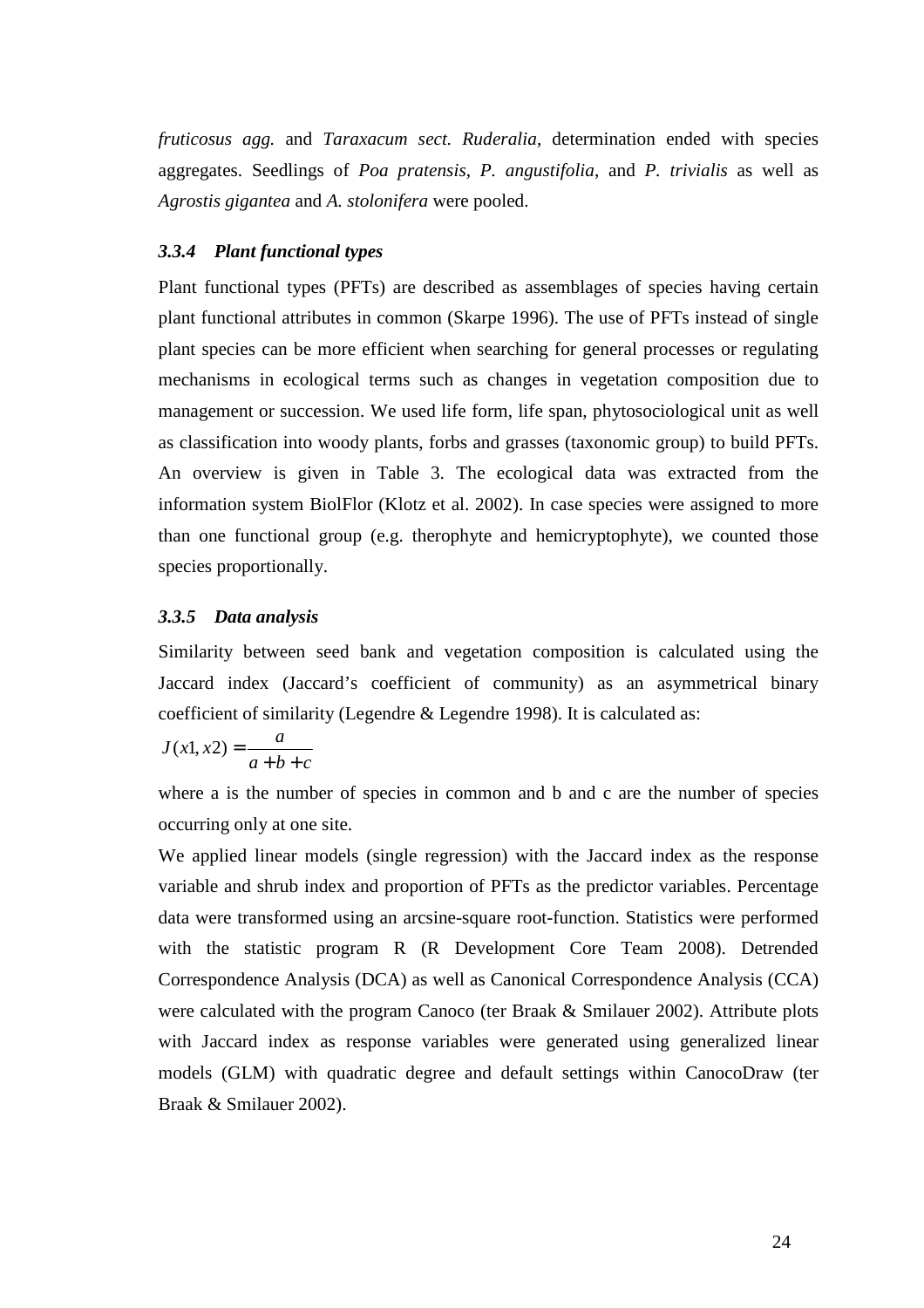*fruticosus agg.* and *Taraxacum sect. Ruderalia*, determination ended with species aggregates. Seedlings of *Poa pratensis*, *P. angustifolia*, and *P. trivialis* as well as *Agrostis gigantea* and *A. stolonifera* were pooled.

### *3.3.4 Plant functional types*

Plant functional types (PFTs) are described as assemblages of species having certain plant functional attributes in common (Skarpe 1996). The use of PFTs instead of single plant species can be more efficient when searching for general processes or regulating mechanisms in ecological terms such as changes in vegetation composition due to management or succession. We used life form, life span, phytosociological unit as well as classification into woody plants, forbs and grasses (taxonomic group) to build PFTs. An overview is given in Table 3. The ecological data was extracted from the information system BiolFlor (Klotz et al. 2002). In case species were assigned to more than one functional group (e.g. therophyte and hemicryptophyte), we counted those species proportionally.

### *3.3.5 Data analysis*

Similarity between seed bank and vegetation composition is calculated using the Jaccard index (Jaccard's coefficient of community) as an asymmetrical binary coefficient of similarity (Legendre & Legendre 1998). It is calculated as:

$$J(x1, x2) = \frac{a}{a + b + c}$$

where a is the number of species in common and b and c are the number of species occurring only at one site.

We applied linear models (single regression) with the Jaccard index as the response variable and shrub index and proportion of PFTs as the predictor variables. Percentage data were transformed using an arcsine-square root-function. Statistics were performed with the statistic program R (R Development Core Team 2008). Detrended Correspondence Analysis (DCA) as well as Canonical Correspondence Analysis (CCA) were calculated with the program Canoco (ter Braak & Smilauer 2002). Attribute plots with Jaccard index as response variables were generated using generalized linear models (GLM) with quadratic degree and default settings within CanocoDraw (ter Braak & Smilauer 2002).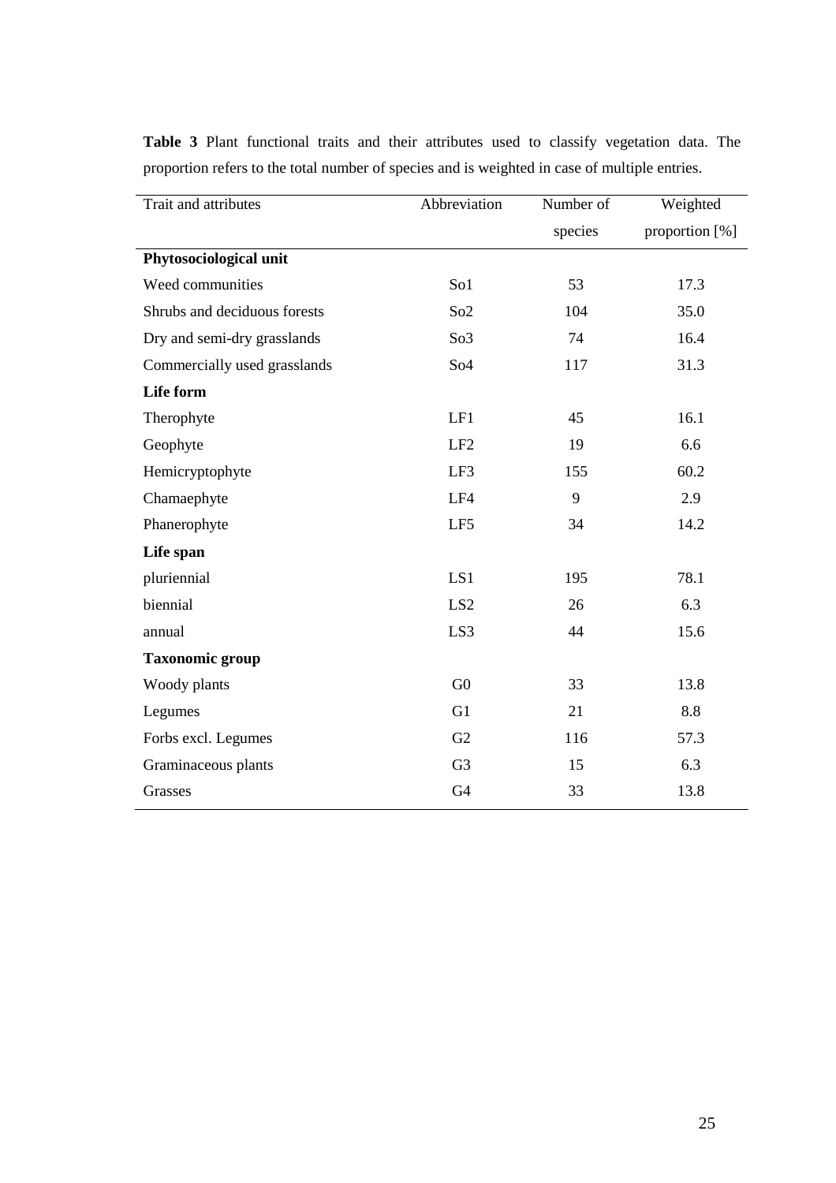**Table 3** Plant functional traits and their attributes used to classify vegetation data. The proportion refers to the total number of species and is weighted in case of multiple entries.

| Trait and attributes | Abbreviation | Number of species | Weighted proportion [%] |
|---|---|---|---|
| **Phytosociological unit** | | | |
| Weed communities | So1 | 53 | 17.3 |
| Shrubs and deciduous forests | So2 | 104 | 35.0 |
| Dry and semi-dry grasslands | So3 | 74 | 16.4 |
| Commercially used grasslands | So4 | 117 | 31.3 |
| **Life form** | | | |
| Therophyte | LF1 | 45 | 16.1 |
| Geophyte | LF2 | 19 | 6.6 |
| Hemicryptophyte | LF3 | 155 | 60.2 |
| Chamaephyte | LF4 | 9 | 2.9 |
| Phanerophyte | LF5 | 34 | 14.2 |
| **Life span** | | | |
| pluriennial | LS1 | 195 | 78.1 |
| biennial | LS2 | 26 | 6.3 |
| annual | LS3 | 44 | 15.6 |
| **Taxonomic group** | | | |
| Woody plants | G0 | 33 | 13.8 |
| Legumes | G1 | 21 | 8.8 |
| Forbs excl. Legumes | G2 | 116 | 57.3 |
| Graminaceous plants | G3 | 15 | 6.3 |
| Grasses | G4 | 33 | 13.8 |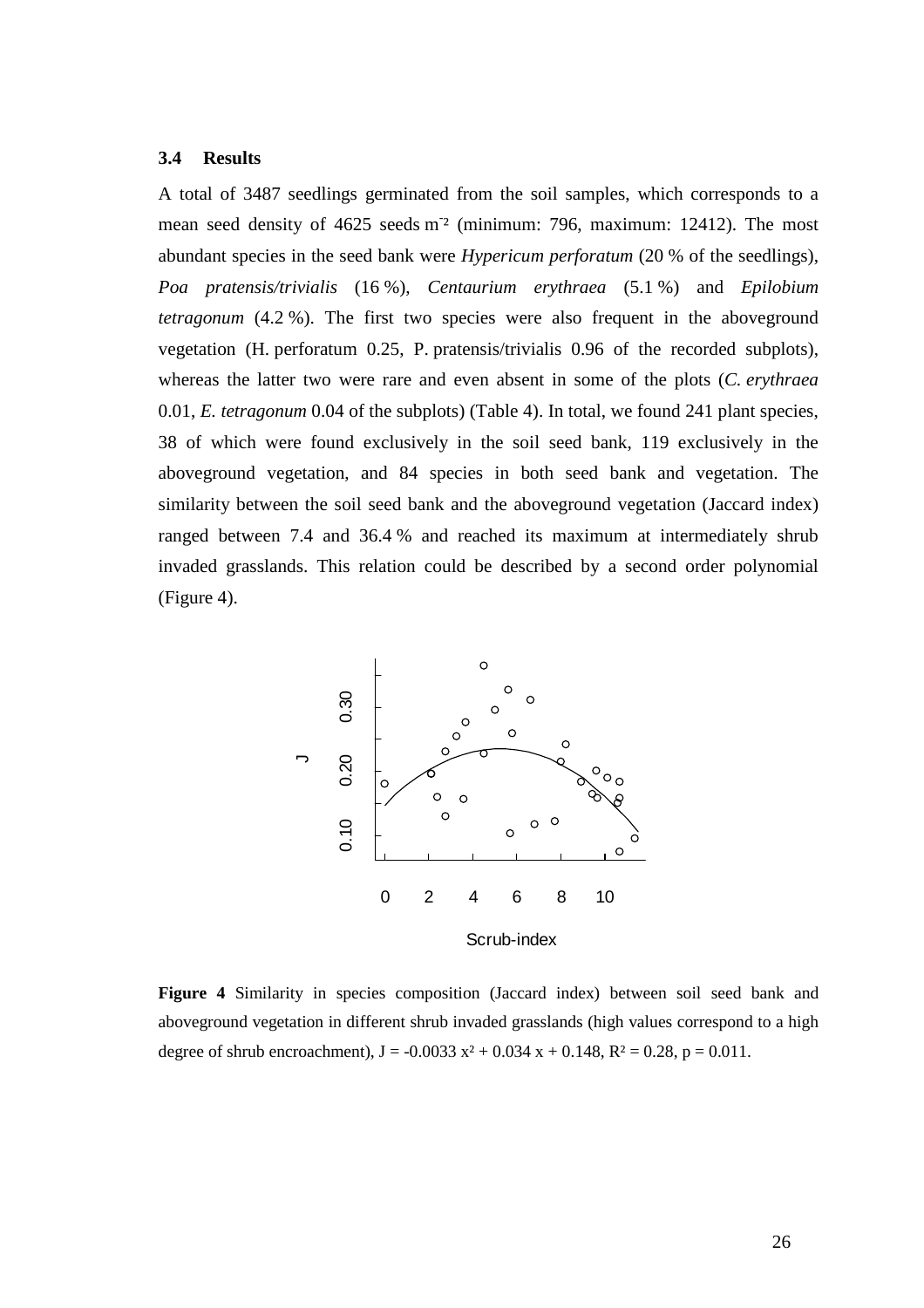### 3.4 Results

A total of 3487 seedlings germinated from the soil samples, which corresponds to a mean seed density of 4625 seeds $m^{-2}$ (minimum: 796, maximum: 12412). The most abundant species in the seed bank were *Hypericum perforatum* (20 % of the seedlings), *Poa pratensis/trivialis* (16 %), *Centaurium erythraea* (5.1 %) and *Epilobium tetragonum* (4.2 %). The first two species were also frequent in the aboveground vegetation (H. perforatum 0.25, P. pratensis/trivialis 0.96 of the recorded subplots), whereas the latter two were rare and even absent in some of the plots (*C. erythraea* 0.01, *E. tetragonum* 0.04 of the subplots) (Table 4). In total, we found 241 plant species, 38 of which were found exclusively in the soil seed bank, 119 exclusively in the aboveground vegetation, and 84 species in both seed bank and vegetation. The similarity between the soil seed bank and the aboveground vegetation (Jaccard index) ranged between 7.4 and 36.4 % and reached its maximum at intermediately shrub invaded grasslands. This relation could be described by a second order polynomial (Figure 4).

**Figure 4** Similarity in species composition (Jaccard index) between soil seed bank and aboveground vegetation in different shrub invaded grasslands (high values correspond to a high degree of shrub encroachment), $J = -0.0033\,x^2 + 0.034\,x + 0.148$, $R^2 = 0.28$, $p = 0.011$.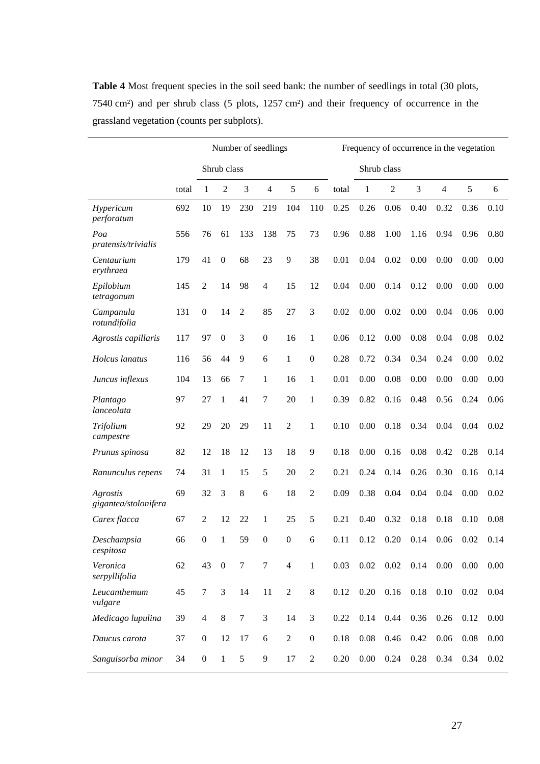**Table 4** Most frequent species in the soil seed bank: the number of seedlings in total (30 plots, 7540 cm²) and per shrub class (5 plots, 1257 cm²) and their frequency of occurrence in the grassland vegetation (counts per subplots).

| | Number of seedlings | | | | | | | Frequency of occurrence in the vegetation | | | | | | |
|---|---|---|---|---|---|---|---|---|---|---|---|---|---|---|
| | | Shrub class | | | | | | | Shrub class | | | | | |
| | total | 1 | 2 | 3 | 4 | 5 | 6 | total | 1 | 2 | 3 | 4 | 5 | 6 |
| *Hypericum perforatum* | 692 | 10 | 19 | 230 | 219 | 104 | 110 | 0.25 | 0.26 | 0.06 | 0.40 | 0.32 | 0.36 | 0.10 |
| *Poa pratensis/trivialis* | 556 | 76 | 61 | 133 | 138 | 75 | 73 | 0.96 | 0.88 | 1.00 | 1.16 | 0.94 | 0.96 | 0.80 |
| *Centaurium erythraea* | 179 | 41 | 0 | 68 | 23 | 9 | 38 | 0.01 | 0.04 | 0.02 | 0.00 | 0.00 | 0.00 | 0.00 |
| *Epilobium tetragonum* | 145 | 2 | 14 | 98 | 4 | 15 | 12 | 0.04 | 0.00 | 0.14 | 0.12 | 0.00 | 0.00 | 0.00 |
| *Campanula rotundifolia* | 131 | 0 | 14 | 2 | 85 | 27 | 3 | 0.02 | 0.00 | 0.02 | 0.00 | 0.04 | 0.06 | 0.00 |
| *Agrostis capillaris* | 117 | 97 | 0 | 3 | 0 | 16 | 1 | 0.06 | 0.12 | 0.00 | 0.08 | 0.04 | 0.08 | 0.02 |
| *Holcus lanatus* | 116 | 56 | 44 | 9 | 6 | 1 | 0 | 0.28 | 0.72 | 0.34 | 0.34 | 0.24 | 0.00 | 0.02 |
| *Juncus inflexus* | 104 | 13 | 66 | 7 | 1 | 16 | 1 | 0.01 | 0.00 | 0.08 | 0.00 | 0.00 | 0.00 | 0.00 |
| *Plantago lanceolata* | 97 | 27 | 1 | 41 | 7 | 20 | 1 | 0.39 | 0.82 | 0.16 | 0.48 | 0.56 | 0.24 | 0.06 |
| *Trifolium campestre* | 92 | 29 | 20 | 29 | 11 | 2 | 1 | 0.10 | 0.00 | 0.18 | 0.34 | 0.04 | 0.04 | 0.02 |
| *Prunus spinosa* | 82 | 12 | 18 | 12 | 13 | 18 | 9 | 0.18 | 0.00 | 0.16 | 0.08 | 0.42 | 0.28 | 0.14 |
| *Ranunculus repens* | 74 | 31 | 1 | 15 | 5 | 20 | 2 | 0.21 | 0.24 | 0.14 | 0.26 | 0.30 | 0.16 | 0.14 |
| *Agrostis gigantea/stolonifera* | 69 | 32 | 3 | 8 | 6 | 18 | 2 | 0.09 | 0.38 | 0.04 | 0.04 | 0.04 | 0.00 | 0.02 |
| *Carex flacca* | 67 | 2 | 12 | 22 | 1 | 25 | 5 | 0.21 | 0.40 | 0.32 | 0.18 | 0.18 | 0.10 | 0.08 |
| *Deschampsia cespitosa* | 66 | 0 | 1 | 59 | 0 | 0 | 6 | 0.11 | 0.12 | 0.20 | 0.14 | 0.06 | 0.02 | 0.14 |
| *Veronica serpyllifolia* | 62 | 43 | 0 | 7 | 7 | 4 | 1 | 0.03 | 0.02 | 0.02 | 0.14 | 0.00 | 0.00 | 0.00 |
| *Leucanthemum vulgare* | 45 | 7 | 3 | 14 | 11 | 2 | 8 | 0.12 | 0.20 | 0.16 | 0.18 | 0.10 | 0.02 | 0.04 |
| *Medicago lupulina* | 39 | 4 | 8 | 7 | 3 | 14 | 3 | 0.22 | 0.14 | 0.44 | 0.36 | 0.26 | 0.12 | 0.00 |
| *Daucus carota* | 37 | 0 | 12 | 17 | 6 | 2 | 0 | 0.18 | 0.08 | 0.46 | 0.42 | 0.06 | 0.08 | 0.00 |
| *Sanguisorba minor* | 34 | 0 | 1 | 5 | 9 | 17 | 2 | 0.20 | 0.00 | 0.24 | 0.28 | 0.34 | 0.34 | 0.02 |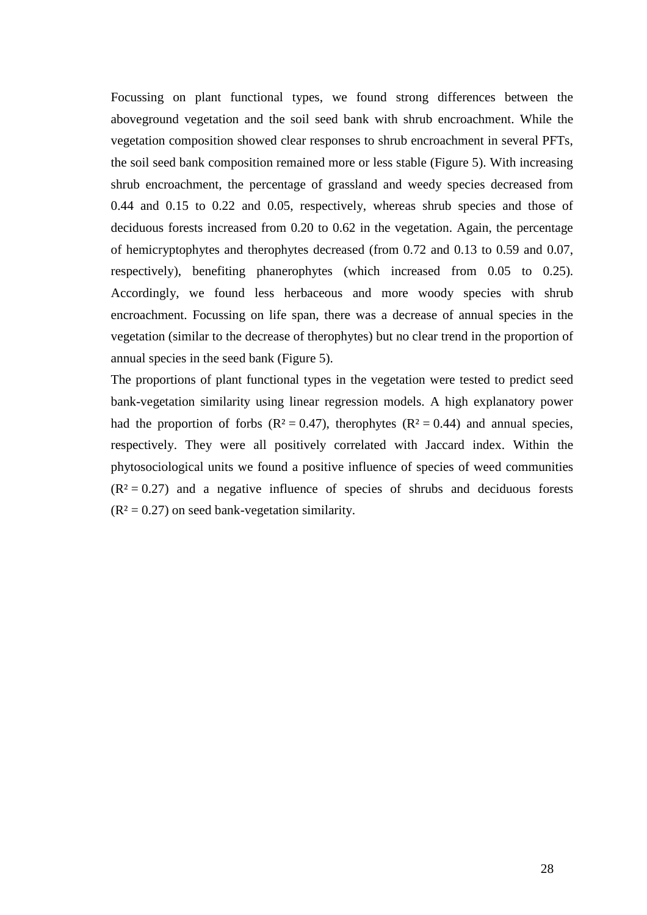Focussing on plant functional types, we found strong differences between the aboveground vegetation and the soil seed bank with shrub encroachment. While the vegetation composition showed clear responses to shrub encroachment in several PFTs, the soil seed bank composition remained more or less stable (Figure 5). With increasing shrub encroachment, the percentage of grassland and weedy species decreased from 0.44 and 0.15 to 0.22 and 0.05, respectively, whereas shrub species and those of deciduous forests increased from 0.20 to 0.62 in the vegetation. Again, the percentage of hemicryptophytes and therophytes decreased (from 0.72 and 0.13 to 0.59 and 0.07, respectively), benefiting phanerophytes (which increased from 0.05 to 0.25). Accordingly, we found less herbaceous and more woody species with shrub encroachment. Focussing on life span, there was a decrease of annual species in the vegetation (similar to the decrease of therophytes) but no clear trend in the proportion of annual species in the seed bank (Figure 5).

The proportions of plant functional types in the vegetation were tested to predict seed bank-vegetation similarity using linear regression models. A high explanatory power had the proportion of forbs ($R^2 = 0.47$), therophytes ($R^2 = 0.44$) and annual species, respectively. They were all positively correlated with Jaccard index. Within the phytosociological units we found a positive influence of species of weed communities ($R^2 = 0.27$) and a negative influence of species of shrubs and deciduous forests ($R^2 = 0.27$) on seed bank-vegetation similarity.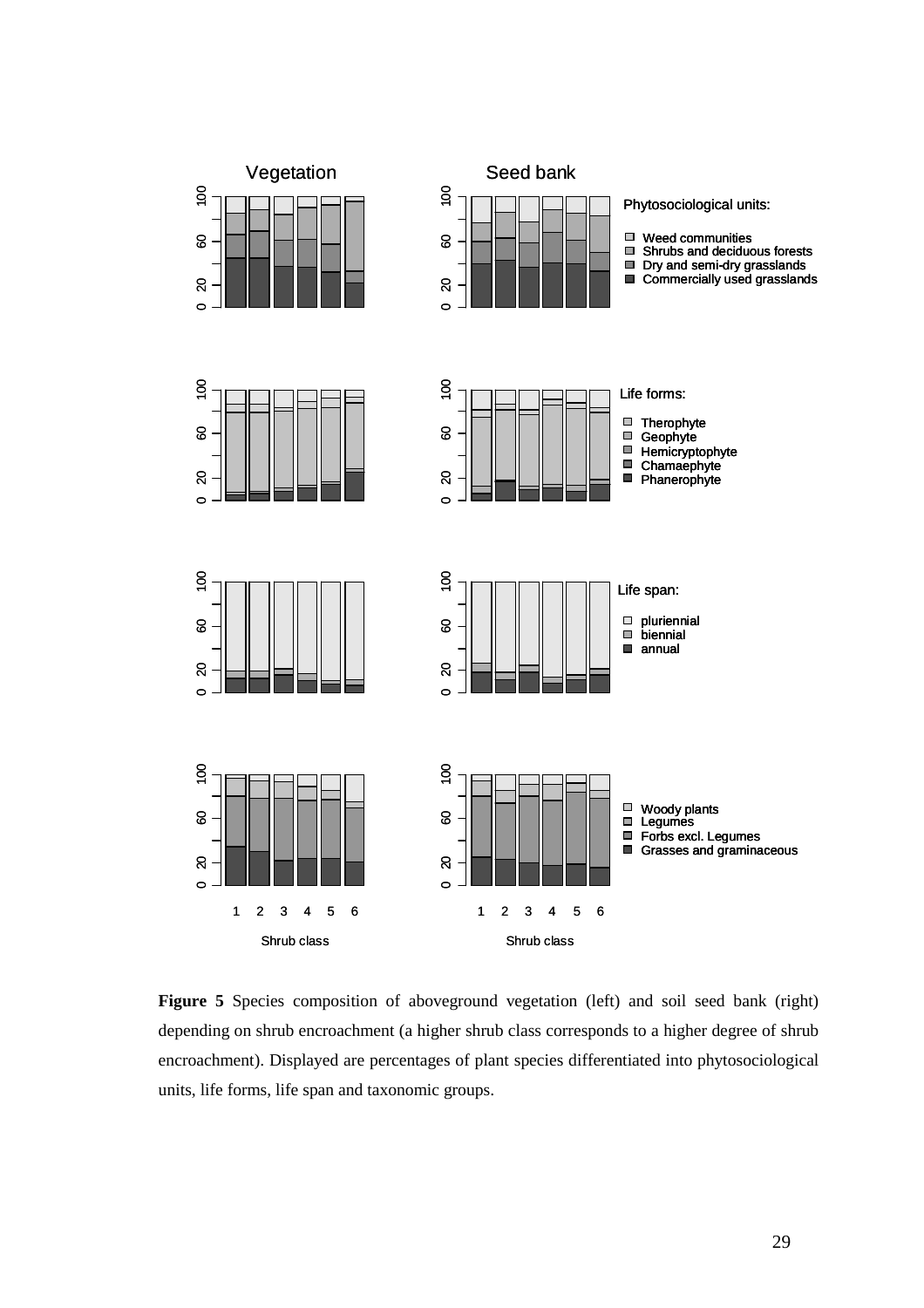**Figure 5** Species composition of aboveground vegetation (left) and soil seed bank (right) depending on shrub encroachment (a higher shrub class corresponds to a higher degree of shrub encroachment). Displayed are percentages of plant species differentiated into phytosociological units, life forms, life span and taxonomic groups.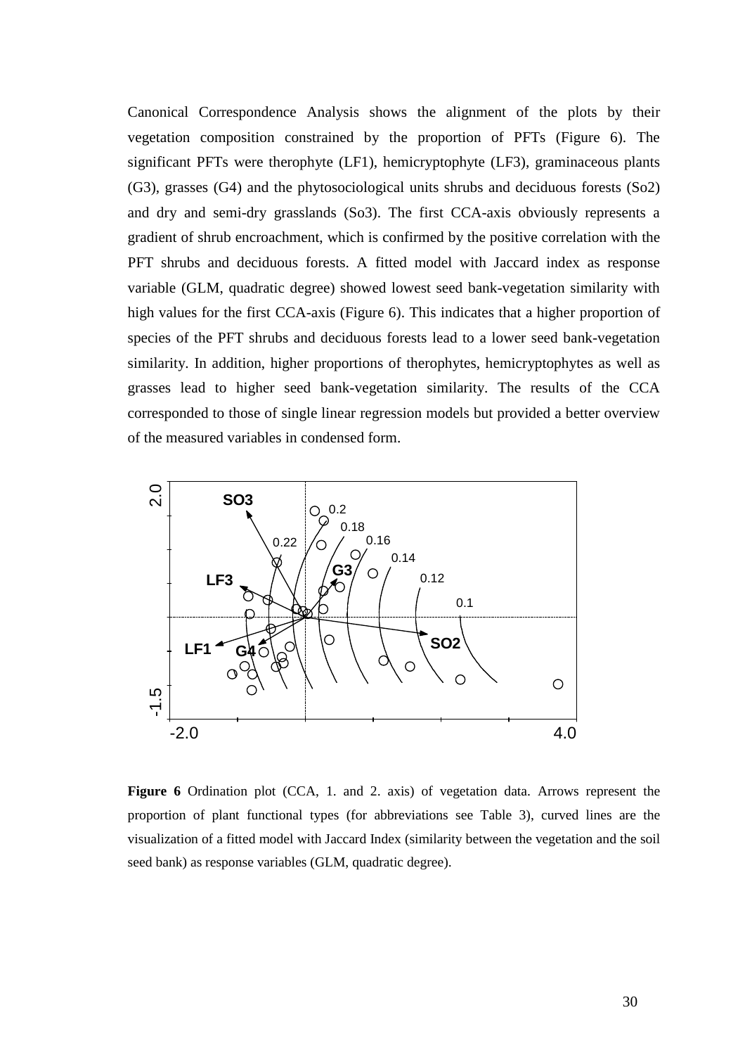Canonical Correspondence Analysis shows the alignment of the plots by their vegetation composition constrained by the proportion of PFTs (Figure 6). The significant PFTs were therophyte (LF1), hemicryptophyte (LF3), graminaceous plants (G3), grasses (G4) and the phytosociological units shrubs and deciduous forests (So2) and dry and semi-dry grasslands (So3). The first CCA-axis obviously represents a gradient of shrub encroachment, which is confirmed by the positive correlation with the PFT shrubs and deciduous forests. A fitted model with Jaccard index as response variable (GLM, quadratic degree) showed lowest seed bank-vegetation similarity with high values for the first CCA-axis (Figure 6). This indicates that a higher proportion of species of the PFT shrubs and deciduous forests lead to a lower seed bank-vegetation similarity. In addition, higher proportions of therophytes, hemicryptophytes as well as grasses lead to higher seed bank-vegetation similarity. The results of the CCA corresponded to those of single linear regression models but provided a better overview of the measured variables in condensed form.

**Figure 6** Ordination plot (CCA, 1. and 2. axis) of vegetation data. Arrows represent the proportion of plant functional types (for abbreviations see Table 3), curved lines are the visualization of a fitted model with Jaccard Index (similarity between the vegetation and the soil seed bank) as response variables (GLM, quadratic degree).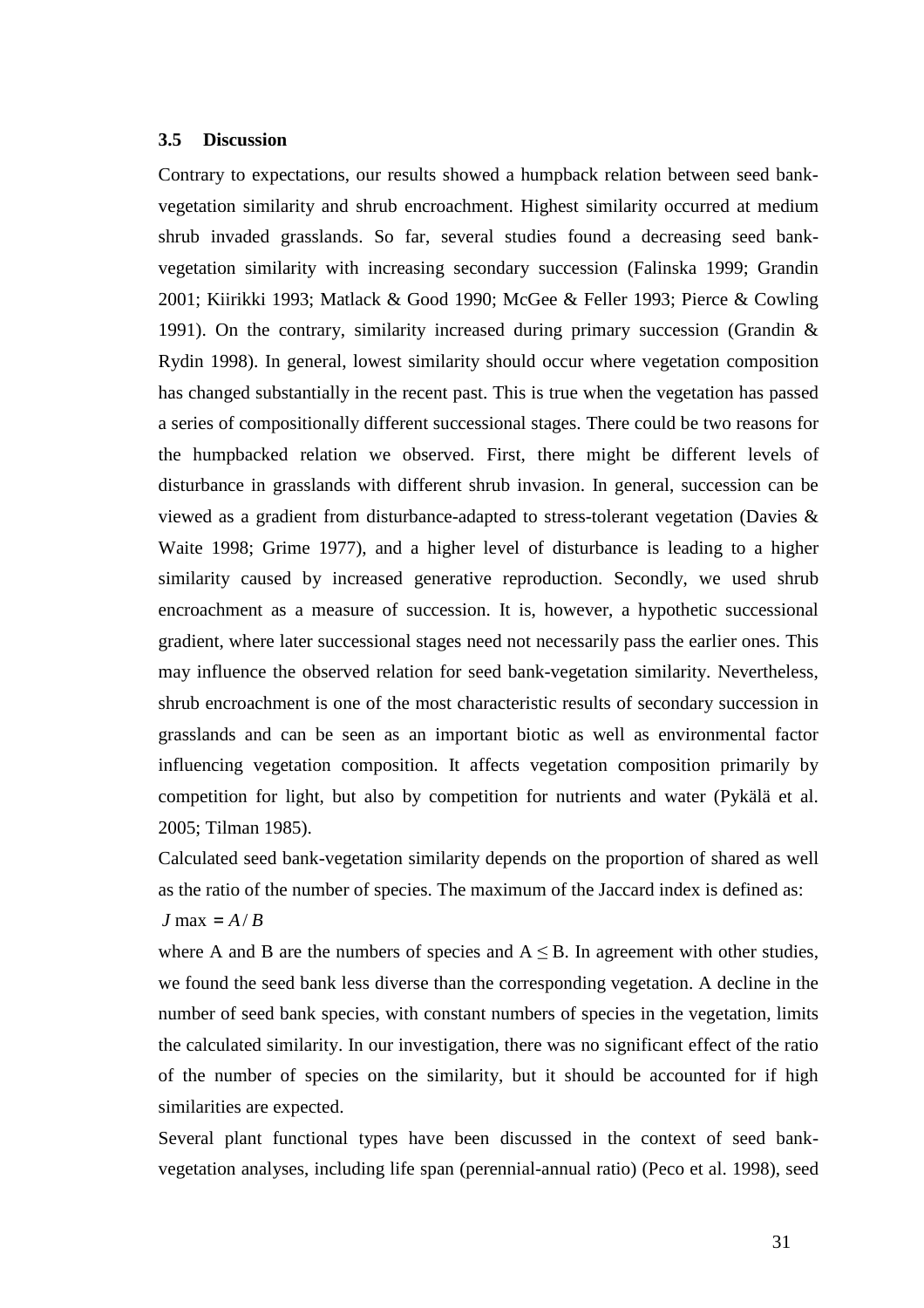### 3.5 Discussion

Contrary to expectations, our results showed a humpback relation between seed bank-vegetation similarity and shrub encroachment. Highest similarity occurred at medium shrub invaded grasslands. So far, several studies found a decreasing seed bank-vegetation similarity with increasing secondary succession (Falinska 1999; Grandin 2001; Kiirikki 1993; Matlack & Good 1990; McGee & Feller 1993; Pierce & Cowling 1991). On the contrary, similarity increased during primary succession (Grandin & Rydin 1998). In general, lowest similarity should occur where vegetation composition has changed substantially in the recent past. This is true when the vegetation has passed a series of compositionally different successional stages. There could be two reasons for the humpbacked relation we observed. First, there might be different levels of disturbance in grasslands with different shrub invasion. In general, succession can be viewed as a gradient from disturbance-adapted to stress-tolerant vegetation (Davies & Waite 1998; Grime 1977), and a higher level of disturbance is leading to a higher similarity caused by increased generative reproduction. Secondly, we used shrub encroachment as a measure of succession. It is, however, a hypothetic successional gradient, where later successional stages need not necessarily pass the earlier ones. This may influence the observed relation for seed bank-vegetation similarity. Nevertheless, shrub encroachment is one of the most characteristic results of secondary succession in grasslands and can be seen as an important biotic as well as environmental factor influencing vegetation composition. It affects vegetation composition primarily by competition for light, but also by competition for nutrients and water (Pykälä et al. 2005; Tilman 1985).

Calculated seed bank-vegetation similarity depends on the proportion of shared as well as the ratio of the number of species. The maximum of the Jaccard index is defined as:

$$J\max = A / B$$

where A and B are the numbers of species and $A \leq B$. In agreement with other studies, we found the seed bank less diverse than the corresponding vegetation. A decline in the number of seed bank species, with constant numbers of species in the vegetation, limits the calculated similarity. In our investigation, there was no significant effect of the ratio of the number of species on the similarity, but it should be accounted for if high similarities are expected.

Several plant functional types have been discussed in the context of seed bank-vegetation analyses, including life span (perennial-annual ratio) (Peco et al. 1998), seed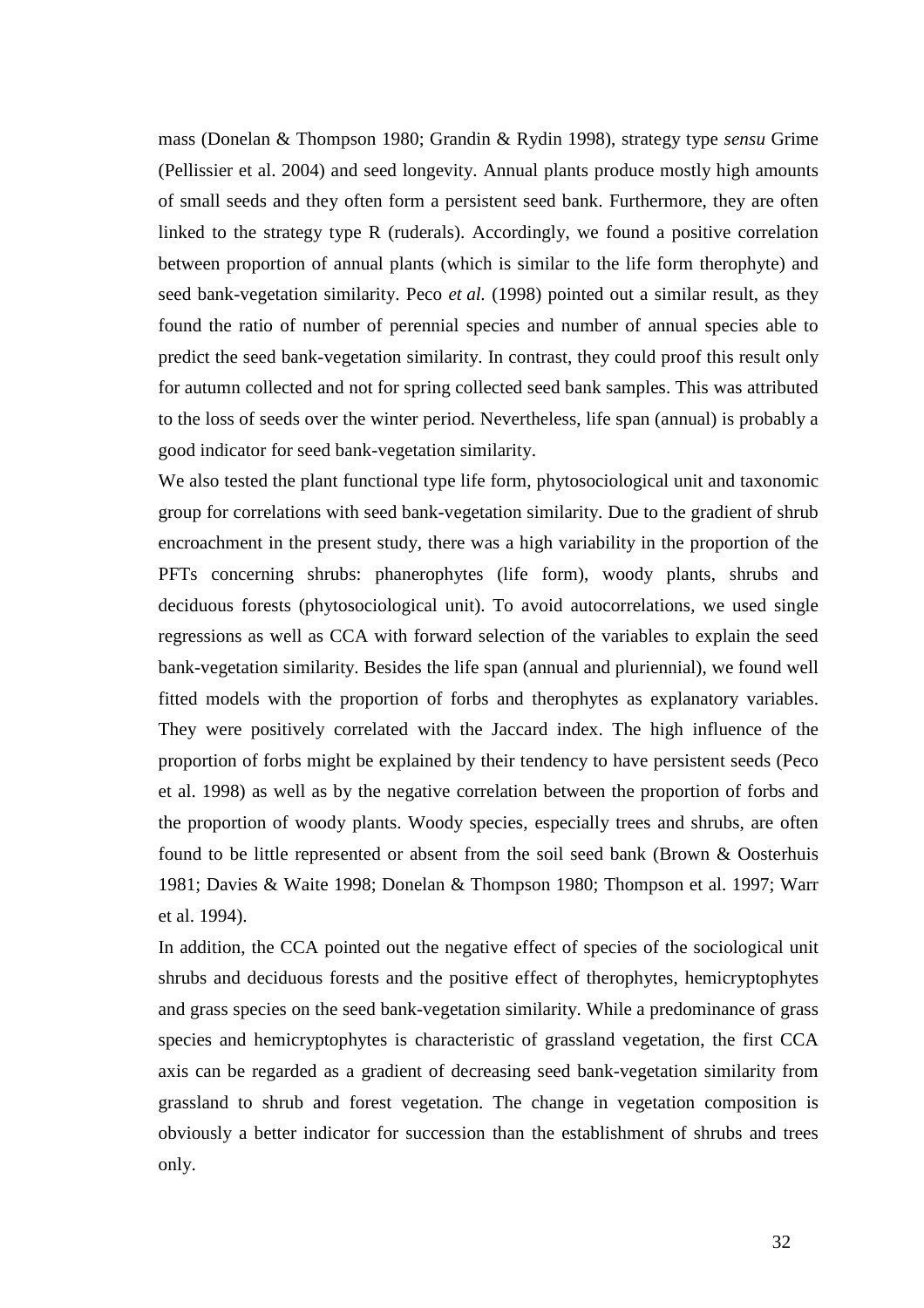mass (Donelan & Thompson 1980; Grandin & Rydin 1998), strategy type *sensu* Grime (Pellissier et al. 2004) and seed longevity. Annual plants produce mostly high amounts of small seeds and they often form a persistent seed bank. Furthermore, they are often linked to the strategy type R (ruderals). Accordingly, we found a positive correlation between proportion of annual plants (which is similar to the life form therophyte) and seed bank-vegetation similarity. Peco *et al.* (1998) pointed out a similar result, as they found the ratio of number of perennial species and number of annual species able to predict the seed bank-vegetation similarity. In contrast, they could proof this result only for autumn collected and not for spring collected seed bank samples. This was attributed to the loss of seeds over the winter period. Nevertheless, life span (annual) is probably a good indicator for seed bank-vegetation similarity.

We also tested the plant functional type life form, phytosociological unit and taxonomic group for correlations with seed bank-vegetation similarity. Due to the gradient of shrub encroachment in the present study, there was a high variability in the proportion of the PFTs concerning shrubs: phanerophytes (life form), woody plants, shrubs and deciduous forests (phytosociological unit). To avoid autocorrelations, we used single regressions as well as CCA with forward selection of the variables to explain the seed bank-vegetation similarity. Besides the life span (annual and pluriennial), we found well fitted models with the proportion of forbs and therophytes as explanatory variables. They were positively correlated with the Jaccard index. The high influence of the proportion of forbs might be explained by their tendency to have persistent seeds (Peco et al. 1998) as well as by the negative correlation between the proportion of forbs and the proportion of woody plants. Woody species, especially trees and shrubs, are often found to be little represented or absent from the soil seed bank (Brown & Oosterhuis 1981; Davies & Waite 1998; Donelan & Thompson 1980; Thompson et al. 1997; Warr et al. 1994).

In addition, the CCA pointed out the negative effect of species of the sociological unit shrubs and deciduous forests and the positive effect of therophytes, hemicryptophytes and grass species on the seed bank-vegetation similarity. While a predominance of grass species and hemicryptophytes is characteristic of grassland vegetation, the first CCA axis can be regarded as a gradient of decreasing seed bank-vegetation similarity from grassland to shrub and forest vegetation. The change in vegetation composition is obviously a better indicator for succession than the establishment of shrubs and trees only.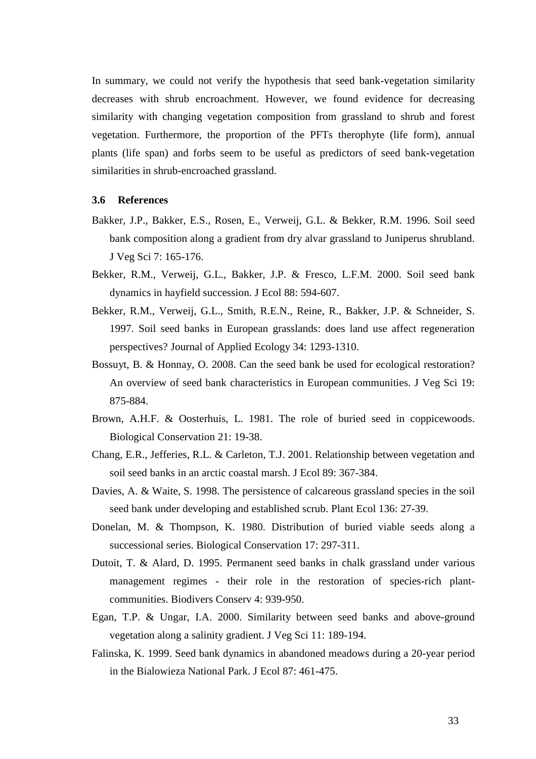In summary, we could not verify the hypothesis that seed bank-vegetation similarity decreases with shrub encroachment. However, we found evidence for decreasing similarity with changing vegetation composition from grassland to shrub and forest vegetation. Furthermore, the proportion of the PFTs therophyte (life form), annual plants (life span) and forbs seem to be useful as predictors of seed bank-vegetation similarities in shrub-encroached grassland.

### 3.6 References

Bakker, J.P., Bakker, E.S., Rosen, E., Verweij, G.L. & Bekker, R.M. 1996. Soil seed bank composition along a gradient from dry alvar grassland to Juniperus shrubland. J Veg Sci 7: 165-176.

Bekker, R.M., Verweij, G.L., Bakker, J.P. & Fresco, L.F.M. 2000. Soil seed bank dynamics in hayfield succession. J Ecol 88: 594-607.

Bekker, R.M., Verweij, G.L., Smith, R.E.N., Reine, R., Bakker, J.P. & Schneider, S. 1997. Soil seed banks in European grasslands: does land use affect regeneration perspectives? Journal of Applied Ecology 34: 1293-1310.

Bossuyt, B. & Honnay, O. 2008. Can the seed bank be used for ecological restoration? An overview of seed bank characteristics in European communities. J Veg Sci 19: 875-884.

Brown, A.H.F. & Oosterhuis, L. 1981. The role of buried seed in coppicewoods. Biological Conservation 21: 19-38.

Chang, E.R., Jefferies, R.L. & Carleton, T.J. 2001. Relationship between vegetation and soil seed banks in an arctic coastal marsh. J Ecol 89: 367-384.

Davies, A. & Waite, S. 1998. The persistence of calcareous grassland species in the soil seed bank under developing and established scrub. Plant Ecol 136: 27-39.

Donelan, M. & Thompson, K. 1980. Distribution of buried viable seeds along a successional series. Biological Conservation 17: 297-311.

Dutoit, T. & Alard, D. 1995. Permanent seed banks in chalk grassland under various management regimes - their role in the restoration of species-rich plant-communities. Biodivers Conserv 4: 939-950.

Egan, T.P. & Ungar, I.A. 2000. Similarity between seed banks and above-ground vegetation along a salinity gradient. J Veg Sci 11: 189-194.

Falinska, K. 1999. Seed bank dynamics in abandoned meadows during a 20-year period in the Bialowieza National Park. J Ecol 87: 461-475.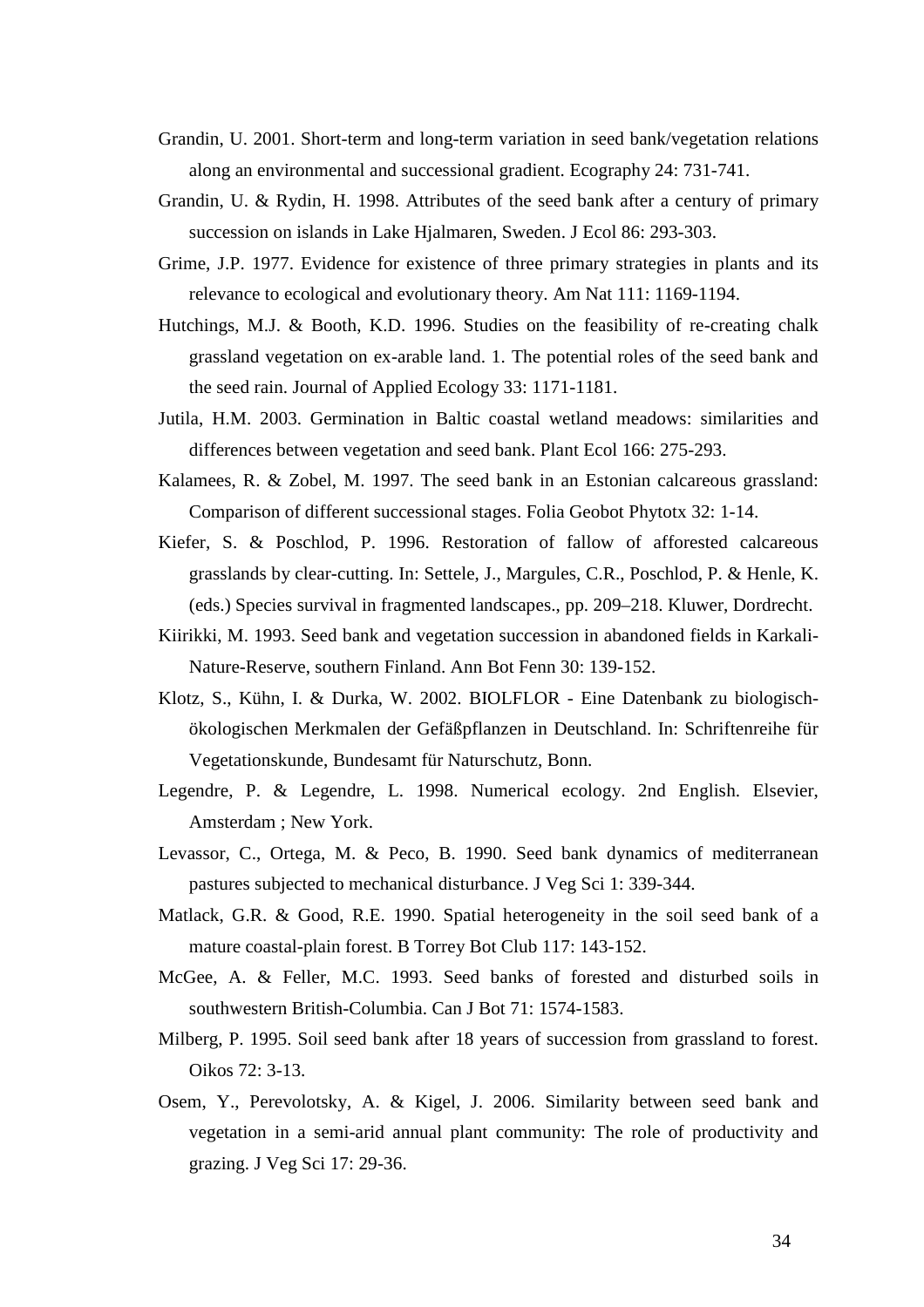Grandin, U. 2001. Short-term and long-term variation in seed bank/vegetation relations along an environmental and successional gradient. Ecography 24: 731-741.

Grandin, U. & Rydin, H. 1998. Attributes of the seed bank after a century of primary succession on islands in Lake Hjalmaren, Sweden. J Ecol 86: 293-303.

Grime, J.P. 1977. Evidence for existence of three primary strategies in plants and its relevance to ecological and evolutionary theory. Am Nat 111: 1169-1194.

Hutchings, M.J. & Booth, K.D. 1996. Studies on the feasibility of re-creating chalk grassland vegetation on ex-arable land. 1. The potential roles of the seed bank and the seed rain. Journal of Applied Ecology 33: 1171-1181.

Jutila, H.M. 2003. Germination in Baltic coastal wetland meadows: similarities and differences between vegetation and seed bank. Plant Ecol 166: 275-293.

Kalamees, R. & Zobel, M. 1997. The seed bank in an Estonian calcareous grassland: Comparison of different successional stages. Folia Geobot Phytotx 32: 1-14.

Kiefer, S. & Poschlod, P. 1996. Restoration of fallow of afforested calcareous grasslands by clear-cutting. In: Settele, J., Margules, C.R., Poschlod, P. & Henle, K. (eds.) Species survival in fragmented landscapes., pp. 209–218. Kluwer, Dordrecht.

Kiirikki, M. 1993. Seed bank and vegetation succession in abandoned fields in Karkali-Nature-Reserve, southern Finland. Ann Bot Fenn 30: 139-152.

Klotz, S., Kühn, I. & Durka, W. 2002. BIOLFLOR - Eine Datenbank zu biologisch-ökologischen Merkmalen der Gefäßpflanzen in Deutschland. In: Schriftenreihe für Vegetationskunde, Bundesamt für Naturschutz, Bonn.

Legendre, P. & Legendre, L. 1998. Numerical ecology. 2nd English. Elsevier, Amsterdam ; New York.

Levassor, C., Ortega, M. & Peco, B. 1990. Seed bank dynamics of mediterranean pastures subjected to mechanical disturbance. J Veg Sci 1: 339-344.

Matlack, G.R. & Good, R.E. 1990. Spatial heterogeneity in the soil seed bank of a mature coastal-plain forest. B Torrey Bot Club 117: 143-152.

McGee, A. & Feller, M.C. 1993. Seed banks of forested and disturbed soils in southwestern British-Columbia. Can J Bot 71: 1574-1583.

Milberg, P. 1995. Soil seed bank after 18 years of succession from grassland to forest. Oikos 72: 3-13.

Osem, Y., Perevolotsky, A. & Kigel, J. 2006. Similarity between seed bank and vegetation in a semi-arid annual plant community: The role of productivity and grazing. J Veg Sci 17: 29-36.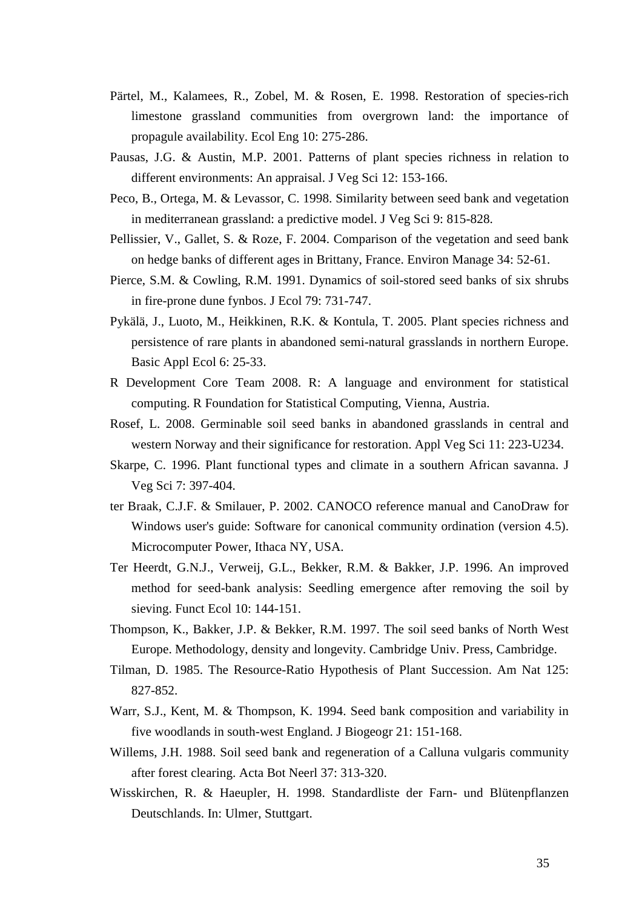Pärtel, M., Kalamees, R., Zobel, M. & Rosen, E. 1998. Restoration of species-rich limestone grassland communities from overgrown land: the importance of propagule availability. Ecol Eng 10: 275-286.

Pausas, J.G. & Austin, M.P. 2001. Patterns of plant species richness in relation to different environments: An appraisal. J Veg Sci 12: 153-166.

Peco, B., Ortega, M. & Levassor, C. 1998. Similarity between seed bank and vegetation in mediterranean grassland: a predictive model. J Veg Sci 9: 815-828.

Pellissier, V., Gallet, S. & Roze, F. 2004. Comparison of the vegetation and seed bank on hedge banks of different ages in Brittany, France. Environ Manage 34: 52-61.

Pierce, S.M. & Cowling, R.M. 1991. Dynamics of soil-stored seed banks of six shrubs in fire-prone dune fynbos. J Ecol 79: 731-747.

Pykälä, J., Luoto, M., Heikkinen, R.K. & Kontula, T. 2005. Plant species richness and persistence of rare plants in abandoned semi-natural grasslands in northern Europe. Basic Appl Ecol 6: 25-33.

R Development Core Team 2008. R: A language and environment for statistical computing. R Foundation for Statistical Computing, Vienna, Austria.

Rosef, L. 2008. Germinable soil seed banks in abandoned grasslands in central and western Norway and their significance for restoration. Appl Veg Sci 11: 223-U234.

Skarpe, C. 1996. Plant functional types and climate in a southern African savanna. J Veg Sci 7: 397-404.

ter Braak, C.J.F. & Smilauer, P. 2002. CANOCO reference manual and CanoDraw for Windows user's guide: Software for canonical community ordination (version 4.5). Microcomputer Power, Ithaca NY, USA.

Ter Heerdt, G.N.J., Verweij, G.L., Bekker, R.M. & Bakker, J.P. 1996. An improved method for seed-bank analysis: Seedling emergence after removing the soil by sieving. Funct Ecol 10: 144-151.

Thompson, K., Bakker, J.P. & Bekker, R.M. 1997. The soil seed banks of North West Europe. Methodology, density and longevity. Cambridge Univ. Press, Cambridge.

Tilman, D. 1985. The Resource-Ratio Hypothesis of Plant Succession. Am Nat 125: 827-852.

Warr, S.J., Kent, M. & Thompson, K. 1994. Seed bank composition and variability in five woodlands in south-west England. J Biogeogr 21: 151-168.

Willems, J.H. 1988. Soil seed bank and regeneration of a Calluna vulgaris community after forest clearing. Acta Bot Neerl 37: 313-320.

Wisskirchen, R. & Haeupler, H. 1998. Standardliste der Farn- und Blütenpflanzen Deutschlands. In: Ulmer, Stuttgart.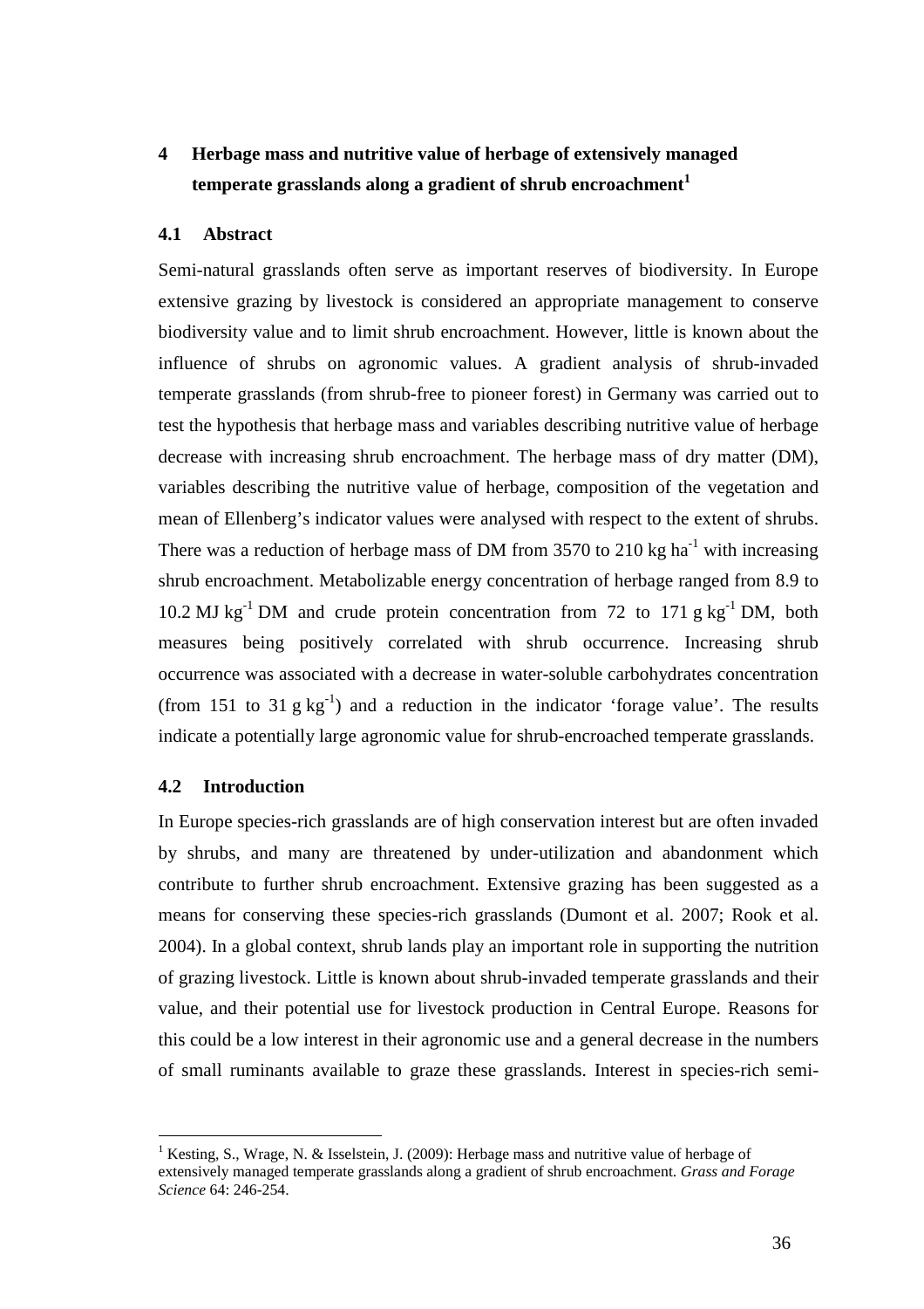# 4 Herbage mass and nutritive value of herbage of extensively managed temperate grasslands along a gradient of shrub encroachment[1]

## 4.1 Abstract

Semi-natural grasslands often serve as important reserves of biodiversity. In Europe extensive grazing by livestock is considered an appropriate management to conserve biodiversity value and to limit shrub encroachment. However, little is known about the influence of shrubs on agronomic values. A gradient analysis of shrub-invaded temperate grasslands (from shrub-free to pioneer forest) in Germany was carried out to test the hypothesis that herbage mass and variables describing nutritive value of herbage decrease with increasing shrub encroachment. The herbage mass of dry matter (DM), variables describing the nutritive value of herbage, composition of the vegetation and mean of Ellenberg's indicator values were analysed with respect to the extent of shrubs. There was a reduction of herbage mass of DM from 3570 to 210 kg ha$^{-1}$ with increasing shrub encroachment. Metabolizable energy concentration of herbage ranged from 8.9 to 10.2 MJ kg$^{-1}$ DM and crude protein concentration from 72 to 171 g kg$^{-1}$ DM, both measures being positively correlated with shrub occurrence. Increasing shrub occurrence was associated with a decrease in water-soluble carbohydrates concentration (from 151 to 31 g kg$^{-1}$) and a reduction in the indicator 'forage value'. The results indicate a potentially large agronomic value for shrub-encroached temperate grasslands.

## 4.2 Introduction

In Europe species-rich grasslands are of high conservation interest but are often invaded by shrubs, and many are threatened by under-utilization and abandonment which contribute to further shrub encroachment. Extensive grazing has been suggested as a means for conserving these species-rich grasslands (Dumont et al. 2007; Rook et al. 2004). In a global context, shrub lands play an important role in supporting the nutrition of grazing livestock. Little is known about shrub-invaded temperate grasslands and their value, and their potential use for livestock production in Central Europe. Reasons for this could be a low interest in their agronomic use and a general decrease in the numbers of small ruminants available to graze these grasslands. Interest in species-rich semi-

---

[1] Kesting, S., Wrage, N. & Isselstein, J. (2009): Herbage mass and nutritive value of herbage of extensively managed temperate grasslands along a gradient of shrub encroachment. *Grass and Forage Science* 64: 246-254.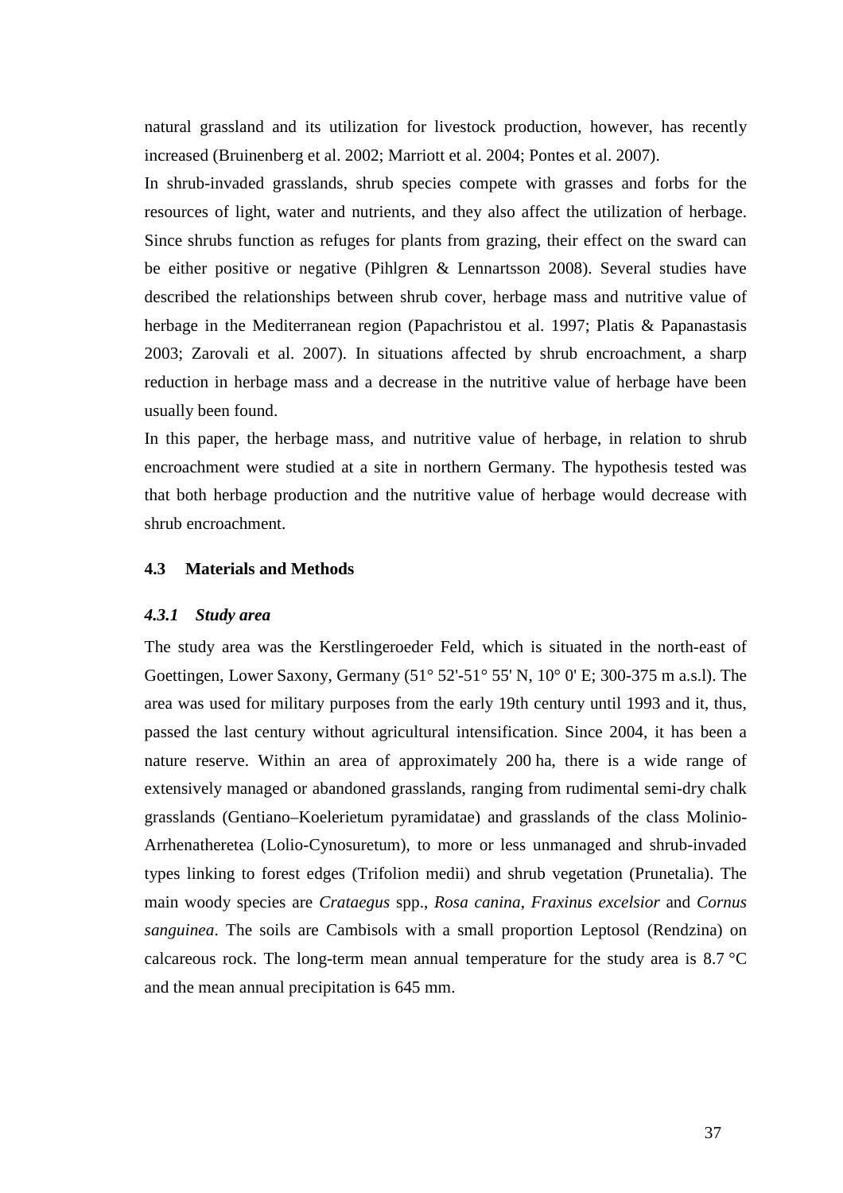natural grassland and its utilization for livestock production, however, has recently increased (Bruinenberg et al. 2002; Marriott et al. 2004; Pontes et al. 2007).

In shrub-invaded grasslands, shrub species compete with grasses and forbs for the resources of light, water and nutrients, and they also affect the utilization of herbage. Since shrubs function as refuges for plants from grazing, their effect on the sward can be either positive or negative (Pihlgren & Lennartsson 2008). Several studies have described the relationships between shrub cover, herbage mass and nutritive value of herbage in the Mediterranean region (Papachristou et al. 1997; Platis & Papanastasis 2003; Zarovali et al. 2007). In situations affected by shrub encroachment, a sharp reduction in herbage mass and a decrease in the nutritive value of herbage have been usually been found.

In this paper, the herbage mass, and nutritive value of herbage, in relation to shrub encroachment were studied at a site in northern Germany. The hypothesis tested was that both herbage production and the nutritive value of herbage would decrease with shrub encroachment.

## 4.3 Materials and Methods

### *4.3.1 Study area*

The study area was the Kerstlingeroeder Feld, which is situated in the north-east of Goettingen, Lower Saxony, Germany (51° 52'-51° 55' N, 10° 0' E; 300-375 m a.s.l). The area was used for military purposes from the early 19th century until 1993 and it, thus, passed the last century without agricultural intensification. Since 2004, it has been a nature reserve. Within an area of approximately 200 ha, there is a wide range of extensively managed or abandoned grasslands, ranging from rudimental semi-dry chalk grasslands (Gentiano–Koelerietum pyramidatae) and grasslands of the class Molinio-Arrhenatheretea (Lolio-Cynosuretum), to more or less unmanaged and shrub-invaded types linking to forest edges (Trifolion medii) and shrub vegetation (Prunetalia). The main woody species are *Crataegus* spp., *Rosa canina*, *Fraxinus excelsior* and *Cornus sanguinea*. The soils are Cambisols with a small proportion Leptosol (Rendzina) on calcareous rock. The long-term mean annual temperature for the study area is 8.7 °C and the mean annual precipitation is 645 mm.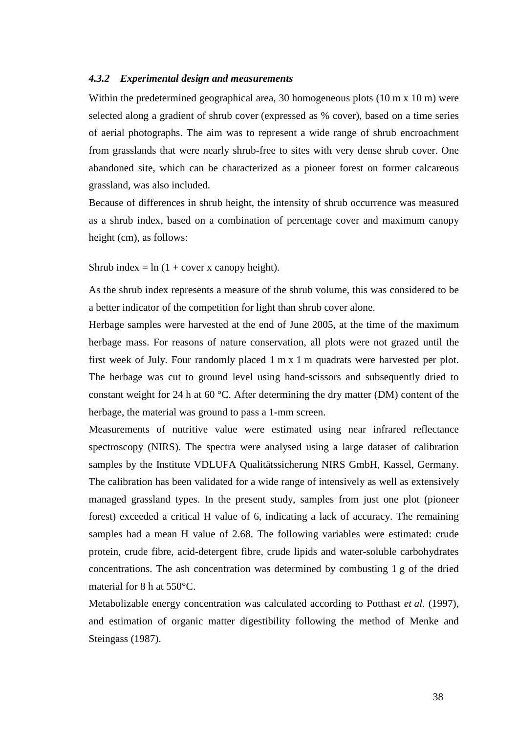### *4.3.2 Experimental design and measurements*

Within the predetermined geographical area, 30 homogeneous plots (10 m x 10 m) were selected along a gradient of shrub cover (expressed as % cover), based on a time series of aerial photographs. The aim was to represent a wide range of shrub encroachment from grasslands that were nearly shrub-free to sites with very dense shrub cover. One abandoned site, which can be characterized as a pioneer forest on former calcareous grassland, was also included.

Because of differences in shrub height, the intensity of shrub occurrence was measured as a shrub index, based on a combination of percentage cover and maximum canopy height (cm), as follows:

Shrub index = ln (1 + cover x canopy height).

As the shrub index represents a measure of the shrub volume, this was considered to be a better indicator of the competition for light than shrub cover alone.

Herbage samples were harvested at the end of June 2005, at the time of the maximum herbage mass. For reasons of nature conservation, all plots were not grazed until the first week of July. Four randomly placed 1 m x 1 m quadrats were harvested per plot. The herbage was cut to ground level using hand-scissors and subsequently dried to constant weight for 24 h at 60 °C. After determining the dry matter (DM) content of the herbage, the material was ground to pass a 1-mm screen.

Measurements of nutritive value were estimated using near infrared reflectance spectroscopy (NIRS). The spectra were analysed using a large dataset of calibration samples by the Institute VDLUFA Qualitätssicherung NIRS GmbH, Kassel, Germany. The calibration has been validated for a wide range of intensively as well as extensively managed grassland types. In the present study, samples from just one plot (pioneer forest) exceeded a critical H value of 6, indicating a lack of accuracy. The remaining samples had a mean H value of 2.68. The following variables were estimated: crude protein, crude fibre, acid-detergent fibre, crude lipids and water-soluble carbohydrates concentrations. The ash concentration was determined by combusting 1 g of the dried material for 8 h at 550°C.

Metabolizable energy concentration was calculated according to Potthast *et al.* (1997), and estimation of organic matter digestibility following the method of Menke and Steingass (1987).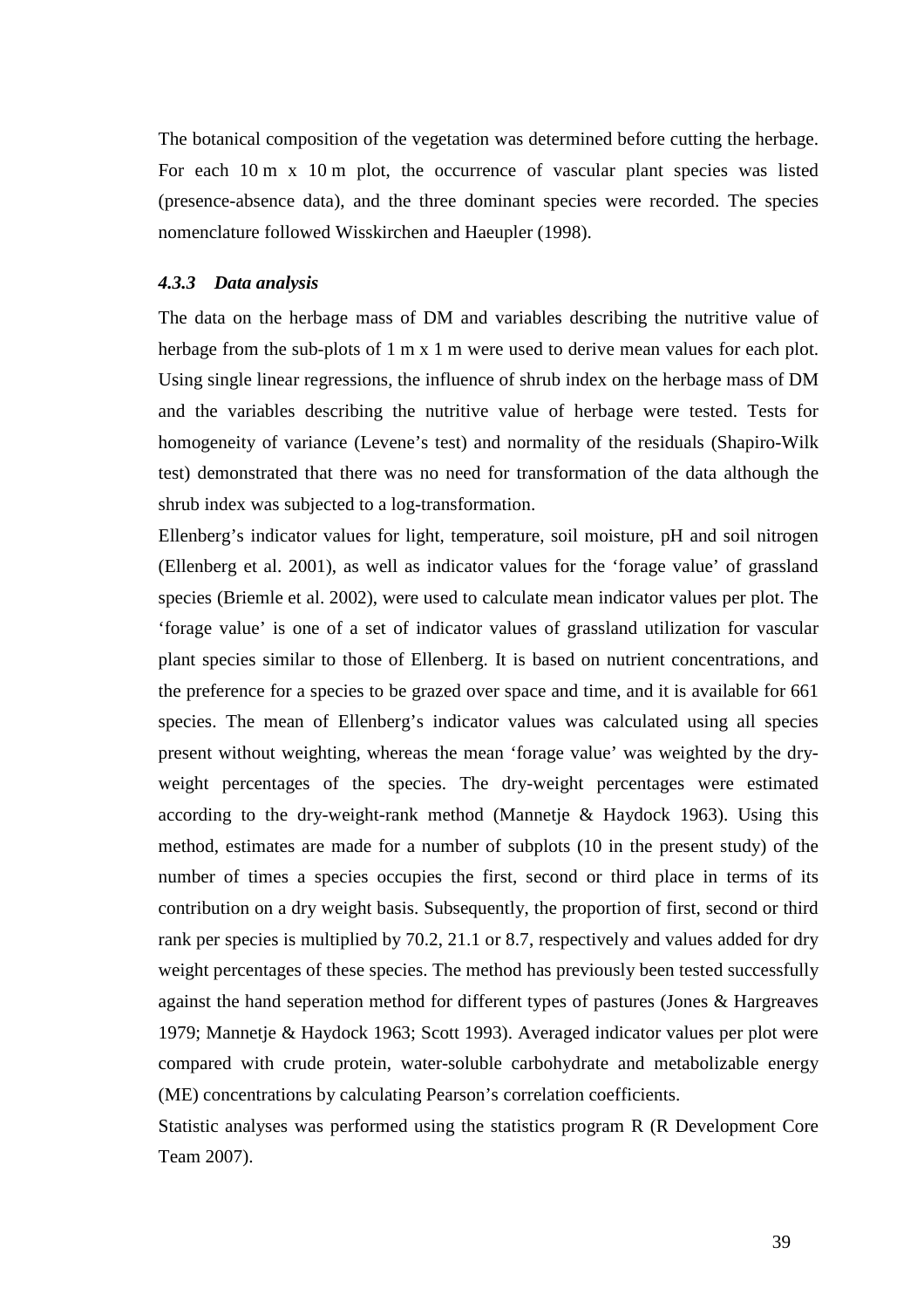The botanical composition of the vegetation was determined before cutting the herbage. For each 10 m x 10 m plot, the occurrence of vascular plant species was listed (presence-absence data), and the three dominant species were recorded. The species nomenclature followed Wisskirchen and Haeupler (1998).

### *4.3.3 Data analysis*

The data on the herbage mass of DM and variables describing the nutritive value of herbage from the sub-plots of 1 m x 1 m were used to derive mean values for each plot. Using single linear regressions, the influence of shrub index on the herbage mass of DM and the variables describing the nutritive value of herbage were tested. Tests for homogeneity of variance (Levene's test) and normality of the residuals (Shapiro-Wilk test) demonstrated that there was no need for transformation of the data although the shrub index was subjected to a log-transformation.

Ellenberg's indicator values for light, temperature, soil moisture, pH and soil nitrogen (Ellenberg et al. 2001), as well as indicator values for the 'forage value' of grassland species (Briemle et al. 2002), were used to calculate mean indicator values per plot. The 'forage value' is one of a set of indicator values of grassland utilization for vascular plant species similar to those of Ellenberg. It is based on nutrient concentrations, and the preference for a species to be grazed over space and time, and it is available for 661 species. The mean of Ellenberg's indicator values was calculated using all species present without weighting, whereas the mean 'forage value' was weighted by the dry-weight percentages of the species. The dry-weight percentages were estimated according to the dry-weight-rank method (Mannetje & Haydock 1963). Using this method, estimates are made for a number of subplots (10 in the present study) of the number of times a species occupies the first, second or third place in terms of its contribution on a dry weight basis. Subsequently, the proportion of first, second or third rank per species is multiplied by 70.2, 21.1 or 8.7, respectively and values added for dry weight percentages of these species. The method has previously been tested successfully against the hand seperation method for different types of pastures (Jones & Hargreaves 1979; Mannetje & Haydock 1963; Scott 1993). Averaged indicator values per plot were compared with crude protein, water-soluble carbohydrate and metabolizable energy (ME) concentrations by calculating Pearson's correlation coefficients.

Statistic analyses was performed using the statistics program R (R Development Core Team 2007).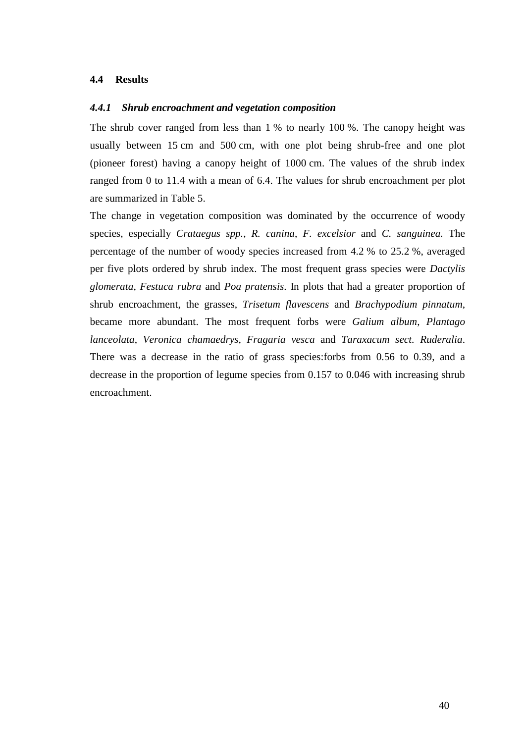## 4.4 Results

### *4.4.1 Shrub encroachment and vegetation composition*

The shrub cover ranged from less than 1 % to nearly 100 %. The canopy height was usually between 15 cm and 500 cm, with one plot being shrub-free and one plot (pioneer forest) having a canopy height of 1000 cm. The values of the shrub index ranged from 0 to 11.4 with a mean of 6.4. The values for shrub encroachment per plot are summarized in Table 5.

The change in vegetation composition was dominated by the occurrence of woody species, especially *Crataegus spp.*, *R. canina*, *F. excelsior* and *C. sanguinea.* The percentage of the number of woody species increased from 4.2 % to 25.2 %, averaged per five plots ordered by shrub index. The most frequent grass species were *Dactylis glomerata*, *Festuca rubra* and *Poa pratensis*. In plots that had a greater proportion of shrub encroachment, the grasses, *Trisetum flavescens* and *Brachypodium pinnatum*, became more abundant. The most frequent forbs were *Galium album*, *Plantago lanceolata*, *Veronica chamaedrys*, *Fragaria vesca* and *Taraxacum sect. Ruderalia*. There was a decrease in the ratio of grass species:forbs from 0.56 to 0.39, and a decrease in the proportion of legume species from 0.157 to 0.046 with increasing shrub encroachment.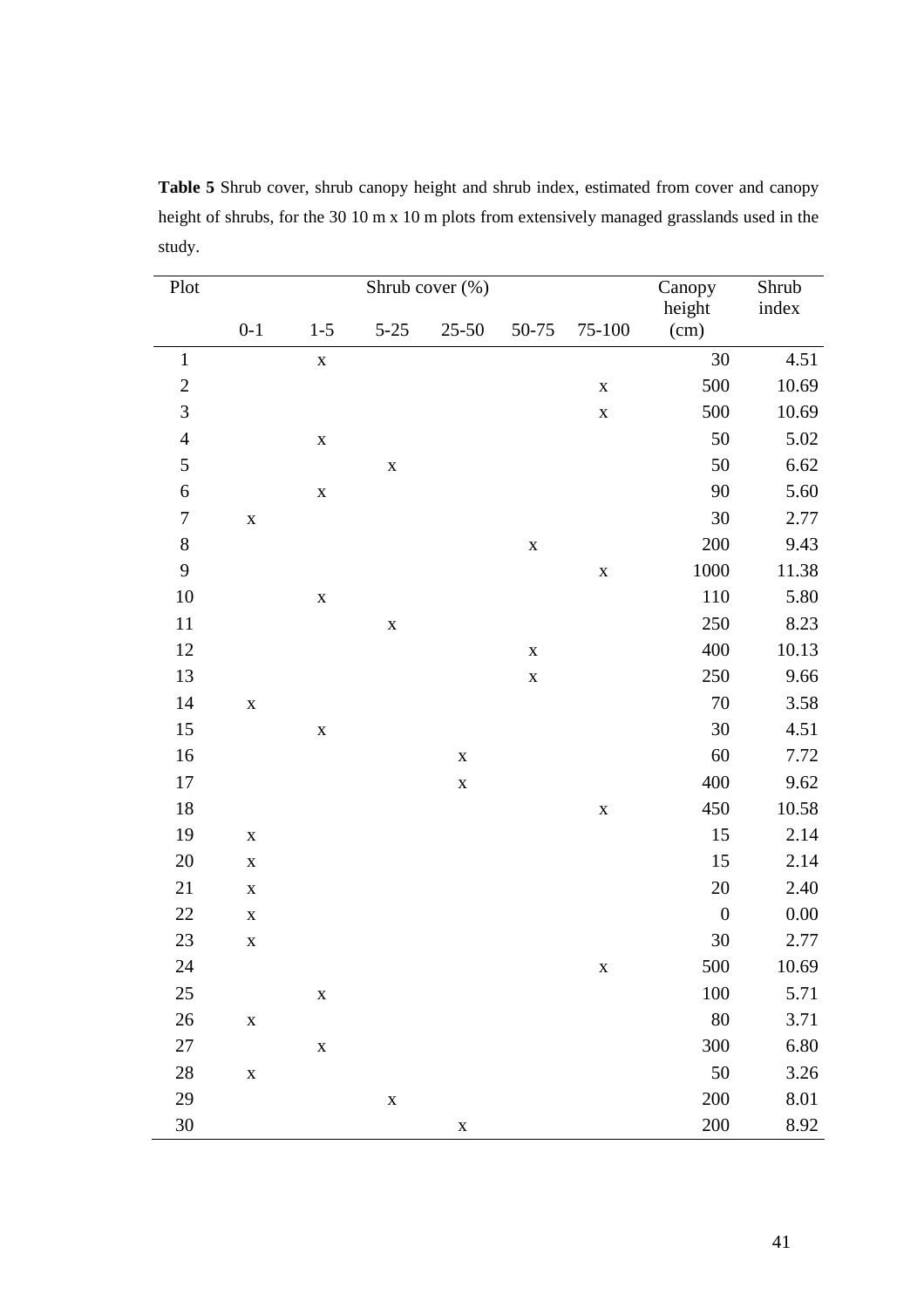**Table 5** Shrub cover, shrub canopy height and shrub index, estimated from cover and canopy height of shrubs, for the 30 10 m x 10 m plots from extensively managed grasslands used in the study.

| Plot | Shrub cover (%) | | | | | | Canopy height (cm) | Shrub index |
|---|---|---|---|---|---|---|---|---|
| | 0-1 | 1-5 | 5-25 | 25-50 | 50-75 | 75-100 | | |
| 1 | | x | | | | | 30 | 4.51 |
| 2 | | | | | | x | 500 | 10.69 |
| 3 | | | | | | x | 500 | 10.69 |
| 4 | | x | | | | | 50 | 5.02 |
| 5 | | | x | | | | 50 | 6.62 |
| 6 | | x | | | | | 90 | 5.60 |
| 7 | x | | | | | | 30 | 2.77 |
| 8 | | | | | x | | 200 | 9.43 |
| 9 | | | | | | x | 1000 | 11.38 |
| 10 | | x | | | | | 110 | 5.80 |
| 11 | | | x | | | | 250 | 8.23 |
| 12 | | | | | x | | 400 | 10.13 |
| 13 | | | | | x | | 250 | 9.66 |
| 14 | x | | | | | | 70 | 3.58 |
| 15 | | x | | | | | 30 | 4.51 |
| 16 | | | | x | | | 60 | 7.72 |
| 17 | | | | x | | | 400 | 9.62 |
| 18 | | | | | | x | 450 | 10.58 |
| 19 | x | | | | | | 15 | 2.14 |
| 20 | x | | | | | | 15 | 2.14 |
| 21 | x | | | | | | 20 | 2.40 |
| 22 | x | | | | | | 0 | 0.00 |
| 23 | x | | | | | | 30 | 2.77 |
| 24 | | | | | | x | 500 | 10.69 |
| 25 | | x | | | | | 100 | 5.71 |
| 26 | x | | | | | | 80 | 3.71 |
| 27 | | x | | | | | 300 | 6.80 |
| 28 | x | | | | | | 50 | 3.26 |
| 29 | | | x | | | | 200 | 8.01 |
| 30 | | | | x | | | 200 | 8.92 |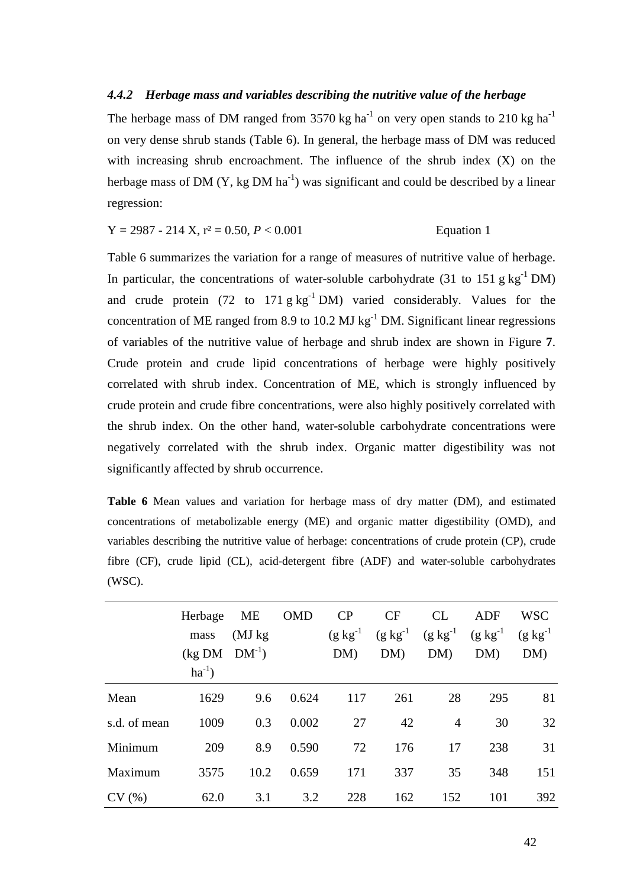### *4.4.2 Herbage mass and variables describing the nutritive value of the herbage*

The herbage mass of DM ranged from 3570 kg $ha^{-1}$ on very open stands to 210 kg $ha^{-1}$ on very dense shrub stands (Table 6). In general, the herbage mass of DM was reduced with increasing shrub encroachment. The influence of the shrub index (X) on the herbage mass of DM (Y, kg DM $ha^{-1}$) was significant and could be described by a linear regression:

$$Y = 2987 - 214\,X,\ r^2 = 0.50,\ P < 0.001 \qquad \text{Equation 1}$$

Table 6 summarizes the variation for a range of measures of nutritive value of herbage. In particular, the concentrations of water-soluble carbohydrate (31 to 151 g $kg^{-1}$ DM) and crude protein (72 to 171 g $kg^{-1}$ DM) varied considerably. Values for the concentration of ME ranged from 8.9 to 10.2 MJ $kg^{-1}$ DM. Significant linear regressions of variables of the nutritive value of herbage and shrub index are shown in Figure **7**. Crude protein and crude lipid concentrations of herbage were highly positively correlated with shrub index. Concentration of ME, which is strongly influenced by crude protein and crude fibre concentrations, were also highly positively correlated with the shrub index. On the other hand, water-soluble carbohydrate concentrations were negatively correlated with the shrub index. Organic matter digestibility was not significantly affected by shrub occurrence.

**Table 6** Mean values and variation for herbage mass of dry matter (DM), and estimated concentrations of metabolizable energy (ME) and organic matter digestibility (OMD), and variables describing the nutritive value of herbage: concentrations of crude protein (CP), crude fibre (CF), crude lipid (CL), acid-detergent fibre (ADF) and water-soluble carbohydrates (WSC).

| | Herbage mass (kg DM $ha^{-1}$) | ME (MJ kg $DM^{-1}$) | OMD | CP (g $kg^{-1}$ DM) | CF (g $kg^{-1}$ DM) | CL (g $kg^{-1}$ DM) | ADF (g $kg^{-1}$ DM) | WSC (g $kg^{-1}$ DM) |
|---|---|---|---|---|---|---|---|---|
| Mean | 1629 | 9.6 | 0.624 | 117 | 261 | 28 | 295 | 81 |
| s.d. of mean | 1009 | 0.3 | 0.002 | 27 | 42 | 4 | 30 | 32 |
| Minimum | 209 | 8.9 | 0.590 | 72 | 176 | 17 | 238 | 31 |
| Maximum | 3575 | 10.2 | 0.659 | 171 | 337 | 35 | 348 | 151 |
| CV (%) | 62.0 | 3.1 | 3.2 | 228 | 162 | 152 | 101 | 392 |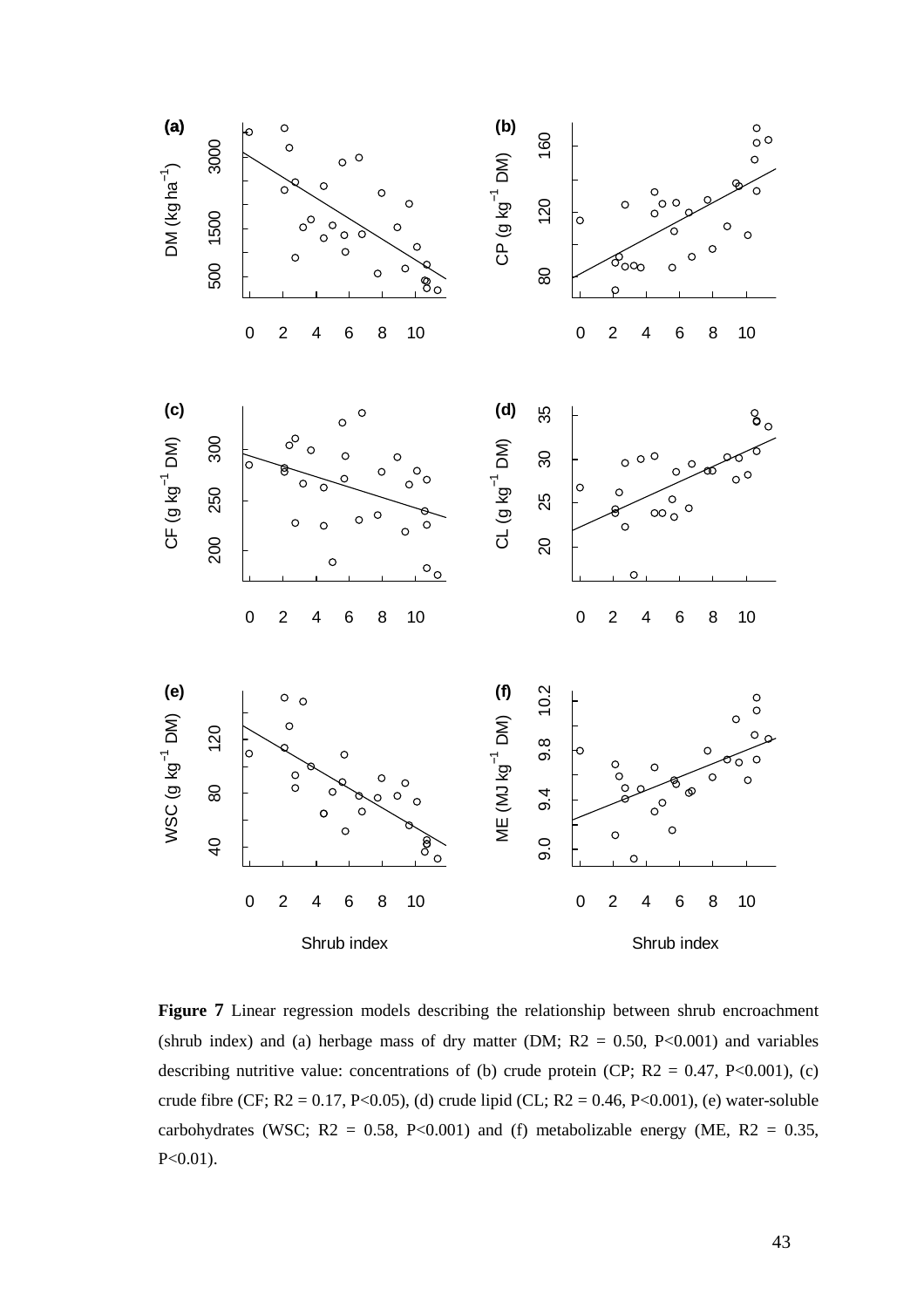**Figure 7** Linear regression models describing the relationship between shrub encroachment (shrub index) and (a) herbage mass of dry matter (DM; R2 = 0.50, P<0.001) and variables describing nutritive value: concentrations of (b) crude protein (CP; R2 = 0.47, P<0.001), (c) crude fibre (CF; R2 = 0.17, P<0.05), (d) crude lipid (CL; R2 = 0.46, P<0.001), (e) water-soluble carbohydrates (WSC; R2 = 0.58, P<0.001) and (f) metabolizable energy (ME, R2 = 0.35, P<0.01).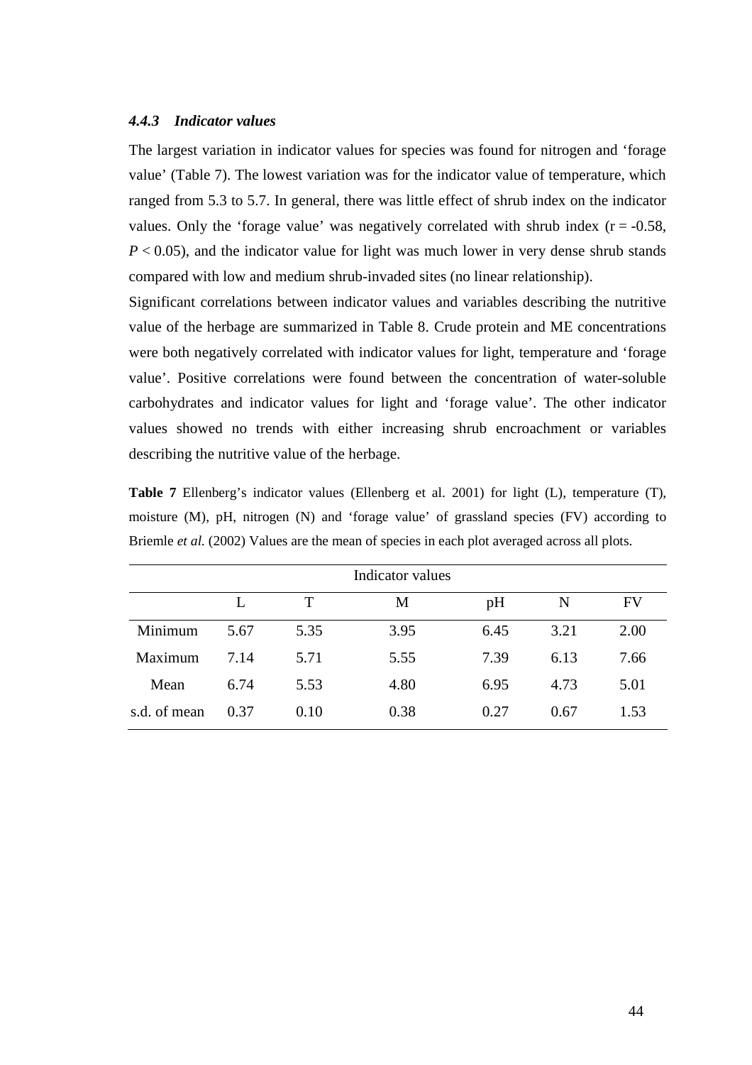#### *4.4.3 Indicator values*

The largest variation in indicator values for species was found for nitrogen and 'forage value' (Table 7). The lowest variation was for the indicator value of temperature, which ranged from 5.3 to 5.7. In general, there was little effect of shrub index on the indicator values. Only the 'forage value' was negatively correlated with shrub index ($r = -0.58$, $P < 0.05$), and the indicator value for light was much lower in very dense shrub stands compared with low and medium shrub-invaded sites (no linear relationship).

Significant correlations between indicator values and variables describing the nutritive value of the herbage are summarized in Table 8. Crude protein and ME concentrations were both negatively correlated with indicator values for light, temperature and 'forage value'. Positive correlations were found between the concentration of water-soluble carbohydrates and indicator values for light and 'forage value'. The other indicator values showed no trends with either increasing shrub encroachment or variables describing the nutritive value of the herbage.

**Table 7** Ellenberg's indicator values (Ellenberg et al. 2001) for light (L), temperature (T), moisture (M), pH, nitrogen (N) and 'forage value' of grassland species (FV) according to Briemle *et al.* (2002) Values are the mean of species in each plot averaged across all plots.

| | Indicator values | | | | | |
|---|---|---|---|---|---|---|
| | L | T | M | pH | N | FV |
| Minimum | 5.67 | 5.35 | 3.95 | 6.45 | 3.21 | 2.00 |
| Maximum | 7.14 | 5.71 | 5.55 | 7.39 | 6.13 | 7.66 |
| Mean | 6.74 | 5.53 | 4.80 | 6.95 | 4.73 | 5.01 |
| s.d. of mean | 0.37 | 0.10 | 0.38 | 0.27 | 0.67 | 1.53 |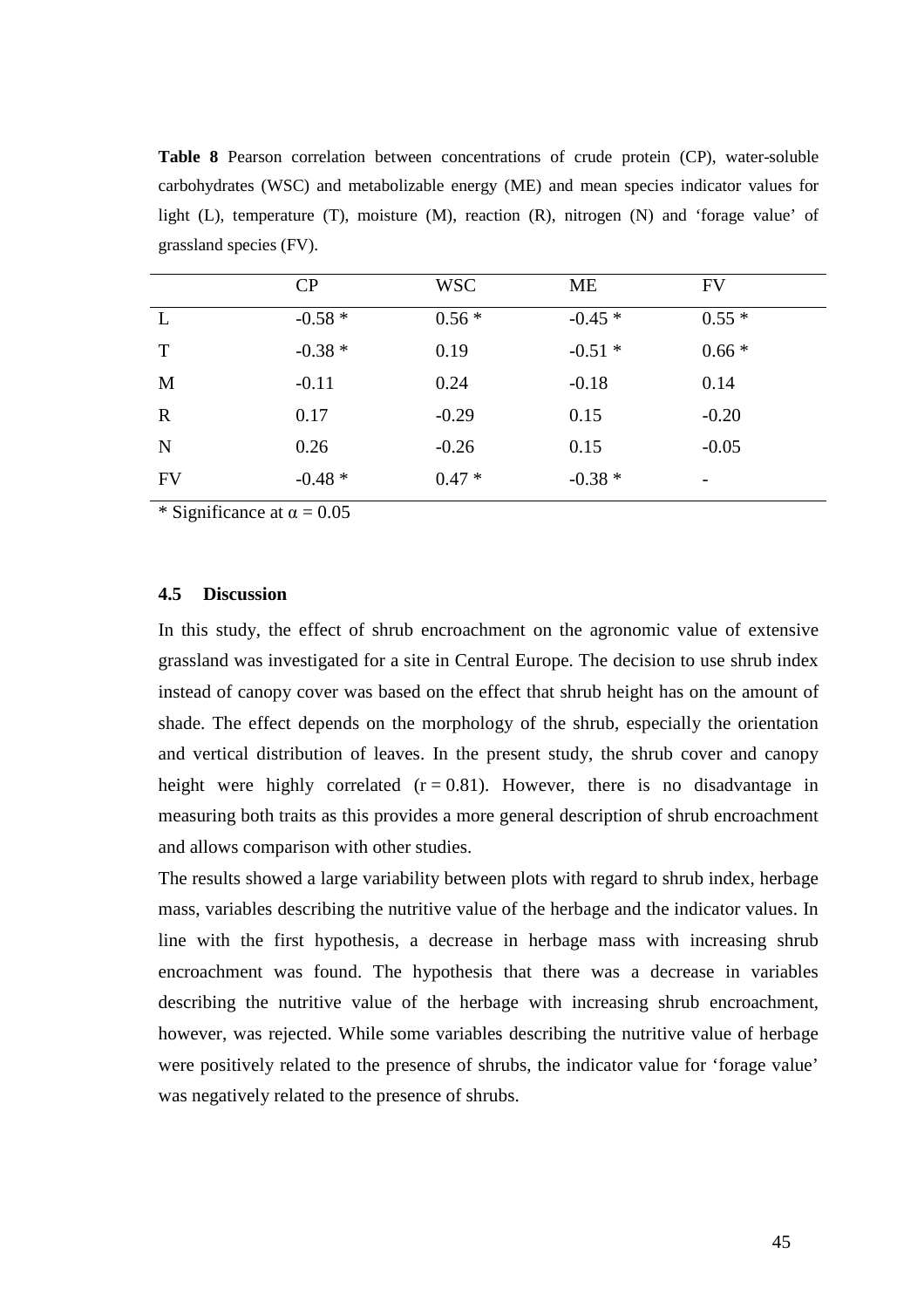**Table 8** Pearson correlation between concentrations of crude protein (CP), water-soluble carbohydrates (WSC) and metabolizable energy (ME) and mean species indicator values for light (L), temperature (T), moisture (M), reaction (R), nitrogen (N) and 'forage value' of grassland species (FV).

| | CP | WSC | ME | FV |
|---|---|---|---|---|
| L | -0.58 * | 0.56 * | -0.45 * | 0.55 * |
| T | -0.38 * | 0.19 | -0.51 * | 0.66 * |
| M | -0.11 | 0.24 | -0.18 | 0.14 |
| R | 0.17 | -0.29 | 0.15 | -0.20 |
| N | 0.26 | -0.26 | 0.15 | -0.05 |
| FV | -0.48 * | 0.47 * | -0.38 * | - |

* Significance at $\alpha = 0.05$

### 4.5 Discussion

In this study, the effect of shrub encroachment on the agronomic value of extensive grassland was investigated for a site in Central Europe. The decision to use shrub index instead of canopy cover was based on the effect that shrub height has on the amount of shade. The effect depends on the morphology of the shrub, especially the orientation and vertical distribution of leaves. In the present study, the shrub cover and canopy height were highly correlated ($r = 0.81$). However, there is no disadvantage in measuring both traits as this provides a more general description of shrub encroachment and allows comparison with other studies.

The results showed a large variability between plots with regard to shrub index, herbage mass, variables describing the nutritive value of the herbage and the indicator values. In line with the first hypothesis, a decrease in herbage mass with increasing shrub encroachment was found. The hypothesis that there was a decrease in variables describing the nutritive value of the herbage with increasing shrub encroachment, however, was rejected. While some variables describing the nutritive value of herbage were positively related to the presence of shrubs, the indicator value for 'forage value' was negatively related to the presence of shrubs.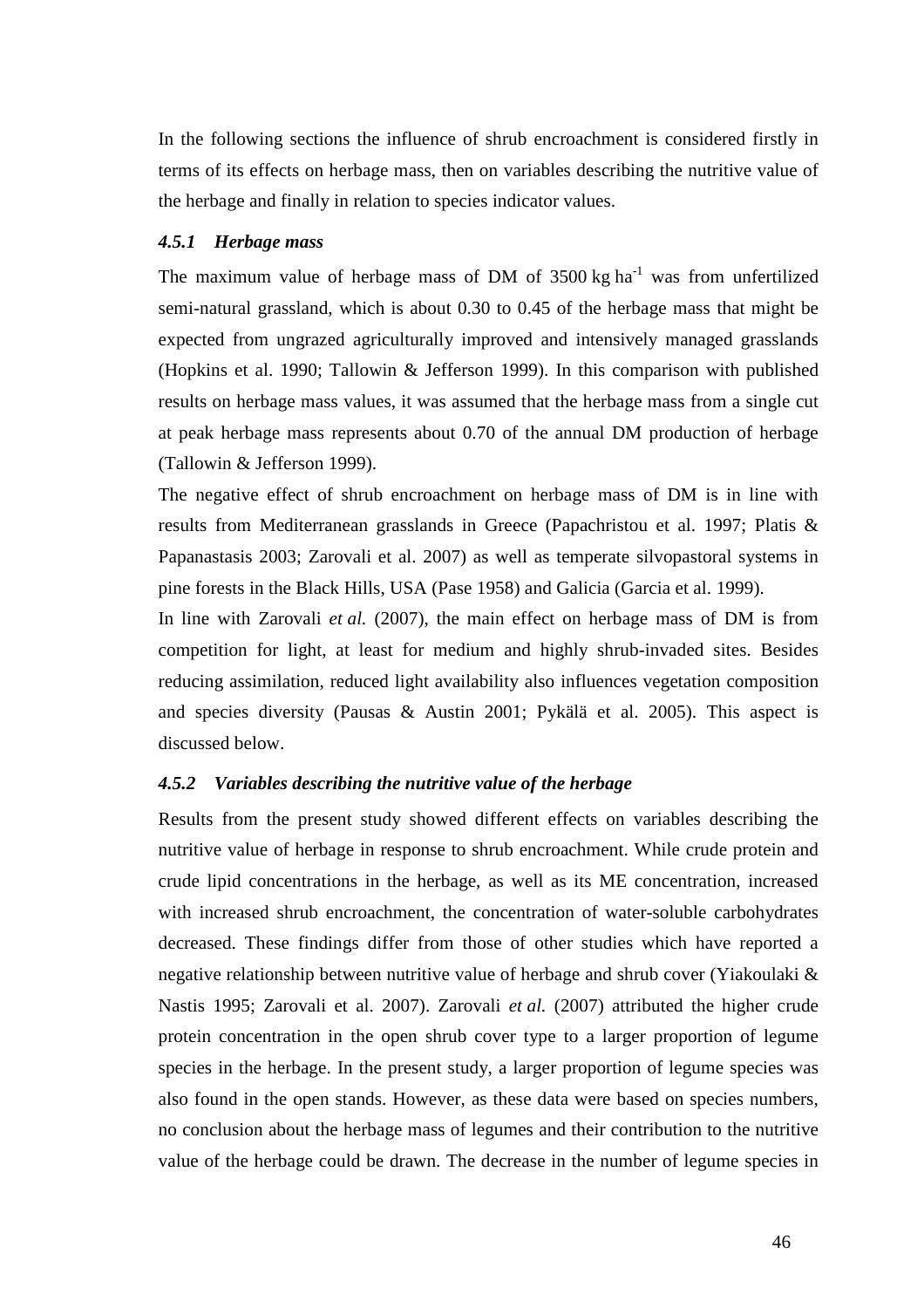In the following sections the influence of shrub encroachment is considered firstly in terms of its effects on herbage mass, then on variables describing the nutritive value of the herbage and finally in relation to species indicator values.

#### *4.5.1 Herbage mass*

The maximum value of herbage mass of DM of 3500 kg $ha^{-1}$ was from unfertilized semi-natural grassland, which is about 0.30 to 0.45 of the herbage mass that might be expected from ungrazed agriculturally improved and intensively managed grasslands (Hopkins et al. 1990; Tallowin & Jefferson 1999). In this comparison with published results on herbage mass values, it was assumed that the herbage mass from a single cut at peak herbage mass represents about 0.70 of the annual DM production of herbage (Tallowin & Jefferson 1999).

The negative effect of shrub encroachment on herbage mass of DM is in line with results from Mediterranean grasslands in Greece (Papachristou et al. 1997; Platis & Papanastasis 2003; Zarovali et al. 2007) as well as temperate silvopastoral systems in pine forests in the Black Hills, USA (Pase 1958) and Galicia (Garcia et al. 1999).

In line with Zarovali *et al.* (2007), the main effect on herbage mass of DM is from competition for light, at least for medium and highly shrub-invaded sites. Besides reducing assimilation, reduced light availability also influences vegetation composition and species diversity (Pausas & Austin 2001; Pykälä et al. 2005). This aspect is discussed below.

#### *4.5.2 Variables describing the nutritive value of the herbage*

Results from the present study showed different effects on variables describing the nutritive value of herbage in response to shrub encroachment. While crude protein and crude lipid concentrations in the herbage, as well as its ME concentration, increased with increased shrub encroachment, the concentration of water-soluble carbohydrates decreased. These findings differ from those of other studies which have reported a negative relationship between nutritive value of herbage and shrub cover (Yiakoulaki & Nastis 1995; Zarovali et al. 2007). Zarovali *et al.* (2007) attributed the higher crude protein concentration in the open shrub cover type to a larger proportion of legume species in the herbage. In the present study, a larger proportion of legume species was also found in the open stands. However, as these data were based on species numbers, no conclusion about the herbage mass of legumes and their contribution to the nutritive value of the herbage could be drawn. The decrease in the number of legume species in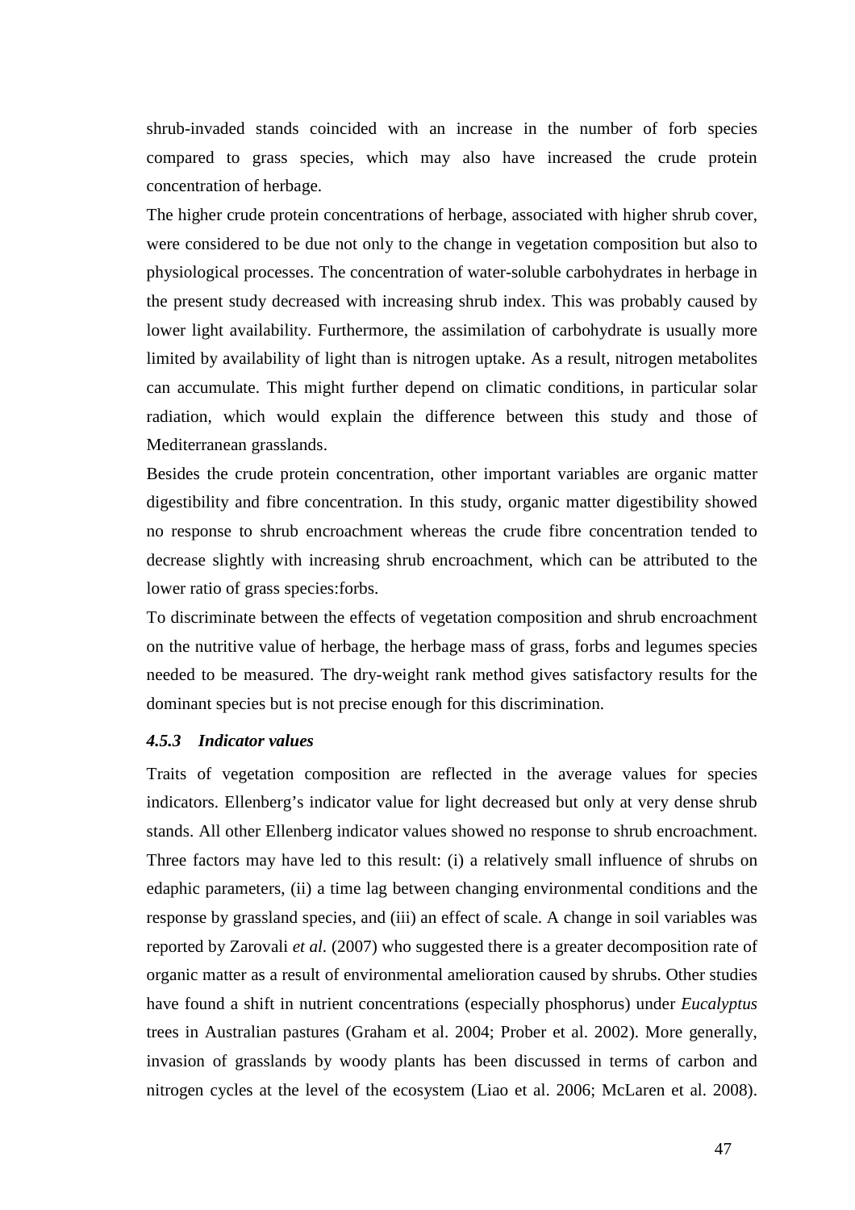shrub-invaded stands coincided with an increase in the number of forb species compared to grass species, which may also have increased the crude protein concentration of herbage.

The higher crude protein concentrations of herbage, associated with higher shrub cover, were considered to be due not only to the change in vegetation composition but also to physiological processes. The concentration of water-soluble carbohydrates in herbage in the present study decreased with increasing shrub index. This was probably caused by lower light availability. Furthermore, the assimilation of carbohydrate is usually more limited by availability of light than is nitrogen uptake. As a result, nitrogen metabolites can accumulate. This might further depend on climatic conditions, in particular solar radiation, which would explain the difference between this study and those of Mediterranean grasslands.

Besides the crude protein concentration, other important variables are organic matter digestibility and fibre concentration. In this study, organic matter digestibility showed no response to shrub encroachment whereas the crude fibre concentration tended to decrease slightly with increasing shrub encroachment, which can be attributed to the lower ratio of grass species:forbs.

To discriminate between the effects of vegetation composition and shrub encroachment on the nutritive value of herbage, the herbage mass of grass, forbs and legumes species needed to be measured. The dry-weight rank method gives satisfactory results for the dominant species but is not precise enough for this discrimination.

#### *4.5.3 Indicator values*

Traits of vegetation composition are reflected in the average values for species indicators. Ellenberg's indicator value for light decreased but only at very dense shrub stands. All other Ellenberg indicator values showed no response to shrub encroachment. Three factors may have led to this result: (i) a relatively small influence of shrubs on edaphic parameters, (ii) a time lag between changing environmental conditions and the response by grassland species, and (iii) an effect of scale. A change in soil variables was reported by Zarovali *et al.* (2007) who suggested there is a greater decomposition rate of organic matter as a result of environmental amelioration caused by shrubs. Other studies have found a shift in nutrient concentrations (especially phosphorus) under *Eucalyptus* trees in Australian pastures (Graham et al. 2004; Prober et al. 2002). More generally, invasion of grasslands by woody plants has been discussed in terms of carbon and nitrogen cycles at the level of the ecosystem (Liao et al. 2006; McLaren et al. 2008).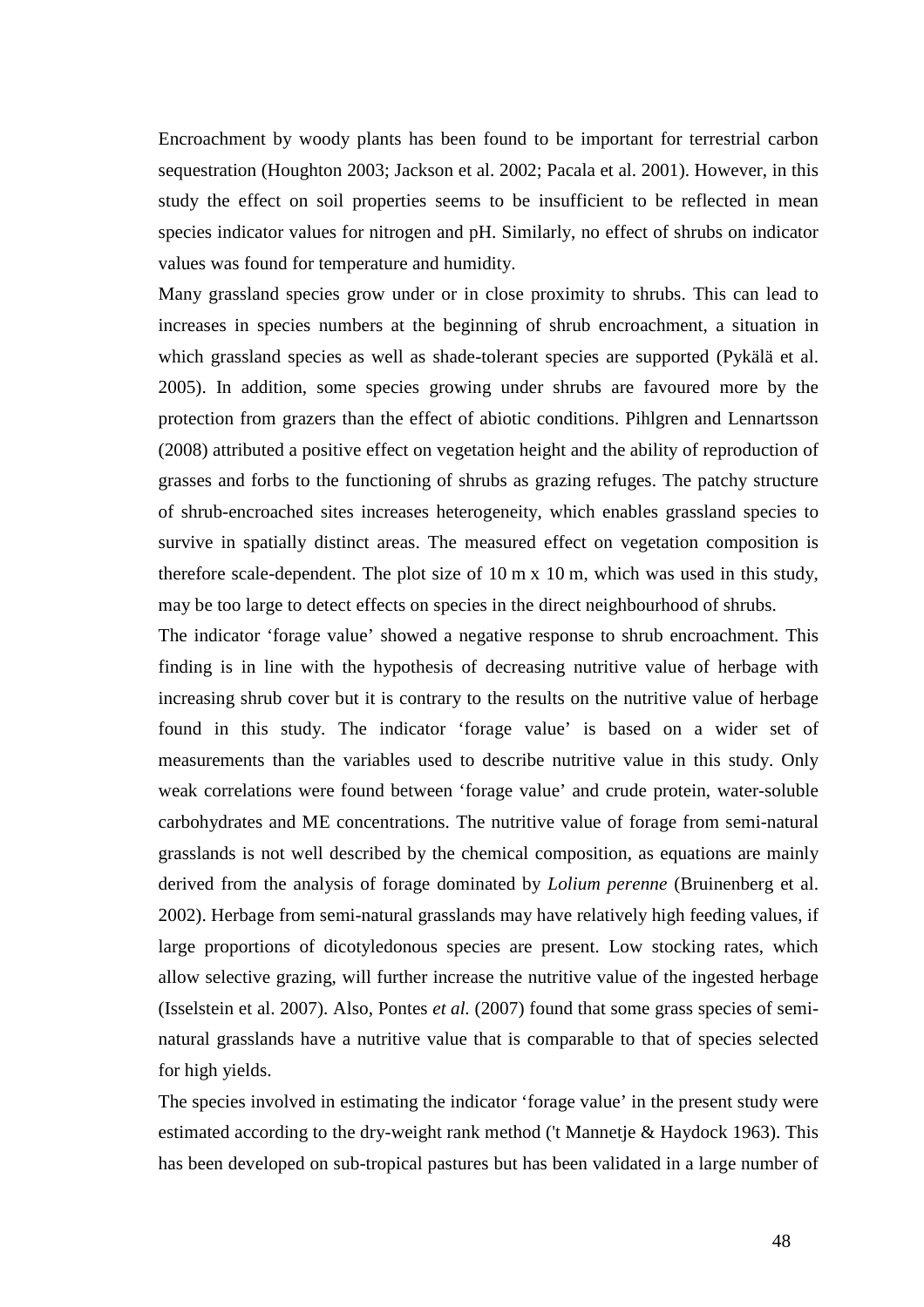Encroachment by woody plants has been found to be important for terrestrial carbon sequestration (Houghton 2003; Jackson et al. 2002; Pacala et al. 2001). However, in this study the effect on soil properties seems to be insufficient to be reflected in mean species indicator values for nitrogen and pH. Similarly, no effect of shrubs on indicator values was found for temperature and humidity.

Many grassland species grow under or in close proximity to shrubs. This can lead to increases in species numbers at the beginning of shrub encroachment, a situation in which grassland species as well as shade-tolerant species are supported (Pykälä et al. 2005). In addition, some species growing under shrubs are favoured more by the protection from grazers than the effect of abiotic conditions. Pihlgren and Lennartsson (2008) attributed a positive effect on vegetation height and the ability of reproduction of grasses and forbs to the functioning of shrubs as grazing refuges. The patchy structure of shrub-encroached sites increases heterogeneity, which enables grassland species to survive in spatially distinct areas. The measured effect on vegetation composition is therefore scale-dependent. The plot size of 10 m x 10 m, which was used in this study, may be too large to detect effects on species in the direct neighbourhood of shrubs.

The indicator 'forage value' showed a negative response to shrub encroachment. This finding is in line with the hypothesis of decreasing nutritive value of herbage with increasing shrub cover but it is contrary to the results on the nutritive value of herbage found in this study. The indicator 'forage value' is based on a wider set of measurements than the variables used to describe nutritive value in this study. Only weak correlations were found between 'forage value' and crude protein, water-soluble carbohydrates and ME concentrations. The nutritive value of forage from semi-natural grasslands is not well described by the chemical composition, as equations are mainly derived from the analysis of forage dominated by *Lolium perenne* (Bruinenberg et al. 2002). Herbage from semi-natural grasslands may have relatively high feeding values, if large proportions of dicotyledonous species are present. Low stocking rates, which allow selective grazing, will further increase the nutritive value of the ingested herbage (Isselstein et al. 2007). Also, Pontes *et al.* (2007) found that some grass species of semi-natural grasslands have a nutritive value that is comparable to that of species selected for high yields.

The species involved in estimating the indicator 'forage value' in the present study were estimated according to the dry-weight rank method ('t Mannetje & Haydock 1963). This has been developed on sub-tropical pastures but has been validated in a large number of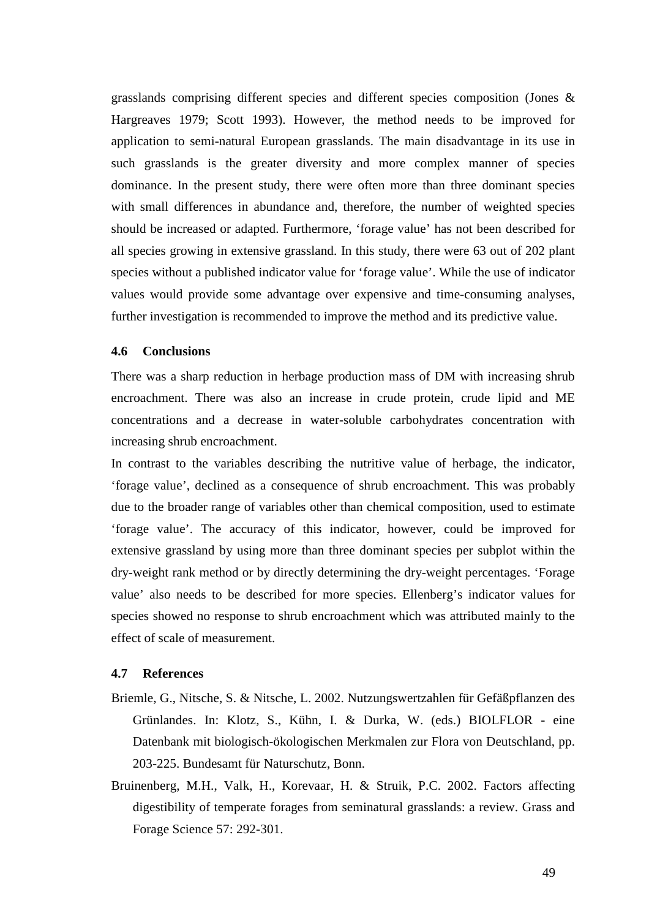grasslands comprising different species and different species composition (Jones & Hargreaves 1979; Scott 1993). However, the method needs to be improved for application to semi-natural European grasslands. The main disadvantage in its use in such grasslands is the greater diversity and more complex manner of species dominance. In the present study, there were often more than three dominant species with small differences in abundance and, therefore, the number of weighted species should be increased or adapted. Furthermore, 'forage value' has not been described for all species growing in extensive grassland. In this study, there were 63 out of 202 plant species without a published indicator value for 'forage value'. While the use of indicator values would provide some advantage over expensive and time-consuming analyses, further investigation is recommended to improve the method and its predictive value.

### 4.6 Conclusions

There was a sharp reduction in herbage production mass of DM with increasing shrub encroachment. There was also an increase in crude protein, crude lipid and ME concentrations and a decrease in water-soluble carbohydrates concentration with increasing shrub encroachment.

In contrast to the variables describing the nutritive value of herbage, the indicator, 'forage value', declined as a consequence of shrub encroachment. This was probably due to the broader range of variables other than chemical composition, used to estimate 'forage value'. The accuracy of this indicator, however, could be improved for extensive grassland by using more than three dominant species per subplot within the dry-weight rank method or by directly determining the dry-weight percentages. 'Forage value' also needs to be described for more species. Ellenberg's indicator values for species showed no response to shrub encroachment which was attributed mainly to the effect of scale of measurement.

### 4.7 References

Briemle, G., Nitsche, S. & Nitsche, L. 2002. Nutzungswertzahlen für Gefäßpflanzen des Grünlandes. In: Klotz, S., Kühn, I. & Durka, W. (eds.) BIOLFLOR - eine Datenbank mit biologisch-ökologischen Merkmalen zur Flora von Deutschland, pp. 203-225. Bundesamt für Naturschutz, Bonn.

Bruinenberg, M.H., Valk, H., Korevaar, H. & Struik, P.C. 2002. Factors affecting digestibility of temperate forages from seminatural grasslands: a review. Grass and Forage Science 57: 292-301.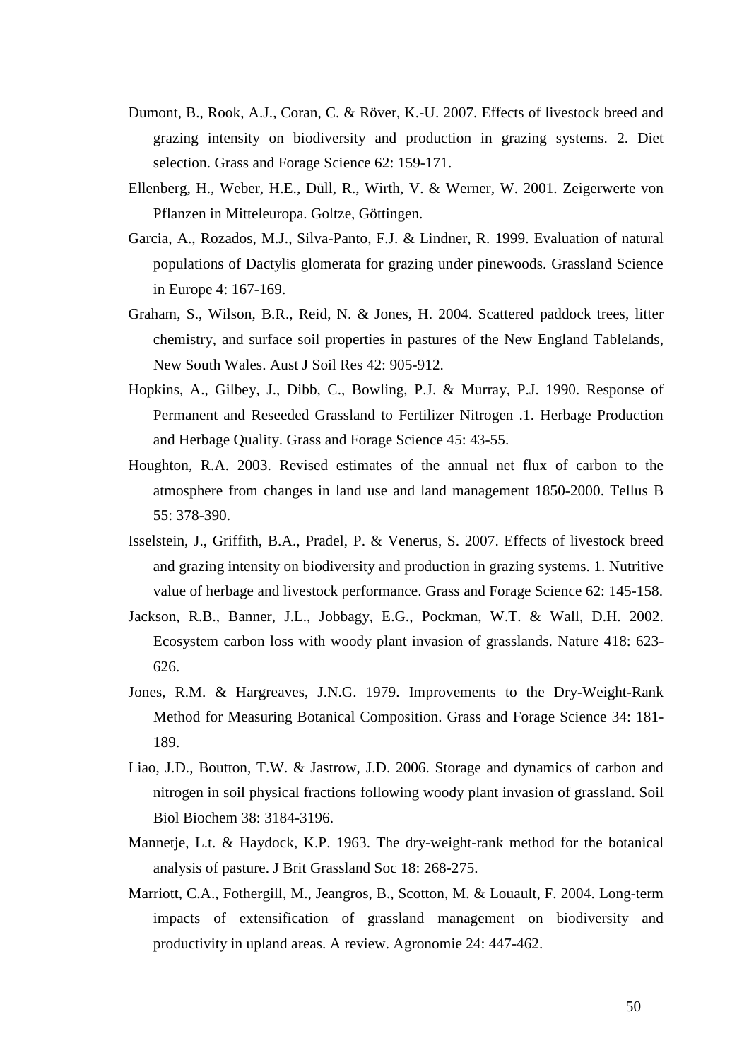Dumont, B., Rook, A.J., Coran, C. & Röver, K.-U. 2007. Effects of livestock breed and grazing intensity on biodiversity and production in grazing systems. 2. Diet selection. Grass and Forage Science 62: 159-171.

Ellenberg, H., Weber, H.E., Düll, R., Wirth, V. & Werner, W. 2001. Zeigerwerte von Pflanzen in Mitteleuropa. Goltze, Göttingen.

Garcia, A., Rozados, M.J., Silva-Panto, F.J. & Lindner, R. 1999. Evaluation of natural populations of Dactylis glomerata for grazing under pinewoods. Grassland Science in Europe 4: 167-169.

Graham, S., Wilson, B.R., Reid, N. & Jones, H. 2004. Scattered paddock trees, litter chemistry, and surface soil properties in pastures of the New England Tablelands, New South Wales. Aust J Soil Res 42: 905-912.

Hopkins, A., Gilbey, J., Dibb, C., Bowling, P.J. & Murray, P.J. 1990. Response of Permanent and Reseeded Grassland to Fertilizer Nitrogen .1. Herbage Production and Herbage Quality. Grass and Forage Science 45: 43-55.

Houghton, R.A. 2003. Revised estimates of the annual net flux of carbon to the atmosphere from changes in land use and land management 1850-2000. Tellus B 55: 378-390.

Isselstein, J., Griffith, B.A., Pradel, P. & Venerus, S. 2007. Effects of livestock breed and grazing intensity on biodiversity and production in grazing systems. 1. Nutritive value of herbage and livestock performance. Grass and Forage Science 62: 145-158.

Jackson, R.B., Banner, J.L., Jobbagy, E.G., Pockman, W.T. & Wall, D.H. 2002. Ecosystem carbon loss with woody plant invasion of grasslands. Nature 418: 623-626.

Jones, R.M. & Hargreaves, J.N.G. 1979. Improvements to the Dry-Weight-Rank Method for Measuring Botanical Composition. Grass and Forage Science 34: 181-189.

Liao, J.D., Boutton, T.W. & Jastrow, J.D. 2006. Storage and dynamics of carbon and nitrogen in soil physical fractions following woody plant invasion of grassland. Soil Biol Biochem 38: 3184-3196.

Mannetje, L.t. & Haydock, K.P. 1963. The dry-weight-rank method for the botanical analysis of pasture. J Brit Grassland Soc 18: 268-275.

Marriott, C.A., Fothergill, M., Jeangros, B., Scotton, M. & Louault, F. 2004. Long-term impacts of extensification of grassland management on biodiversity and productivity in upland areas. A review. Agronomie 24: 447-462.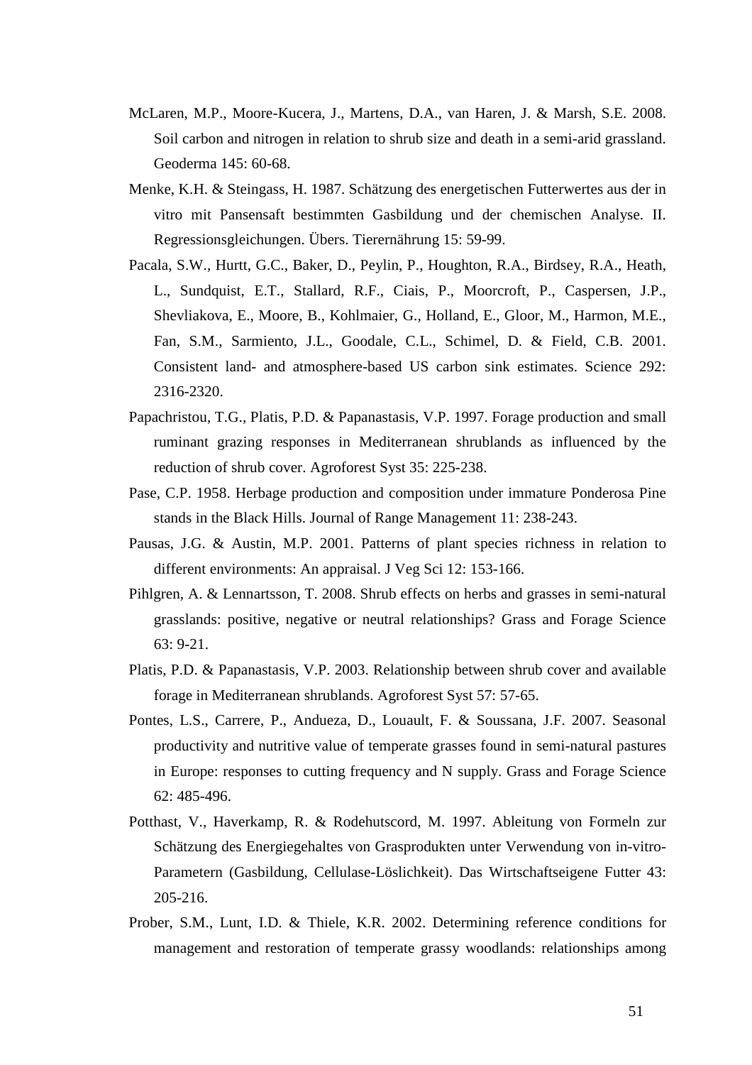McLaren, M.P., Moore-Kucera, J., Martens, D.A., van Haren, J. & Marsh, S.E. 2008. Soil carbon and nitrogen in relation to shrub size and death in a semi-arid grassland. Geoderma 145: 60-68.

Menke, K.H. & Steingass, H. 1987. Schätzung des energetischen Futterwertes aus der in vitro mit Pansensaft bestimmten Gasbildung und der chemischen Analyse. II. Regressionsgleichungen. Übers. Tierernährung 15: 59-99.

Pacala, S.W., Hurtt, G.C., Baker, D., Peylin, P., Houghton, R.A., Birdsey, R.A., Heath, L., Sundquist, E.T., Stallard, R.F., Ciais, P., Moorcroft, P., Caspersen, J.P., Shevliakova, E., Moore, B., Kohlmaier, G., Holland, E., Gloor, M., Harmon, M.E., Fan, S.M., Sarmiento, J.L., Goodale, C.L., Schimel, D. & Field, C.B. 2001. Consistent land- and atmosphere-based US carbon sink estimates. Science 292: 2316-2320.

Papachristou, T.G., Platis, P.D. & Papanastasis, V.P. 1997. Forage production and small ruminant grazing responses in Mediterranean shrublands as influenced by the reduction of shrub cover. Agroforest Syst 35: 225-238.

Pase, C.P. 1958. Herbage production and composition under immature Ponderosa Pine stands in the Black Hills. Journal of Range Management 11: 238-243.

Pausas, J.G. & Austin, M.P. 2001. Patterns of plant species richness in relation to different environments: An appraisal. J Veg Sci 12: 153-166.

Pihlgren, A. & Lennartsson, T. 2008. Shrub effects on herbs and grasses in semi-natural grasslands: positive, negative or neutral relationships? Grass and Forage Science 63: 9-21.

Platis, P.D. & Papanastasis, V.P. 2003. Relationship between shrub cover and available forage in Mediterranean shrublands. Agroforest Syst 57: 57-65.

Pontes, L.S., Carrere, P., Andueza, D., Louault, F. & Soussana, J.F. 2007. Seasonal productivity and nutritive value of temperate grasses found in semi-natural pastures in Europe: responses to cutting frequency and N supply. Grass and Forage Science 62: 485-496.

Potthast, V., Haverkamp, R. & Rodehutscord, M. 1997. Ableitung von Formeln zur Schätzung des Energiegehaltes von Grasprodukten unter Verwendung von in-vitro-Parametern (Gasbildung, Cellulase-Löslichkeit). Das Wirtschaftseigene Futter 43: 205-216.

Prober, S.M., Lunt, I.D. & Thiele, K.R. 2002. Determining reference conditions for management and restoration of temperate grassy woodlands: relationships among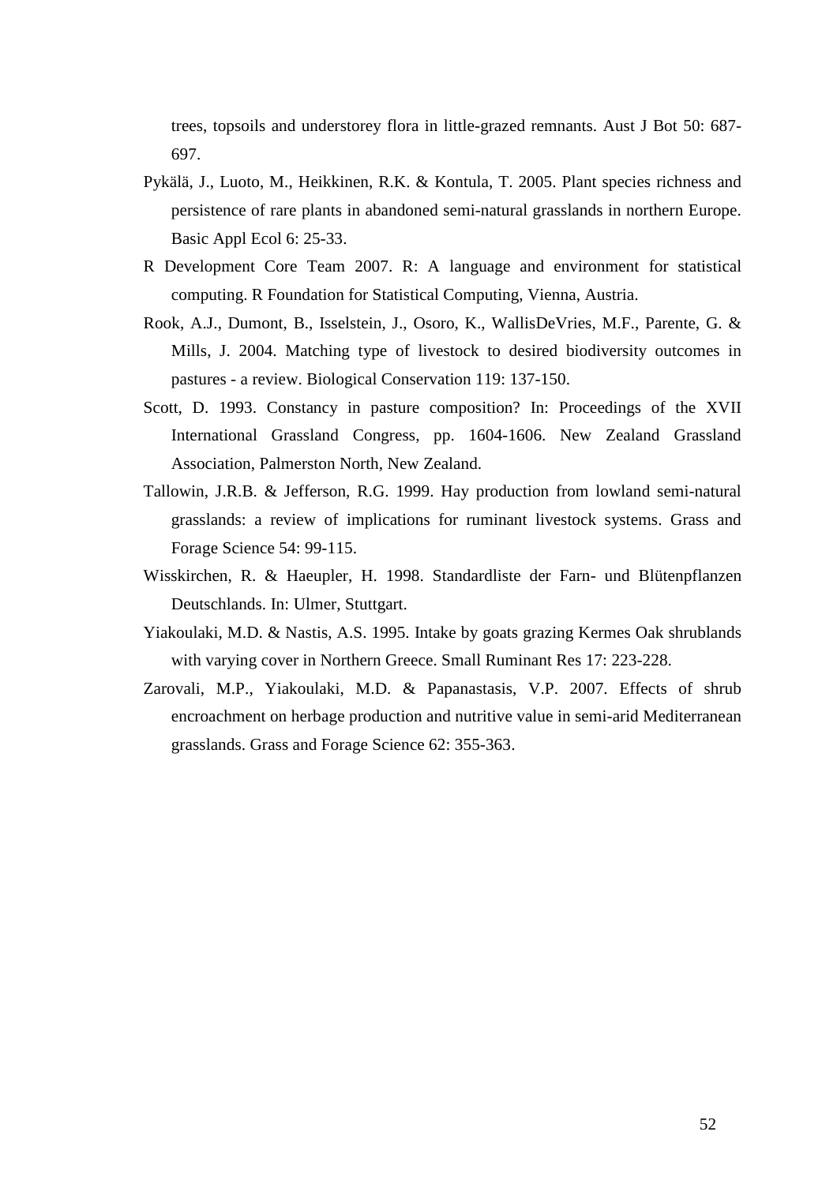trees, topsoils and understorey flora in little-grazed remnants. Aust J Bot 50: 687-697.

Pykälä, J., Luoto, M., Heikkinen, R.K. & Kontula, T. 2005. Plant species richness and persistence of rare plants in abandoned semi-natural grasslands in northern Europe. Basic Appl Ecol 6: 25-33.

R Development Core Team 2007. R: A language and environment for statistical computing. R Foundation for Statistical Computing, Vienna, Austria.

Rook, A.J., Dumont, B., Isselstein, J., Osoro, K., WallisDeVries, M.F., Parente, G. & Mills, J. 2004. Matching type of livestock to desired biodiversity outcomes in pastures - a review. Biological Conservation 119: 137-150.

Scott, D. 1993. Constancy in pasture composition? In: Proceedings of the XVII International Grassland Congress, pp. 1604-1606. New Zealand Grassland Association, Palmerston North, New Zealand.

Tallowin, J.R.B. & Jefferson, R.G. 1999. Hay production from lowland semi-natural grasslands: a review of implications for ruminant livestock systems. Grass and Forage Science 54: 99-115.

Wisskirchen, R. & Haeupler, H. 1998. Standardliste der Farn- und Blütenpflanzen Deutschlands. In: Ulmer, Stuttgart.

Yiakoulaki, M.D. & Nastis, A.S. 1995. Intake by goats grazing Kermes Oak shrublands with varying cover in Northern Greece. Small Ruminant Res 17: 223-228.

Zarovali, M.P., Yiakoulaki, M.D. & Papanastasis, V.P. 2007. Effects of shrub encroachment on herbage production and nutritive value in semi-arid Mediterranean grasslands. Grass and Forage Science 62: 355-363.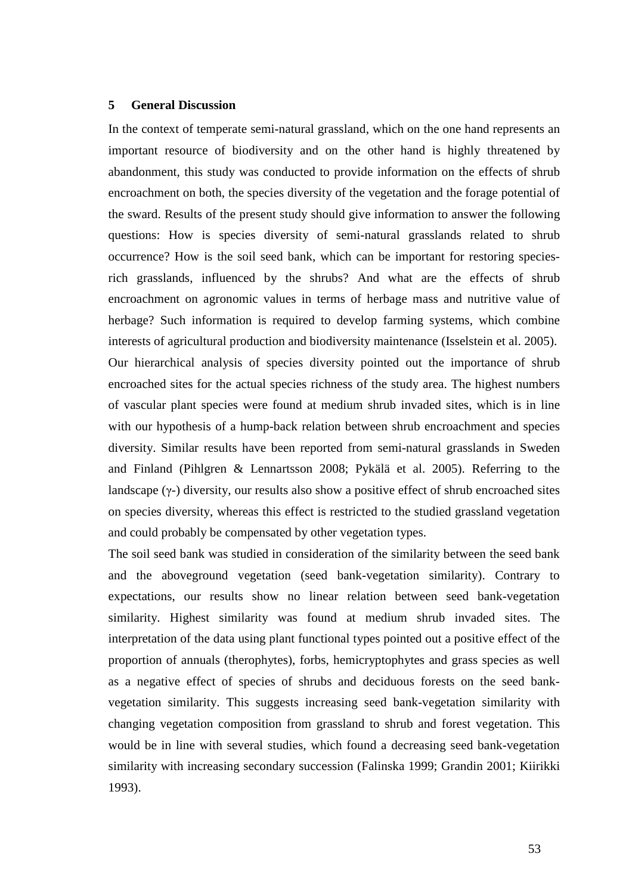## 5 General Discussion

In the context of temperate semi-natural grassland, which on the one hand represents an important resource of biodiversity and on the other hand is highly threatened by abandonment, this study was conducted to provide information on the effects of shrub encroachment on both, the species diversity of the vegetation and the forage potential of the sward. Results of the present study should give information to answer the following questions: How is species diversity of semi-natural grasslands related to shrub occurrence? How is the soil seed bank, which can be important for restoring species-rich grasslands, influenced by the shrubs? And what are the effects of shrub encroachment on agronomic values in terms of herbage mass and nutritive value of herbage? Such information is required to develop farming systems, which combine interests of agricultural production and biodiversity maintenance (Isselstein et al. 2005).

Our hierarchical analysis of species diversity pointed out the importance of shrub encroached sites for the actual species richness of the study area. The highest numbers of vascular plant species were found at medium shrub invaded sites, which is in line with our hypothesis of a hump-back relation between shrub encroachment and species diversity. Similar results have been reported from semi-natural grasslands in Sweden and Finland (Pihlgren & Lennartsson 2008; Pykälä et al. 2005). Referring to the landscape (γ-) diversity, our results also show a positive effect of shrub encroached sites on species diversity, whereas this effect is restricted to the studied grassland vegetation and could probably be compensated by other vegetation types.

The soil seed bank was studied in consideration of the similarity between the seed bank and the aboveground vegetation (seed bank-vegetation similarity). Contrary to expectations, our results show no linear relation between seed bank-vegetation similarity. Highest similarity was found at medium shrub invaded sites. The interpretation of the data using plant functional types pointed out a positive effect of the proportion of annuals (therophytes), forbs, hemicryptophytes and grass species as well as a negative effect of species of shrubs and deciduous forests on the seed bank-vegetation similarity. This suggests increasing seed bank-vegetation similarity with changing vegetation composition from grassland to shrub and forest vegetation. This would be in line with several studies, which found a decreasing seed bank-vegetation similarity with increasing secondary succession (Falinska 1999; Grandin 2001; Kiirikki 1993).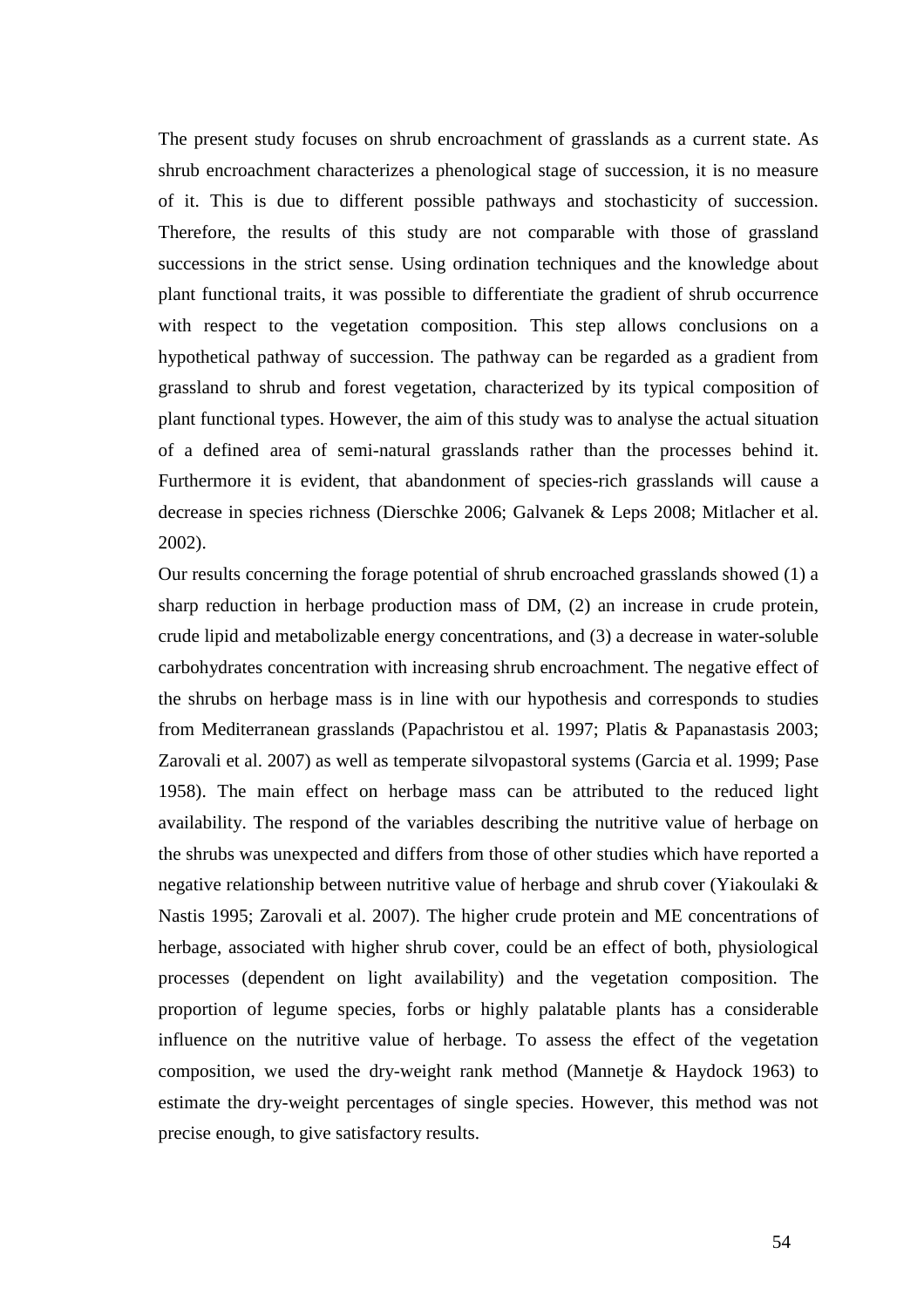The present study focuses on shrub encroachment of grasslands as a current state. As shrub encroachment characterizes a phenological stage of succession, it is no measure of it. This is due to different possible pathways and stochasticity of succession. Therefore, the results of this study are not comparable with those of grassland successions in the strict sense. Using ordination techniques and the knowledge about plant functional traits, it was possible to differentiate the gradient of shrub occurrence with respect to the vegetation composition. This step allows conclusions on a hypothetical pathway of succession. The pathway can be regarded as a gradient from grassland to shrub and forest vegetation, characterized by its typical composition of plant functional types. However, the aim of this study was to analyse the actual situation of a defined area of semi-natural grasslands rather than the processes behind it. Furthermore it is evident, that abandonment of species-rich grasslands will cause a decrease in species richness (Dierschke 2006; Galvanek & Leps 2008; Mitlacher et al. 2002).

Our results concerning the forage potential of shrub encroached grasslands showed (1) a sharp reduction in herbage production mass of DM, (2) an increase in crude protein, crude lipid and metabolizable energy concentrations, and (3) a decrease in water-soluble carbohydrates concentration with increasing shrub encroachment. The negative effect of the shrubs on herbage mass is in line with our hypothesis and corresponds to studies from Mediterranean grasslands (Papachristou et al. 1997; Platis & Papanastasis 2003; Zarovali et al. 2007) as well as temperate silvopastoral systems (Garcia et al. 1999; Pase 1958). The main effect on herbage mass can be attributed to the reduced light availability. The respond of the variables describing the nutritive value of herbage on the shrubs was unexpected and differs from those of other studies which have reported a negative relationship between nutritive value of herbage and shrub cover (Yiakoulaki & Nastis 1995; Zarovali et al. 2007). The higher crude protein and ME concentrations of herbage, associated with higher shrub cover, could be an effect of both, physiological processes (dependent on light availability) and the vegetation composition. The proportion of legume species, forbs or highly palatable plants has a considerable influence on the nutritive value of herbage. To assess the effect of the vegetation composition, we used the dry-weight rank method (Mannetje & Haydock 1963) to estimate the dry-weight percentages of single species. However, this method was not precise enough, to give satisfactory results.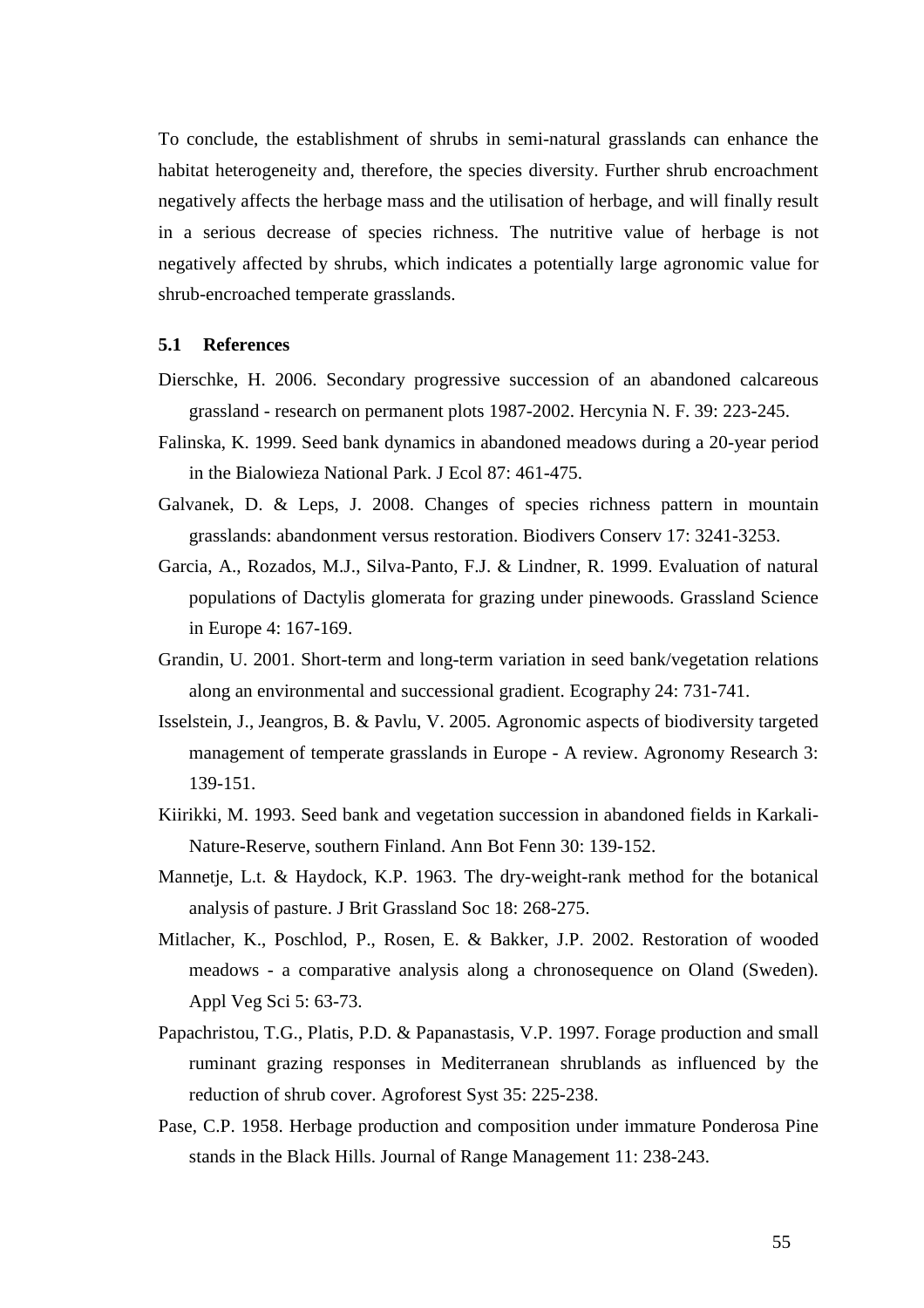To conclude, the establishment of shrubs in semi-natural grasslands can enhance the habitat heterogeneity and, therefore, the species diversity. Further shrub encroachment negatively affects the herbage mass and the utilisation of herbage, and will finally result in a serious decrease of species richness. The nutritive value of herbage is not negatively affected by shrubs, which indicates a potentially large agronomic value for shrub-encroached temperate grasslands.

### 5.1 References

Dierschke, H. 2006. Secondary progressive succession of an abandoned calcareous grassland - research on permanent plots 1987-2002. Hercynia N. F. 39: 223-245.

Falinska, K. 1999. Seed bank dynamics in abandoned meadows during a 20-year period in the Bialowieza National Park. J Ecol 87: 461-475.

Galvanek, D. & Leps, J. 2008. Changes of species richness pattern in mountain grasslands: abandonment versus restoration. Biodivers Conserv 17: 3241-3253.

Garcia, A., Rozados, M.J., Silva-Panto, F.J. & Lindner, R. 1999. Evaluation of natural populations of Dactylis glomerata for grazing under pinewoods. Grassland Science in Europe 4: 167-169.

Grandin, U. 2001. Short-term and long-term variation in seed bank/vegetation relations along an environmental and successional gradient. Ecography 24: 731-741.

Isselstein, J., Jeangros, B. & Pavlu, V. 2005. Agronomic aspects of biodiversity targeted management of temperate grasslands in Europe - A review. Agronomy Research 3: 139-151.

Kiirikki, M. 1993. Seed bank and vegetation succession in abandoned fields in Karkali-Nature-Reserve, southern Finland. Ann Bot Fenn 30: 139-152.

Mannetje, L.t. & Haydock, K.P. 1963. The dry-weight-rank method for the botanical analysis of pasture. J Brit Grassland Soc 18: 268-275.

Mitlacher, K., Poschlod, P., Rosen, E. & Bakker, J.P. 2002. Restoration of wooded meadows - a comparative analysis along a chronosequence on Oland (Sweden). Appl Veg Sci 5: 63-73.

Papachristou, T.G., Platis, P.D. & Papanastasis, V.P. 1997. Forage production and small ruminant grazing responses in Mediterranean shrublands as influenced by the reduction of shrub cover. Agroforest Syst 35: 225-238.

Pase, C.P. 1958. Herbage production and composition under immature Ponderosa Pine stands in the Black Hills. Journal of Range Management 11: 238-243.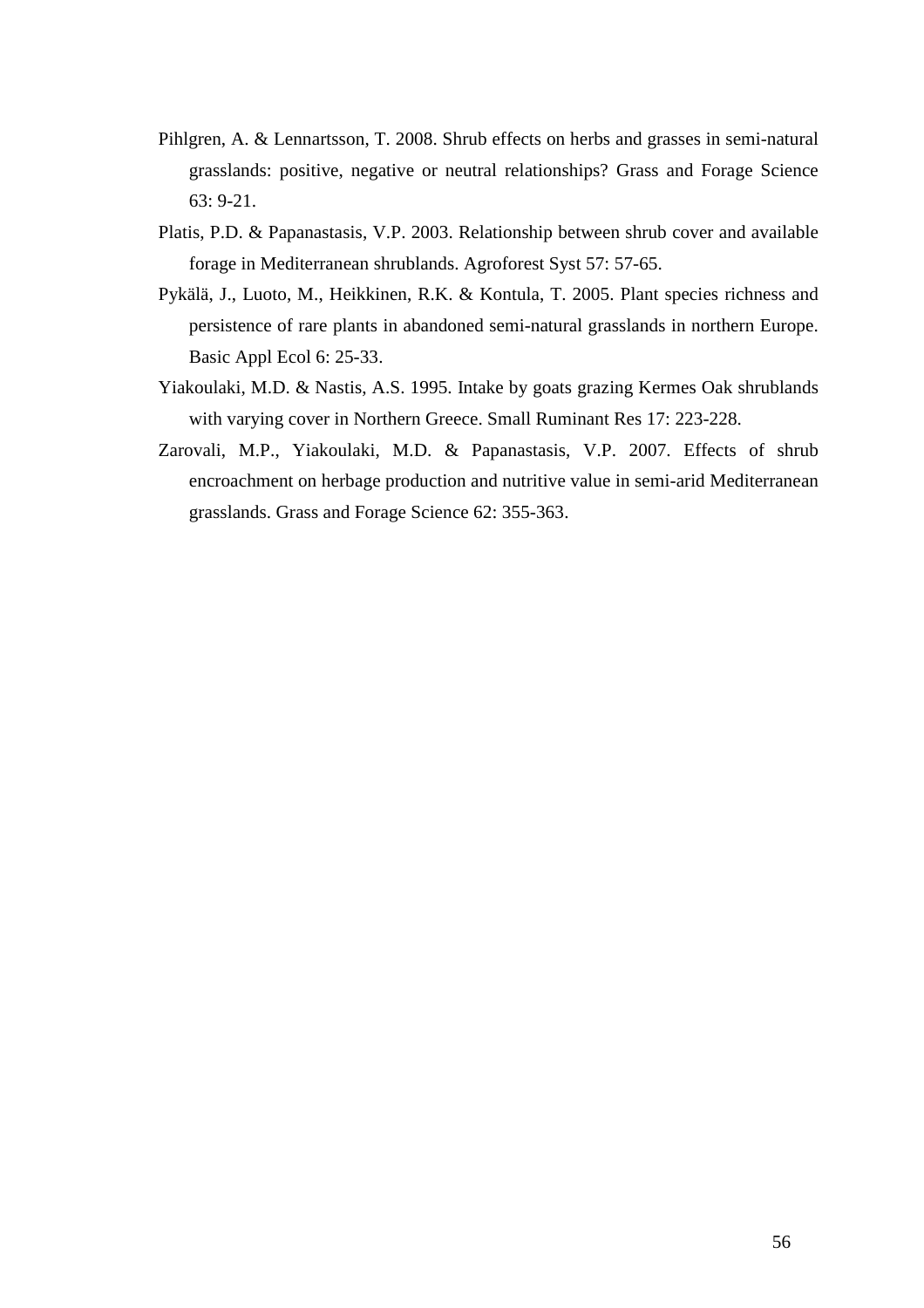Pihlgren, A. & Lennartsson, T. 2008. Shrub effects on herbs and grasses in semi-natural grasslands: positive, negative or neutral relationships? Grass and Forage Science 63: 9-21.

Platis, P.D. & Papanastasis, V.P. 2003. Relationship between shrub cover and available forage in Mediterranean shrublands. Agroforest Syst 57: 57-65.

Pykälä, J., Luoto, M., Heikkinen, R.K. & Kontula, T. 2005. Plant species richness and persistence of rare plants in abandoned semi-natural grasslands in northern Europe. Basic Appl Ecol 6: 25-33.

Yiakoulaki, M.D. & Nastis, A.S. 1995. Intake by goats grazing Kermes Oak shrublands with varying cover in Northern Greece. Small Ruminant Res 17: 223-228.

Zarovali, M.P., Yiakoulaki, M.D. & Papanastasis, V.P. 2007. Effects of shrub encroachment on herbage production and nutritive value in semi-arid Mediterranean grasslands. Grass and Forage Science 62: 355-363.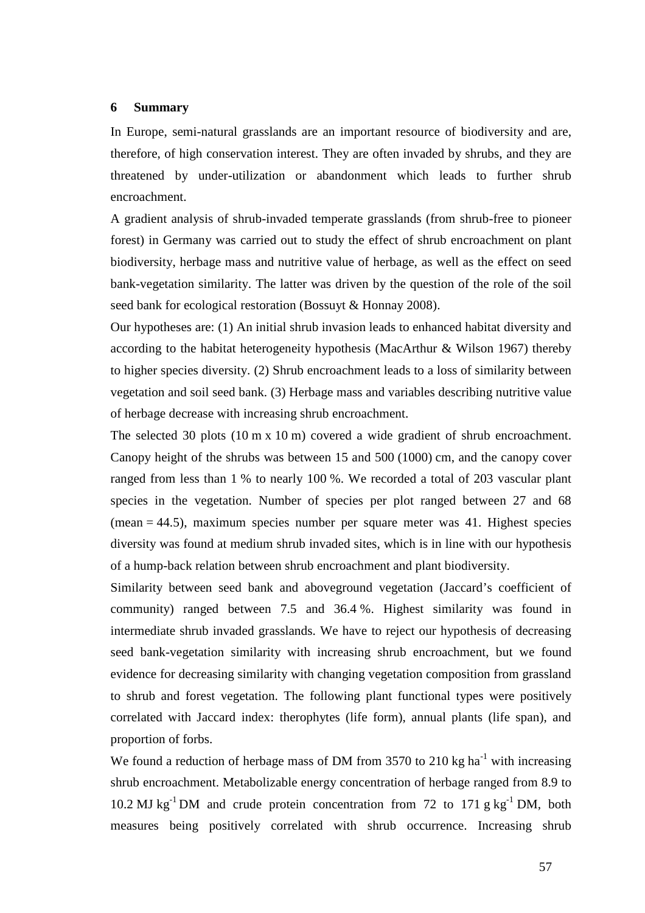## 6 Summary

In Europe, semi-natural grasslands are an important resource of biodiversity and are, therefore, of high conservation interest. They are often invaded by shrubs, and they are threatened by under-utilization or abandonment which leads to further shrub encroachment.

A gradient analysis of shrub-invaded temperate grasslands (from shrub-free to pioneer forest) in Germany was carried out to study the effect of shrub encroachment on plant biodiversity, herbage mass and nutritive value of herbage, as well as the effect on seed bank-vegetation similarity. The latter was driven by the question of the role of the soil seed bank for ecological restoration (Bossuyt & Honnay 2008).

Our hypotheses are: (1) An initial shrub invasion leads to enhanced habitat diversity and according to the habitat heterogeneity hypothesis (MacArthur & Wilson 1967) thereby to higher species diversity. (2) Shrub encroachment leads to a loss of similarity between vegetation and soil seed bank. (3) Herbage mass and variables describing nutritive value of herbage decrease with increasing shrub encroachment.

The selected 30 plots (10 m x 10 m) covered a wide gradient of shrub encroachment. Canopy height of the shrubs was between 15 and 500 (1000) cm, and the canopy cover ranged from less than 1 % to nearly 100 %. We recorded a total of 203 vascular plant species in the vegetation. Number of species per plot ranged between 27 and 68 (mean = 44.5), maximum species number per square meter was 41. Highest species diversity was found at medium shrub invaded sites, which is in line with our hypothesis of a hump-back relation between shrub encroachment and plant biodiversity.

Similarity between seed bank and aboveground vegetation (Jaccard's coefficient of community) ranged between 7.5 and 36.4 %. Highest similarity was found in intermediate shrub invaded grasslands. We have to reject our hypothesis of decreasing seed bank-vegetation similarity with increasing shrub encroachment, but we found evidence for decreasing similarity with changing vegetation composition from grassland to shrub and forest vegetation. The following plant functional types were positively correlated with Jaccard index: therophytes (life form), annual plants (life span), and proportion of forbs.

We found a reduction of herbage mass of DM from 3570 to 210 kg $ha^{-1}$ with increasing shrub encroachment. Metabolizable energy concentration of herbage ranged from 8.9 to 10.2 MJ $kg^{-1}$ DM and crude protein concentration from 72 to 171 g $kg^{-1}$ DM, both measures being positively correlated with shrub occurrence. Increasing shrub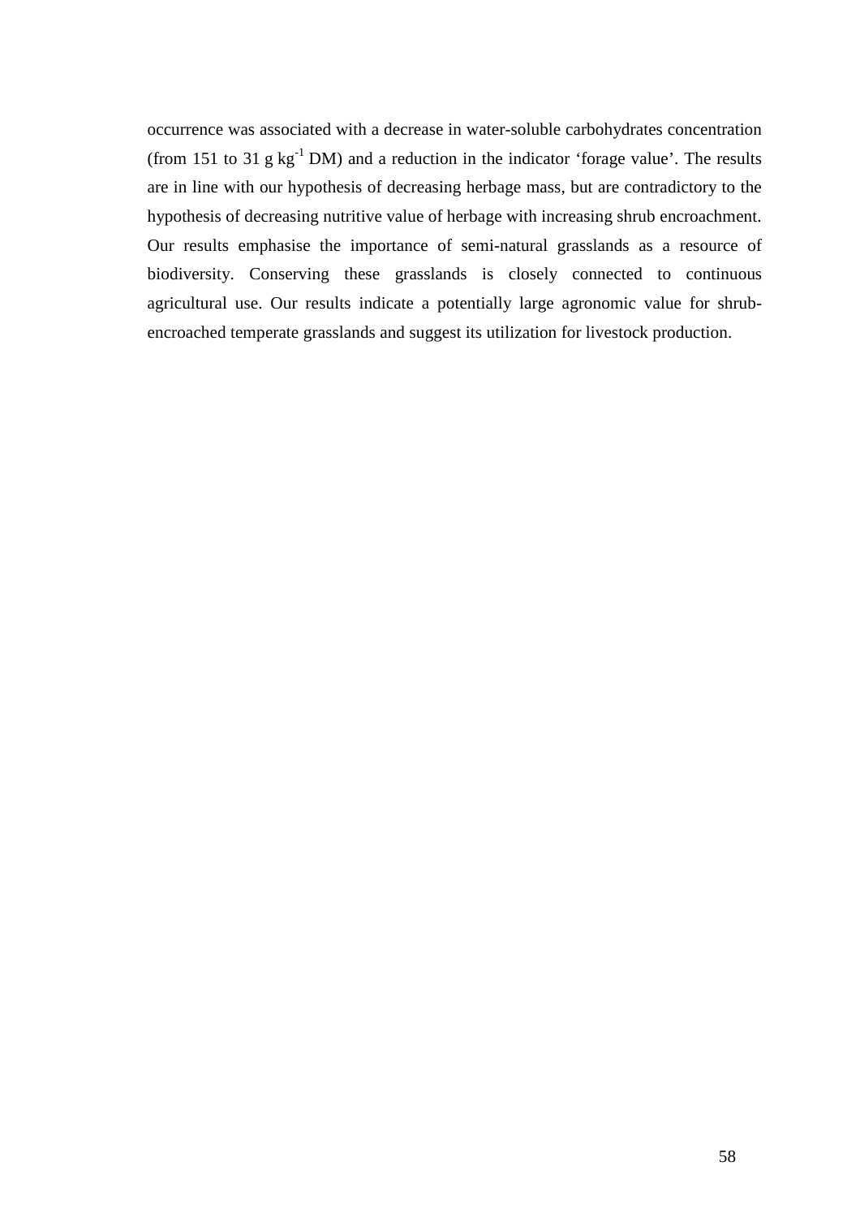occurrence was associated with a decrease in water-soluble carbohydrates concentration (from 151 to 31 g $kg^{-1}$ DM) and a reduction in the indicator 'forage value'. The results are in line with our hypothesis of decreasing herbage mass, but are contradictory to the hypothesis of decreasing nutritive value of herbage with increasing shrub encroachment. Our results emphasise the importance of semi-natural grasslands as a resource of biodiversity. Conserving these grasslands is closely connected to continuous agricultural use. Our results indicate a potentially large agronomic value for shrub-encroached temperate grasslands and suggest its utilization for livestock production.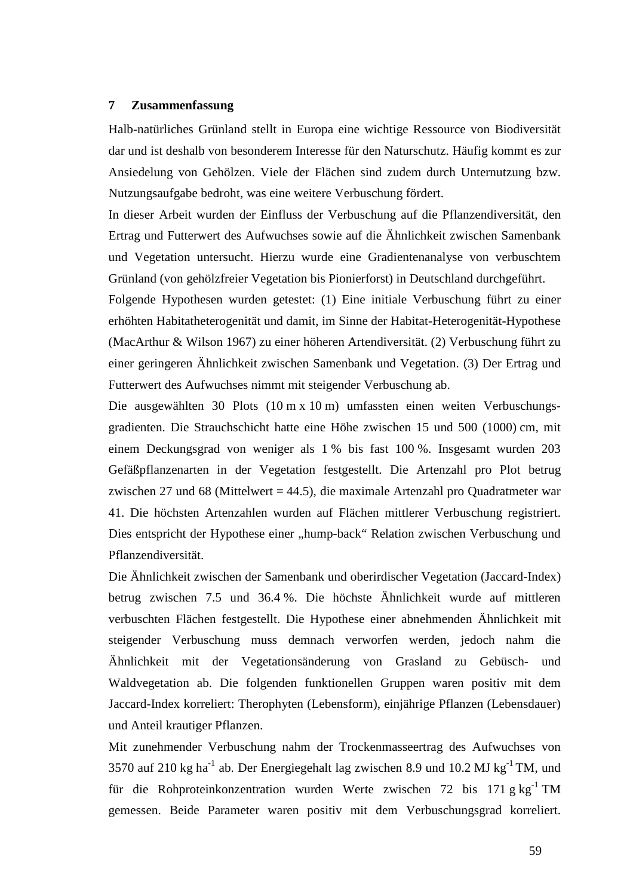## 7 Zusammenfassung

Halb-natürliches Grünland stellt in Europa eine wichtige Ressource von Biodiversität dar und ist deshalb von besonderem Interesse für den Naturschutz. Häufig kommt es zur Ansiedelung von Gehölzen. Viele der Flächen sind zudem durch Unternutzung bzw. Nutzungsaufgabe bedroht, was eine weitere Verbuschung fördert.

In dieser Arbeit wurden der Einfluss der Verbuschung auf die Pflanzendiversität, den Ertrag und Futterwert des Aufwuchses sowie auf die Ähnlichkeit zwischen Samenbank und Vegetation untersucht. Hierzu wurde eine Gradientenanalyse von verbuschtem Grünland (von gehölzfreier Vegetation bis Pionierforst) in Deutschland durchgeführt.

Folgende Hypothesen wurden getestet: (1) Eine initiale Verbuschung führt zu einer erhöhten Habitatheterogenität und damit, im Sinne der Habitat-Heterogenität-Hypothese (MacArthur & Wilson 1967) zu einer höheren Artendiversität. (2) Verbuschung führt zu einer geringeren Ähnlichkeit zwischen Samenbank und Vegetation. (3) Der Ertrag und Futterwert des Aufwuchses nimmt mit steigender Verbuschung ab.

Die ausgewählten 30 Plots (10 m x 10 m) umfassten einen weiten Verbuschungs-gradienten. Die Strauchschicht hatte eine Höhe zwischen 15 und 500 (1000) cm, mit einem Deckungsgrad von weniger als 1 % bis fast 100 %. Insgesamt wurden 203 Gefäßpflanzenarten in der Vegetation festgestellt. Die Artenzahl pro Plot betrug zwischen 27 und 68 (Mittelwert = 44.5), die maximale Artenzahl pro Quadratmeter war 41. Die höchsten Artenzahlen wurden auf Flächen mittlerer Verbuschung registriert. Dies entspricht der Hypothese einer „hump-back“ Relation zwischen Verbuschung und Pflanzendiversität.

Die Ähnlichkeit zwischen der Samenbank und oberirdischer Vegetation (Jaccard-Index) betrug zwischen 7.5 und 36.4 %. Die höchste Ähnlichkeit wurde auf mittleren verbuschten Flächen festgestellt. Die Hypothese einer abnehmenden Ähnlichkeit mit steigender Verbuschung muss demnach verworfen werden, jedoch nahm die Ähnlichkeit mit der Vegetationsänderung von Grasland zu Gebüsch- und Waldvegetation ab. Die folgenden funktionellen Gruppen waren positiv mit dem Jaccard-Index korreliert: Therophyten (Lebensform), einjährige Pflanzen (Lebensdauer) und Anteil krautiger Pflanzen.

Mit zunehmender Verbuschung nahm der Trockenmasseertrag des Aufwuchses von 3570 auf 210 kg $ha^{-1}$ ab. Der Energiegehalt lag zwischen 8.9 und 10.2 MJ $kg^{-1}$ TM, und für die Rohproteinkonzentration wurden Werte zwischen 72 bis 171 g $kg^{-1}$ TM gemessen. Beide Parameter waren positiv mit dem Verbuschungsgrad korreliert.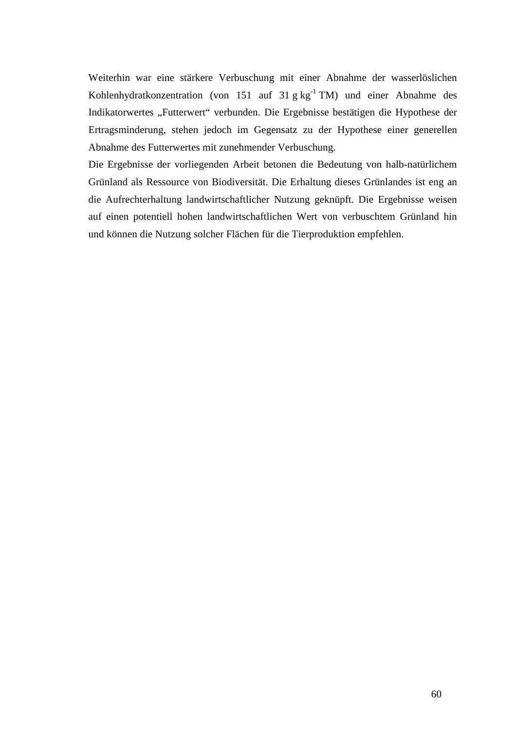Weiterhin war eine stärkere Verbuschung mit einer Abnahme der wasserlöslichen Kohlenhydratkonzentration (von 151 auf 31 g $kg^{-1}$ TM) und einer Abnahme des Indikatorwertes „Futterwert“ verbunden. Die Ergebnisse bestätigen die Hypothese der Ertragsminderung, stehen jedoch im Gegensatz zu der Hypothese einer generellen Abnahme des Futterwertes mit zunehmender Verbuschung.

Die Ergebnisse der vorliegenden Arbeit betonen die Bedeutung von halb-natürlichem Grünland als Ressource von Biodiversität. Die Erhaltung dieses Grünlandes ist eng an die Aufrechterhaltung landwirtschaftlicher Nutzung geknüpft. Die Ergebnisse weisen auf einen potentiell hohen landwirtschaftlichen Wert von verbuschtem Grünland hin und können die Nutzung solcher Flächen für die Tierproduktion empfehlen.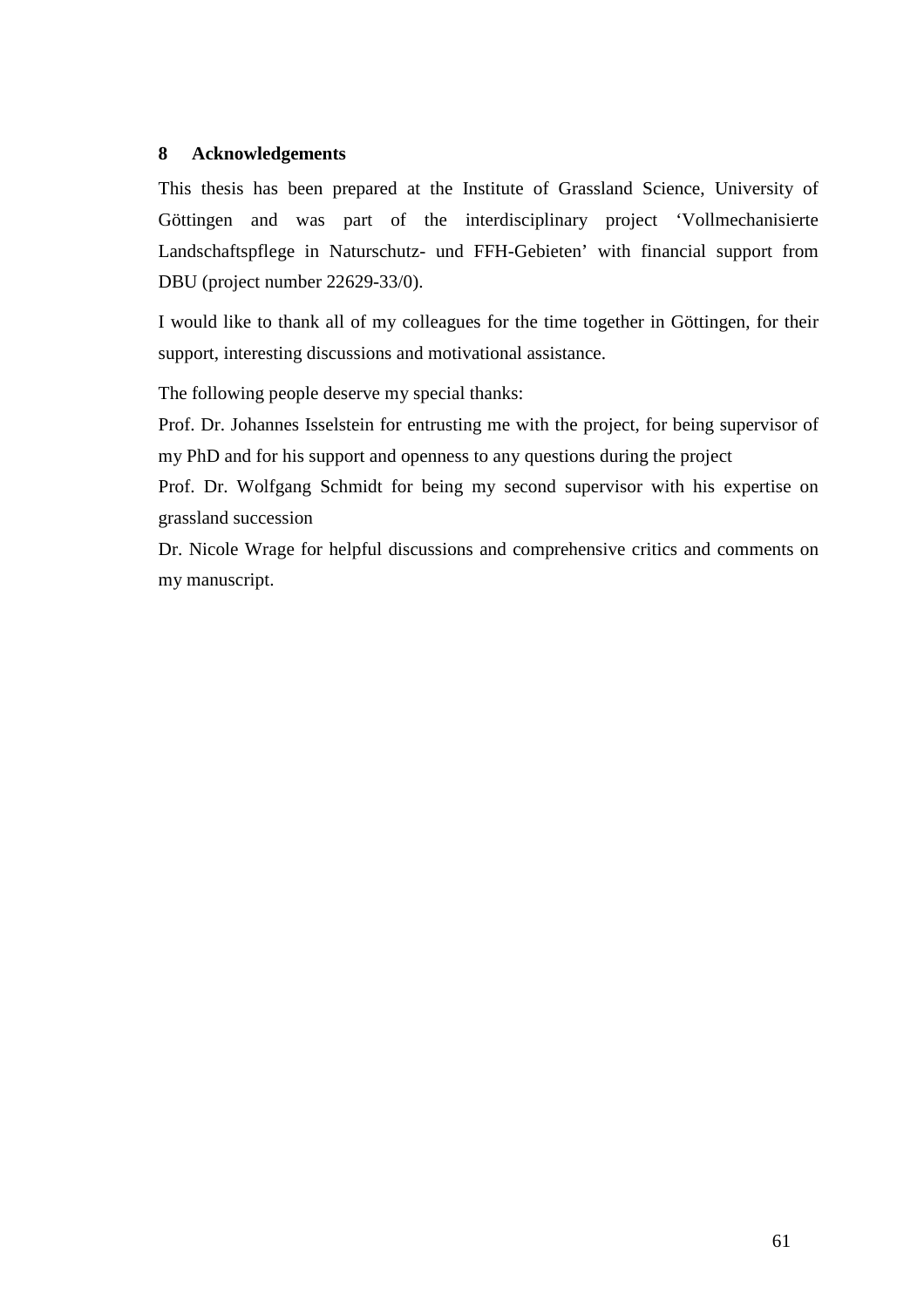# 8 Acknowledgements

This thesis has been prepared at the Institute of Grassland Science, University of Göttingen and was part of the interdisciplinary project 'Vollmechanisierte Landschaftspflege in Naturschutz- und FFH-Gebieten' with financial support from DBU (project number 22629-33/0).

I would like to thank all of my colleagues for the time together in Göttingen, for their support, interesting discussions and motivational assistance.

The following people deserve my special thanks:

Prof. Dr. Johannes Isselstein for entrusting me with the project, for being supervisor of my PhD and for his support and openness to any questions during the project

Prof. Dr. Wolfgang Schmidt for being my second supervisor with his expertise on grassland succession

Dr. Nicole Wrage for helpful discussions and comprehensive critics and comments on my manuscript.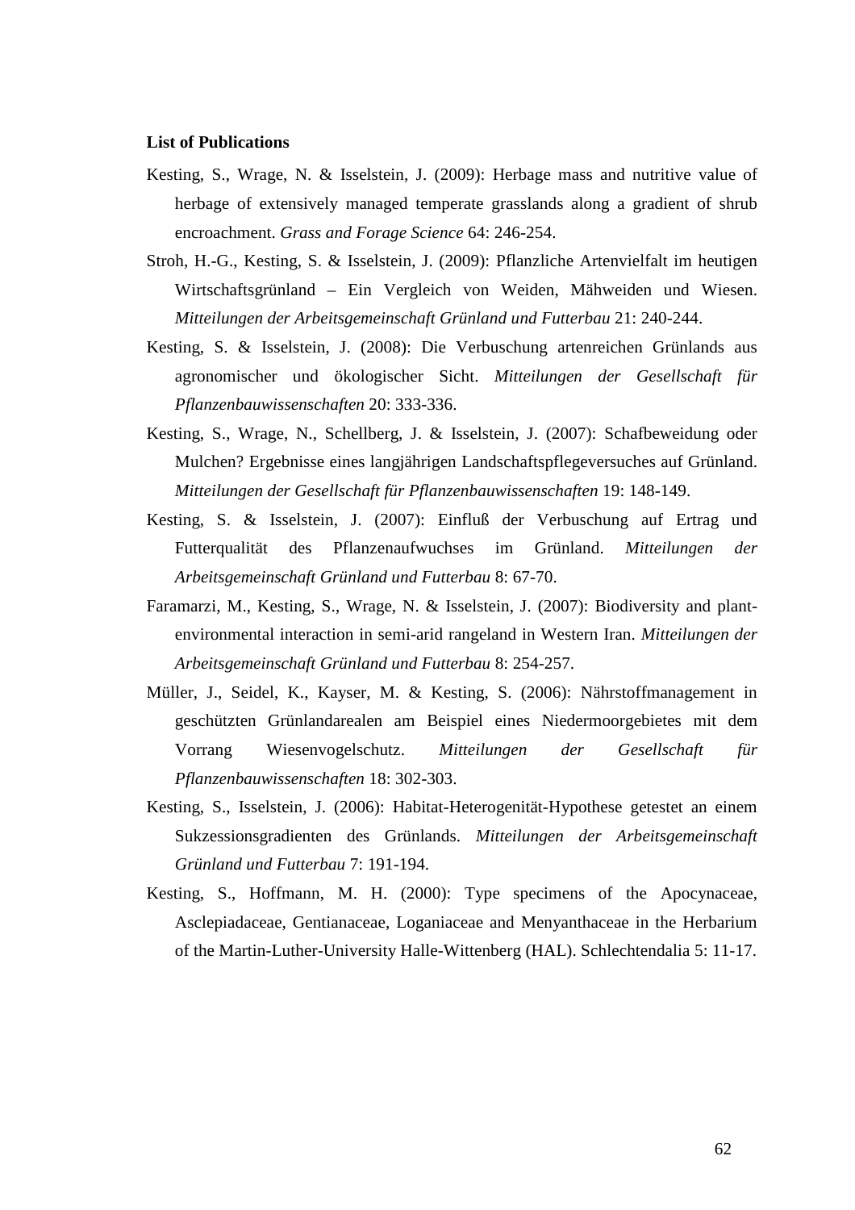**List of Publications**

Kesting, S., Wrage, N. & Isselstein, J. (2009): Herbage mass and nutritive value of herbage of extensively managed temperate grasslands along a gradient of shrub encroachment. *Grass and Forage Science* 64: 246-254.

Stroh, H.-G., Kesting, S. & Isselstein, J. (2009): Pflanzliche Artenvielfalt im heutigen Wirtschaftsgrünland – Ein Vergleich von Weiden, Mähweiden und Wiesen. *Mitteilungen der Arbeitsgemeinschaft Grünland und Futterbau* 21: 240-244.

Kesting, S. & Isselstein, J. (2008): Die Verbuschung artenreichen Grünlands aus agronomischer und ökologischer Sicht. *Mitteilungen der Gesellschaft für Pflanzenbauwissenschaften* 20: 333-336.

Kesting, S., Wrage, N., Schellberg, J. & Isselstein, J. (2007): Schafbeweidung oder Mulchen? Ergebnisse eines langjährigen Landschaftspflegeversuches auf Grünland. *Mitteilungen der Gesellschaft für Pflanzenbauwissenschaften* 19: 148-149.

Kesting, S. & Isselstein, J. (2007): Einfluß der Verbuschung auf Ertrag und Futterqualität des Pflanzenaufwuchses im Grünland. *Mitteilungen der Arbeitsgemeinschaft Grünland und Futterbau* 8: 67-70.

Faramarzi, M., Kesting, S., Wrage, N. & Isselstein, J. (2007): Biodiversity and plant-environmental interaction in semi-arid rangeland in Western Iran. *Mitteilungen der Arbeitsgemeinschaft Grünland und Futterbau* 8: 254-257.

Müller, J., Seidel, K., Kayser, M. & Kesting, S. (2006): Nährstoffmanagement in geschützten Grünlandarealen am Beispiel eines Niedermoorgebietes mit dem Vorrang Wiesenvogelschutz. *Mitteilungen der Gesellschaft für Pflanzenbauwissenschaften* 18: 302-303.

Kesting, S., Isselstein, J. (2006): Habitat-Heterogenität-Hypothese getestet an einem Sukzessionsgradienten des Grünlands. *Mitteilungen der Arbeitsgemeinschaft Grünland und Futterbau* 7: 191-194.

Kesting, S., Hoffmann, M. H. (2000): Type specimens of the Apocynaceae, Asclepiadaceae, Gentianaceae, Loganiaceae and Menyanthaceae in the Herbarium of the Martin-Luther-University Halle-Wittenberg (HAL). Schlechtendalia 5: 11-17.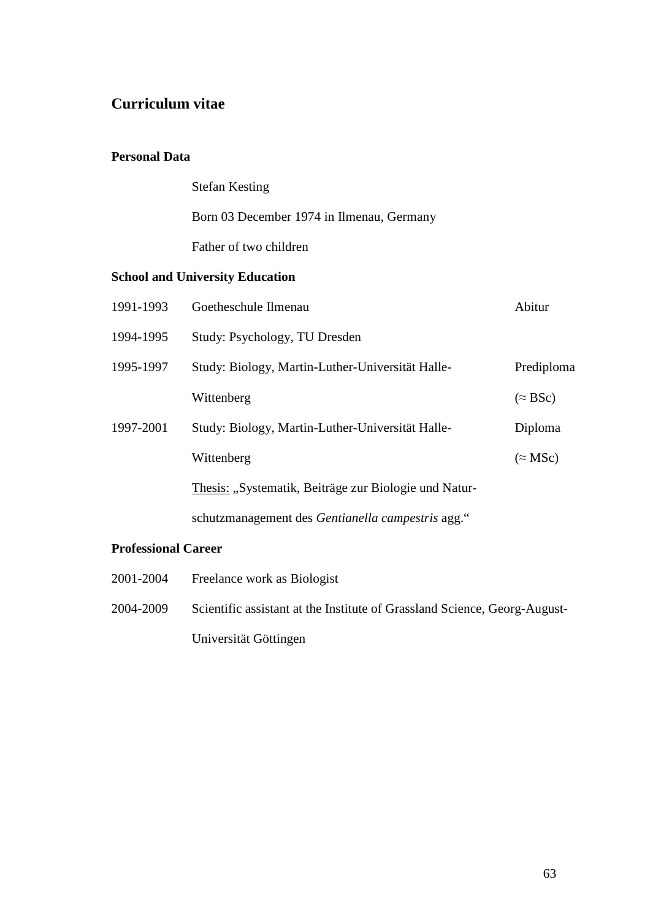# Curriculum vitae

## Personal Data

Stefan Kesting

Born 03 December 1974 in Ilmenau, Germany

Father of two children

## School and University Education

| | | |
|---|---|---|
| 1991-1993 | Goetheschule Ilmenau | Abitur |
| 1994-1995 | Study: Psychology, TU Dresden | |
| 1995-1997 | Study: Biology, Martin-Luther-Universität Halle-Wittenberg | Prediploma (≈ BSc) |
| 1997-2001 | Study: Biology, Martin-Luther-Universität Halle-Wittenberg<br>Thesis: „Systematik, Beiträge zur Biologie und Naturschutzmanagement des *Gentianella campestris* agg." | Diploma (≈ MSc) |

## Professional Career

| | |
|---|---|
| 2001-2004 | Freelance work as Biologist |
| 2004-2009 | Scientific assistant at the Institute of Grassland Science, Georg-August-Universität Göttingen |